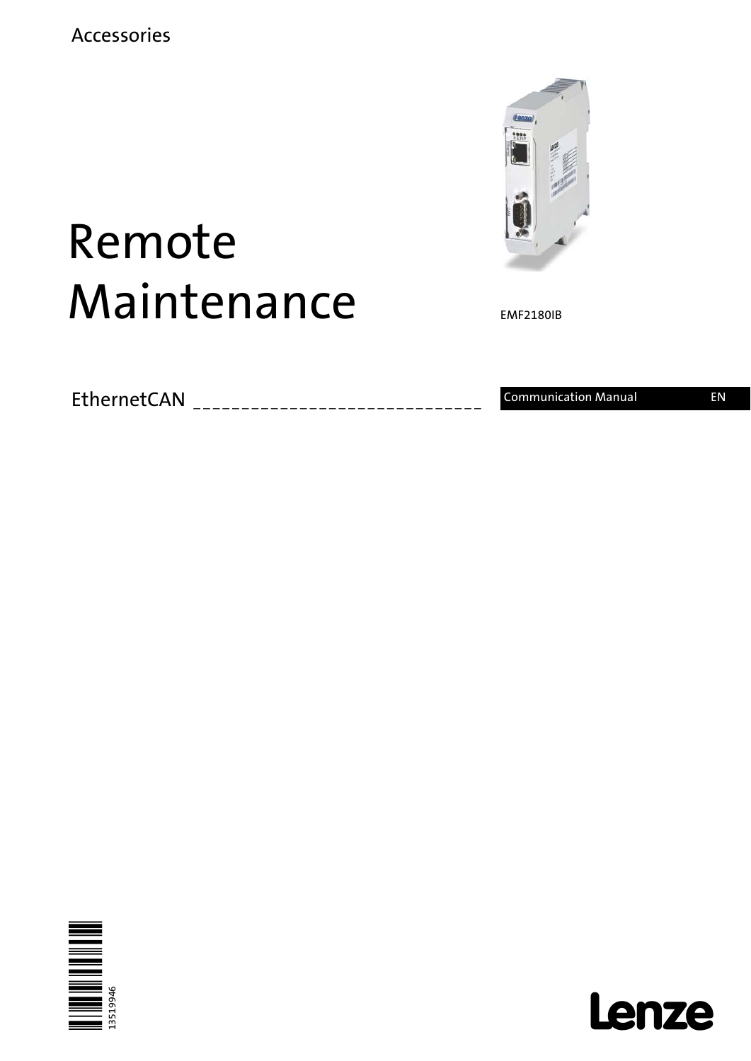Accessories

# Remote Maintenance

EMF2180IB

EthernetCAN _____________________________

Communication Manual EN

13519946

Lenze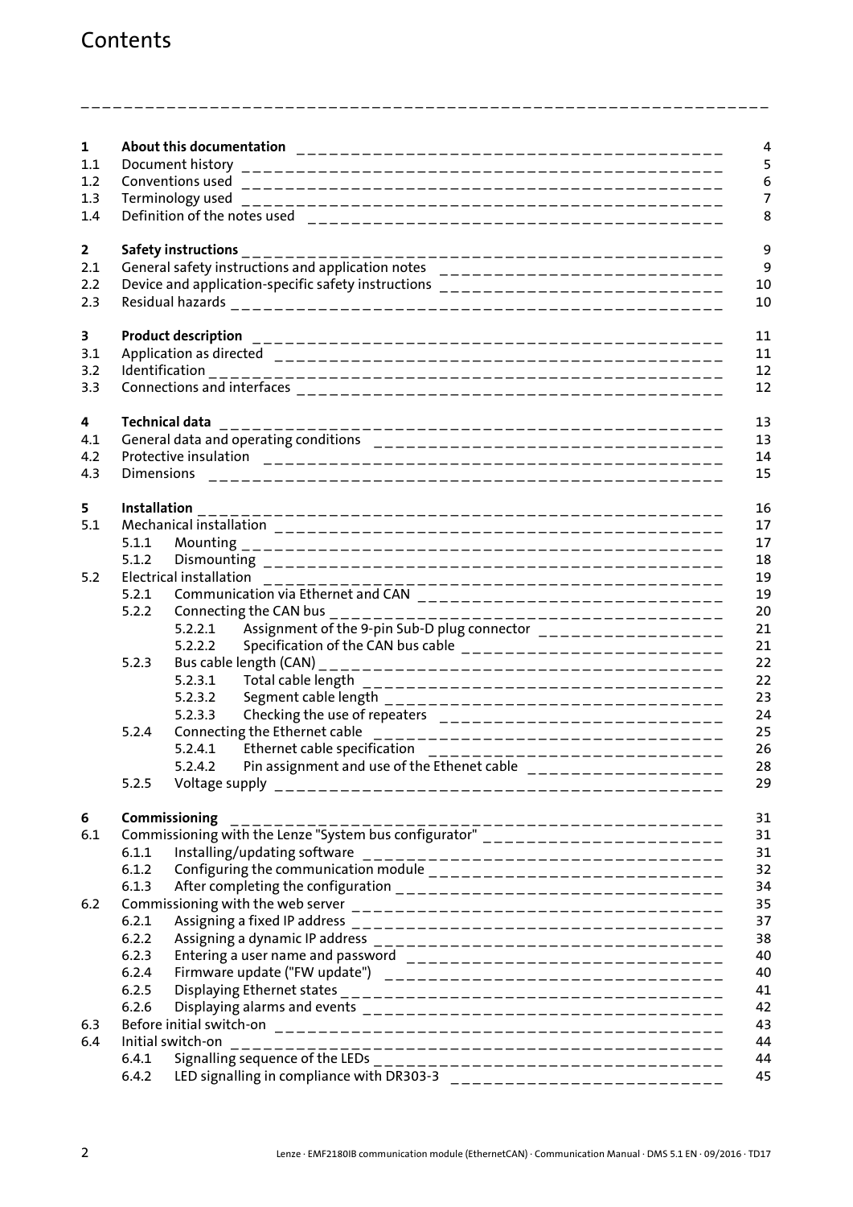# Contents

| | | |
|---|---|---|
| **1** | **About this documentation** | 4 |
| 1.1 | Document history | 5 |
| 1.2 | Conventions used | 6 |
| 1.3 | Terminology used | 7 |
| 1.4 | Definition of the notes used | 8 |
| **2** | **Safety instructions** | 9 |
| 2.1 | General safety instructions and application notes | 9 |
| 2.2 | Device and application-specific safety instructions | 10 |
| 2.3 | Residual hazards | 10 |
| **3** | **Product description** | 11 |
| 3.1 | Application as directed | 11 |
| 3.2 | Identification | 12 |
| 3.3 | Connections and interfaces | 12 |
| **4** | **Technical data** | 13 |
| 4.1 | General data and operating conditions | 13 |
| 4.2 | Protective insulation | 14 |
| 4.3 | Dimensions | 15 |
| **5** | **Installation** | 16 |
| 5.1 | Mechanical installation | 17 |
| 5.1.1 | Mounting | 17 |
| 5.1.2 | Dismounting | 18 |
| 5.2 | Electrical installation | 19 |
| 5.2.1 | Communication via Ethernet and CAN | 19 |
| 5.2.2 | Connecting the CAN bus | 20 |
| 5.2.2.1 | Assignment of the 9-pin Sub-D plug connector | 21 |
| 5.2.2.2 | Specification of the CAN bus cable | 21 |
| 5.2.3 | Bus cable length (CAN) | 22 |
| 5.2.3.1 | Total cable length | 22 |
| 5.2.3.2 | Segment cable length | 23 |
| 5.2.3.3 | Checking the use of repeaters | 24 |
| 5.2.4 | Connecting the Ethernet cable | 25 |
| 5.2.4.1 | Ethernet cable specification | 26 |
| 5.2.4.2 | Pin assignment and use of the Ethenet cable | 28 |
| 5.2.5 | Voltage supply | 29 |
| **6** | **Commissioning** | 31 |
| 6.1 | Commissioning with the Lenze "System bus configurator" | 31 |
| 6.1.1 | Installing/updating software | 31 |
| 6.1.2 | Configuring the communication module | 32 |
| 6.1.3 | After completing the configuration | 34 |
| 6.2 | Commissioning with the web server | 35 |
| 6.2.1 | Assigning a fixed IP address | 37 |
| 6.2.2 | Assigning a dynamic IP address | 38 |
| 6.2.3 | Entering a user name and password | 40 |
| 6.2.4 | Firmware update ("FW update") | 40 |
| 6.2.5 | Displaying Ethernet states | 41 |
| 6.2.6 | Displaying alarms and events | 42 |
| 6.3 | Before initial switch-on | 43 |
| 6.4 | Initial switch-on | 44 |
| 6.4.1 | Signalling sequence of the LEDs | 44 |
| 6.4.2 | LED signalling in compliance with DR303-3 | 45 |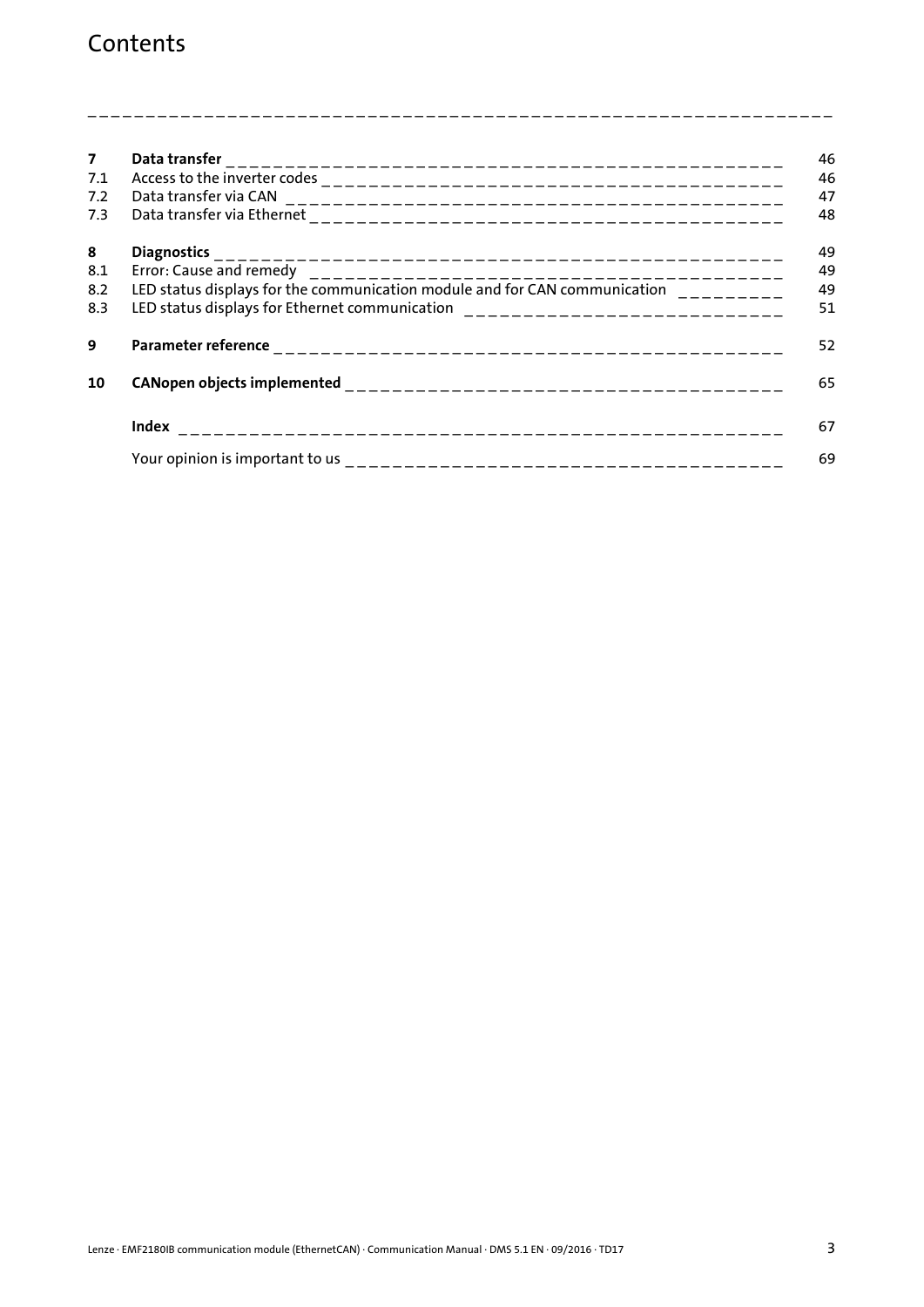# Contents

| | | |
|---|---|---|
| **7** | **Data transfer** | 46 |
| 7.1 | Access to the inverter codes | 46 |
| 7.2 | Data transfer via CAN | 47 |
| 7.3 | Data transfer via Ethernet | 48 |
| **8** | **Diagnostics** | 49 |
| 8.1 | Error: Cause and remedy | 49 |
| 8.2 | LED status displays for the communication module and for CAN communication | 49 |
| 8.3 | LED status displays for Ethernet communication | 51 |
| **9** | **Parameter reference** | 52 |
| **10** | **CANopen objects implemented** | 65 |
| | **Index** | 67 |
| | Your opinion is important to us | 69 |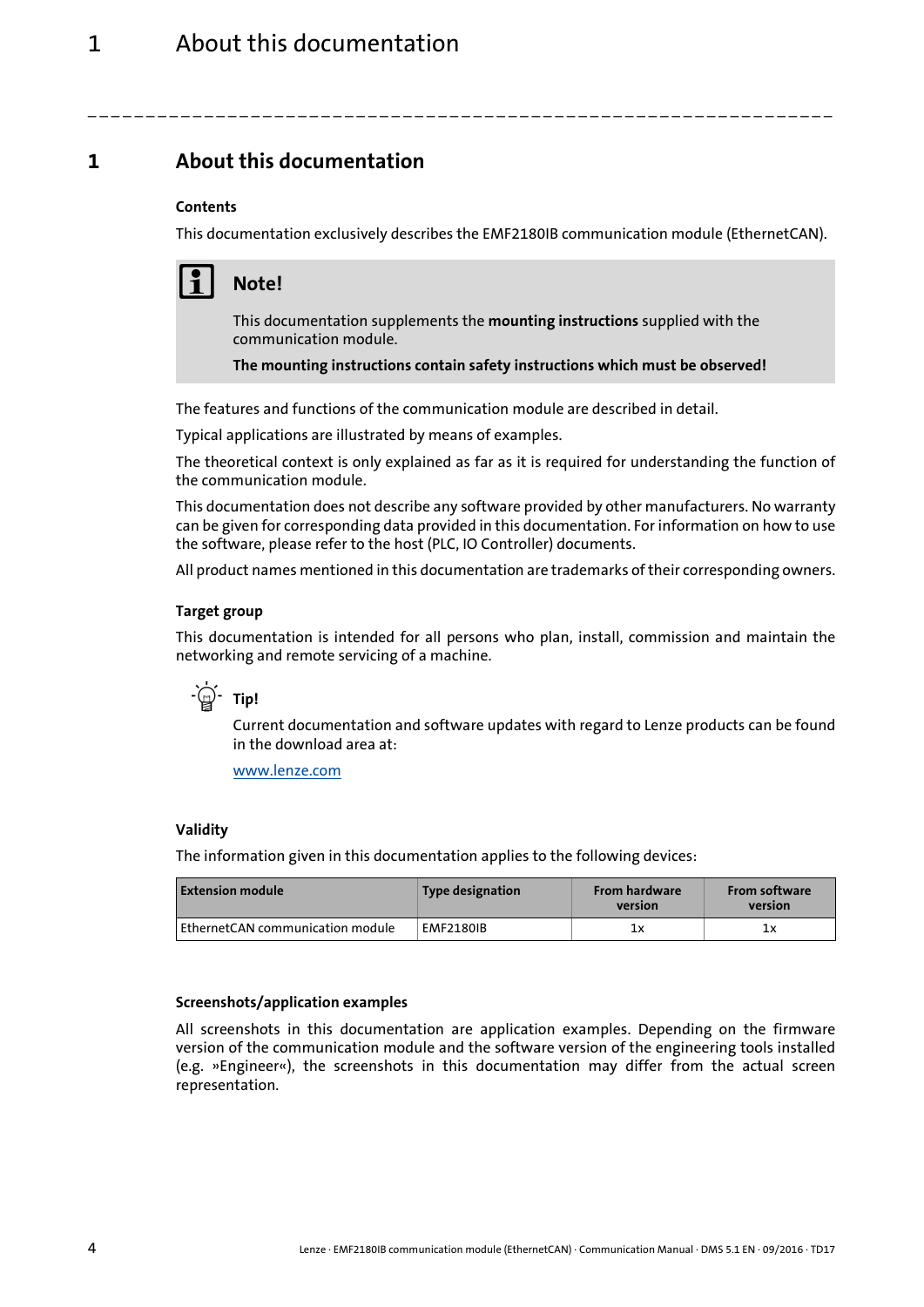# 1 About this documentation

### Contents

This documentation exclusively describes the EMF2180IB communication module (EthernetCAN).

> **Note!**
>
> This documentation supplements the **mounting instructions** supplied with the communication module.
>
> **The mounting instructions contain safety instructions which must be observed!**

The features and functions of the communication module are described in detail.

Typical applications are illustrated by means of examples.

The theoretical context is only explained as far as it is required for understanding the function of the communication module.

This documentation does not describe any software provided by other manufacturers. No warranty can be given for corresponding data provided in this documentation. For information on how to use the software, please refer to the host (PLC, IO Controller) documents.

All product names mentioned in this documentation are trademarks of their corresponding owners.

### Target group

This documentation is intended for all persons who plan, install, commission and maintain the networking and remote servicing of a machine.

> **Tip!**
>
> Current documentation and software updates with regard to Lenze products can be found in the download area at:
>
> www.lenze.com

### Validity

The information given in this documentation applies to the following devices:

| Extension module | Type designation | From hardware version | From software version |
|---|---|---|---|
| EthernetCAN communication module | EMF2180IB | 1x | 1x |

### Screenshots/application examples

All screenshots in this documentation are application examples. Depending on the firmware version of the communication module and the software version of the engineering tools installed (e.g. »Engineer«), the screenshots in this documentation may differ from the actual screen representation.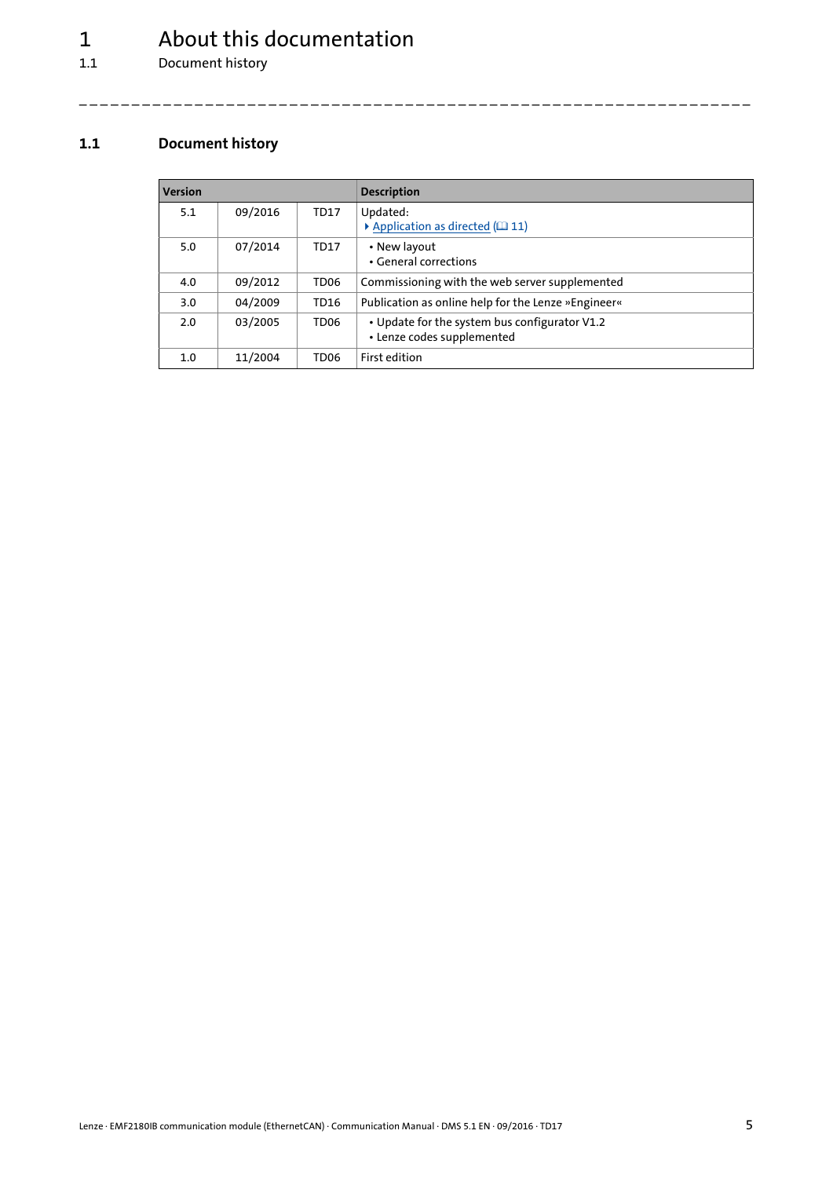### 1.1 Document history

| Version | | | Description |
|---|---|---|---|
| 5.1 | 09/2016 | TD17 | Updated:<br>Application as directed (11) |
| 5.0 | 07/2014 | TD17 | • New layout<br>• General corrections |
| 4.0 | 09/2012 | TD06 | Commissioning with the web server supplemented |
| 3.0 | 04/2009 | TD16 | Publication as online help for the Lenze »Engineer« |
| 2.0 | 03/2005 | TD06 | • Update for the system bus configurator V1.2<br>• Lenze codes supplemented |
| 1.0 | 11/2004 | TD06 | First edition |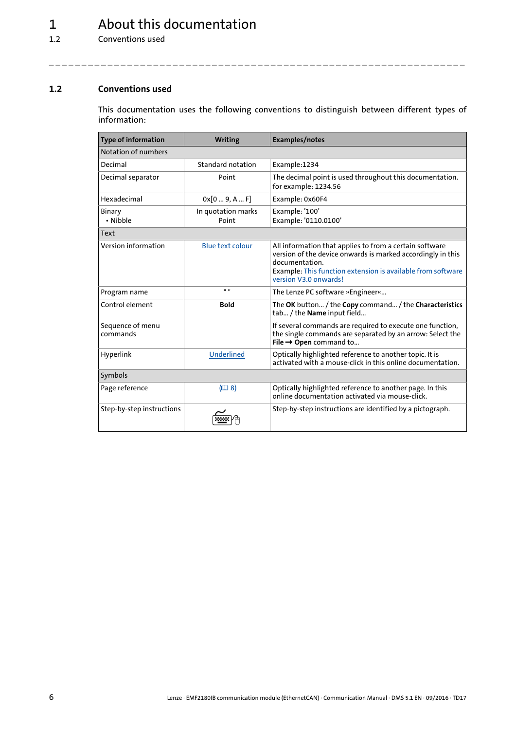## 1.2 Conventions used

This documentation uses the following conventions to distinguish between different types of information:

| Type of information | Writing | Examples/notes |
|---|---|---|
| Notation of numbers | | |
| Decimal | Standard notation | Example:1234 |
| Decimal separator | Point | The decimal point is used throughout this documentation. for example: 1234.56 |
| Hexadecimal | 0x[0 ... 9, A ... F] | Example: 0x60F4 |
| Binary<br>• Nibble | In quotation marks<br>Point | Example: '100'<br>Example: '0110.0100' |
| Text | | |
| Version information | Blue text colour | All information that applies to from a certain software version of the device onwards is marked accordingly in this documentation.<br>Example: This function extension is available from software version V3.0 onwards! |
| Program name | " " | The Lenze PC software »Engineer«... |
| Control element | **Bold** | The **OK** button... / the **Copy** command... / the **Characteristics** tab... / the **Name** input field... |
| Sequence of menu commands | | If several commands are required to execute one function, the single commands are separated by an arrow: Select the **File** → **Open** command to... |
| Hyperlink | Underlined | Optically highlighted reference to another topic. It is activated with a mouse-click in this online documentation. |
| Symbols | | |
| Page reference | (📖 8) | Optically highlighted reference to another page. In this online documentation activated via mouse-click. |
| Step-by-step instructions | | Step-by-step instructions are identified by a pictograph. |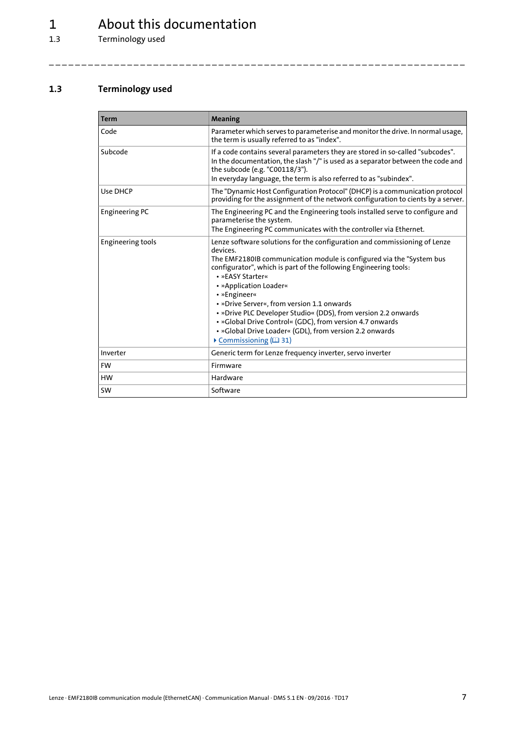## 1.3 Terminology used

| Term | Meaning |
|---|---|
| Code | Parameter which serves to parameterise and monitor the drive. In normal usage, the term is usually referred to as "index". |
| Subcode | If a code contains several parameters they are stored in so-called "subcodes".<br>In the documentation, the slash "/" is used as a separator between the code and the subcode (e.g. "C00118/3").<br>In everyday language, the term is also referred to as "subindex". |
| Use DHCP | The "Dynamic Host Configuration Protocol" (DHCP) is a communication protocol providing for the assignment of the network configuration to cients by a server. |
| Engineering PC | The Engineering PC and the Engineering tools installed serve to configure and parameterise the system.<br>The Engineering PC communicates with the controller via Ethernet. |
| Engineering tools | Lenze software solutions for the configuration and commissioning of Lenze devices.<br>The EMF2180IB communication module is configured via the "System bus configurator", which is part of the following Engineering tools:<br>• »EASY Starter«<br>• »Application Loader«<br>• »Engineer«<br>• »Drive Server«, from version 1.1 onwards<br>• »Drive PLC Developer Studio« (DDS), from version 2.2 onwards<br>• »Global Drive Control« (GDC), from version 4.7 onwards<br>• »Global Drive Loader« (GDL), from version 2.2 onwards<br>▸ Commissioning (🕮 31) |
| Inverter | Generic term for Lenze frequency inverter, servo inverter |
| FW | Firmware |
| HW | Hardware |
| SW | Software |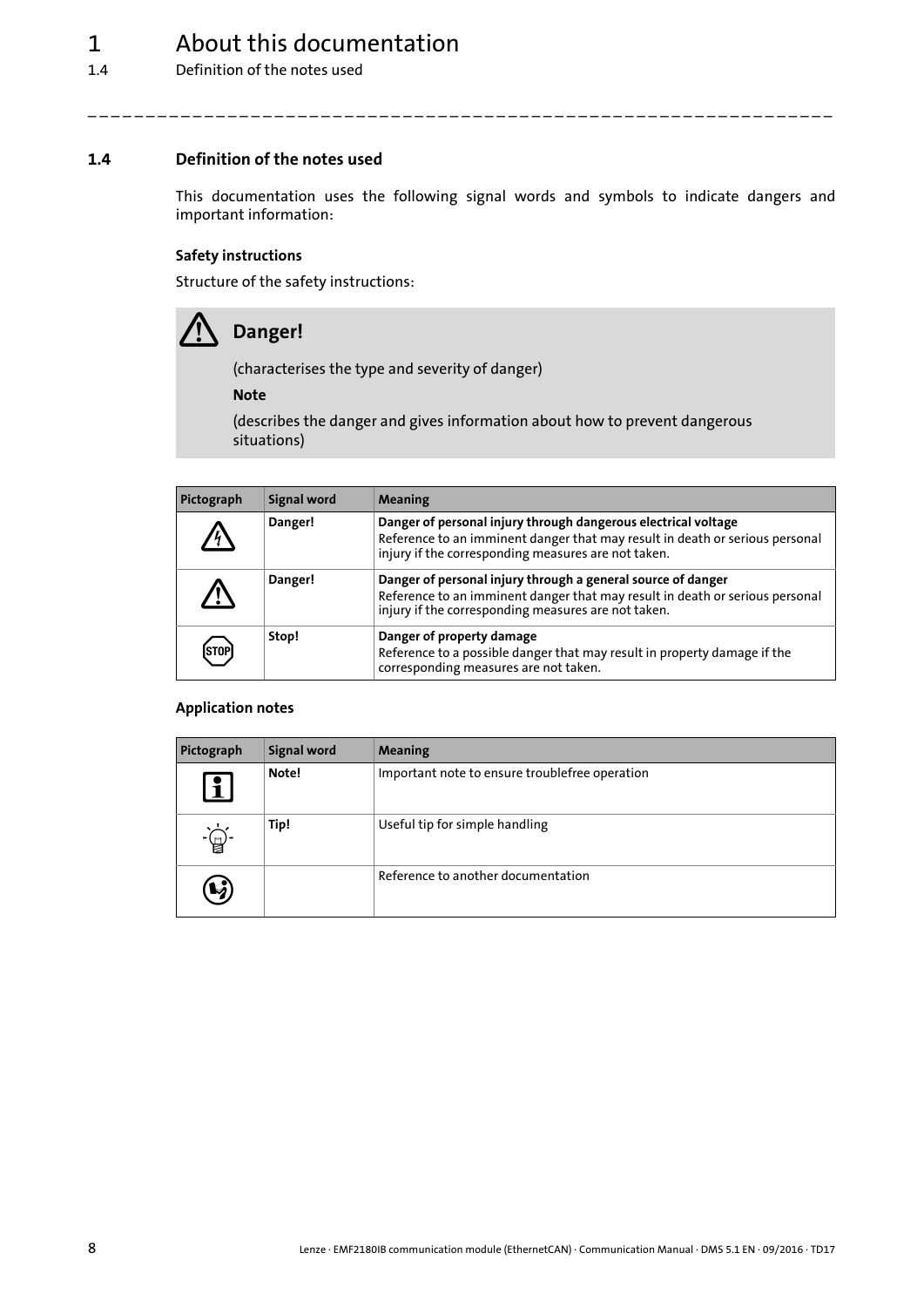## 1.4 Definition of the notes used

This documentation uses the following signal words and symbols to indicate dangers and important information:

### Safety instructions

Structure of the safety instructions:

> **Danger!**
>
> (characterises the type and severity of danger)
>
> **Note**
>
> (describes the danger and gives information about how to prevent dangerous situations)

| Pictograph | Signal word | Meaning |
|---|---|---|
| | **Danger!** | **Danger of personal injury through dangerous electrical voltage**<br>Reference to an imminent danger that may result in death or serious personal injury if the corresponding measures are not taken. |
| | **Danger!** | **Danger of personal injury through a general source of danger**<br>Reference to an imminent danger that may result in death or serious personal injury if the corresponding measures are not taken. |
| | **Stop!** | **Danger of property damage**<br>Reference to a possible danger that may result in property damage if the corresponding measures are not taken. |

### Application notes

| Pictograph | Signal word | Meaning |
|---|---|---|
| | **Note!** | Important note to ensure troublefree operation |
| | **Tip!** | Useful tip for simple handling |
| | | Reference to another documentation |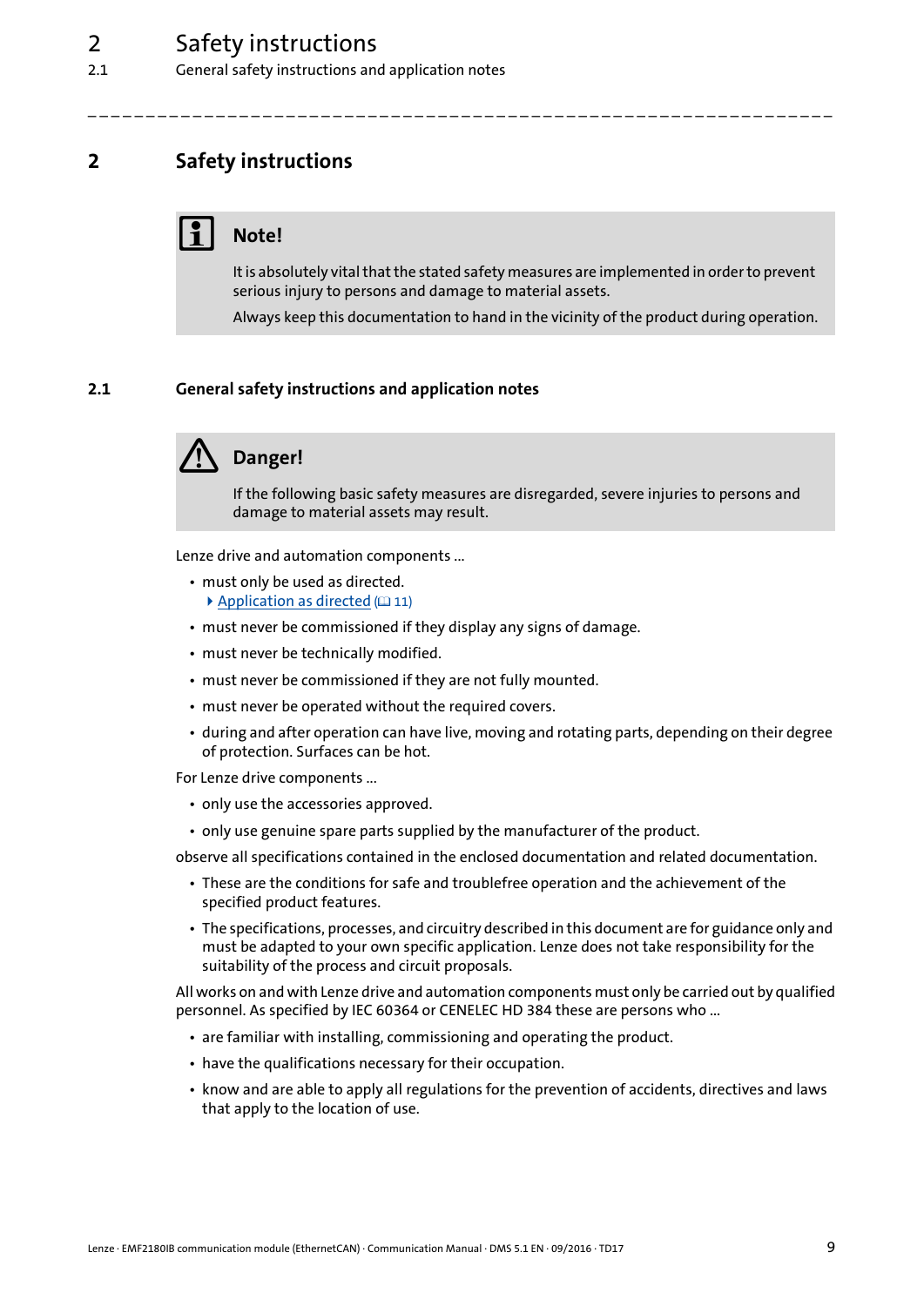# 2 Safety instructions

**Note!**

It is absolutely vital that the stated safety measures are implemented in order to prevent serious injury to persons and damage to material assets.

Always keep this documentation to hand in the vicinity of the product during operation.

## 2.1 General safety instructions and application notes

**Danger!**

If the following basic safety measures are disregarded, severe injuries to persons and damage to material assets may result.

Lenze drive and automation components ...

- must only be used as directed.
  ▶ Application as directed (🕮 11)
- must never be commissioned if they display any signs of damage.
- must never be technically modified.
- must never be commissioned if they are not fully mounted.
- must never be operated without the required covers.
- during and after operation can have live, moving and rotating parts, depending on their degree of protection. Surfaces can be hot.

For Lenze drive components ...

- only use the accessories approved.
- only use genuine spare parts supplied by the manufacturer of the product.

observe all specifications contained in the enclosed documentation and related documentation.

- These are the conditions for safe and troublefree operation and the achievement of the specified product features.
- The specifications, processes, and circuitry described in this document are for guidance only and must be adapted to your own specific application. Lenze does not take responsibility for the suitability of the process and circuit proposals.

All works on and with Lenze drive and automation components must only be carried out by qualified personnel. As specified by IEC 60364 or CENELEC HD 384 these are persons who ...

- are familiar with installing, commissioning and operating the product.
- have the qualifications necessary for their occupation.
- know and are able to apply all regulations for the prevention of accidents, directives and laws that apply to the location of use.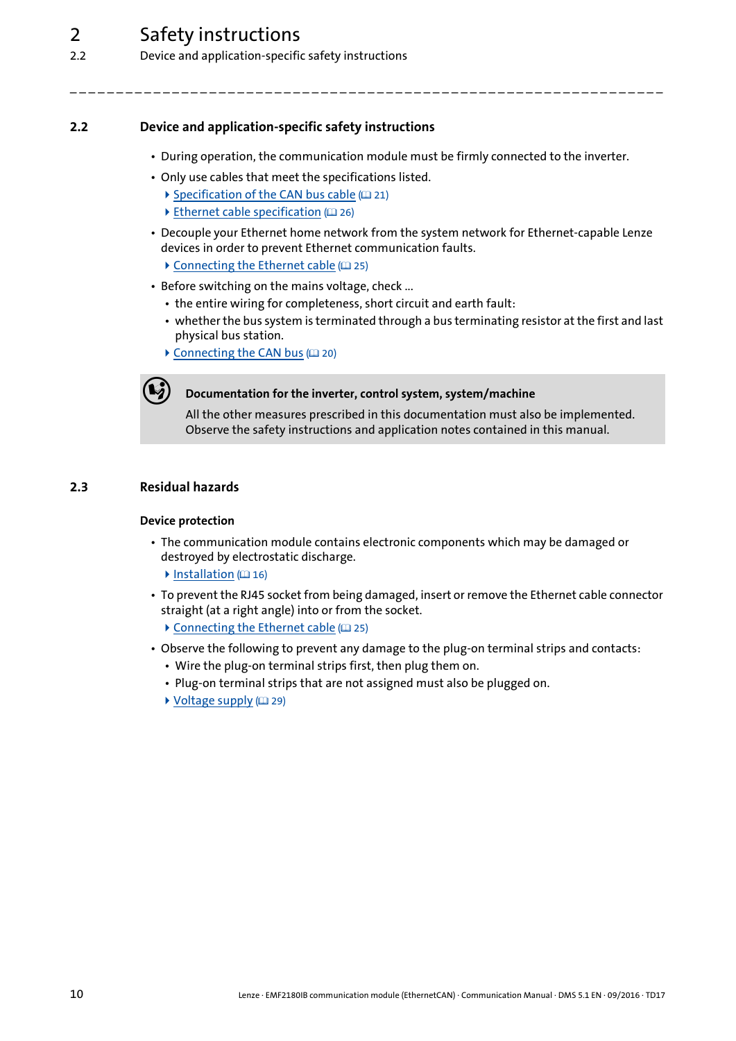## 2.2 Device and application-specific safety instructions

- During operation, the communication module must be firmly connected to the inverter.
- Only use cables that meet the specifications listed.
  - Specification of the CAN bus cable (21)
  - Ethernet cable specification (26)
- Decouple your Ethernet home network from the system network for Ethernet-capable Lenze devices in order to prevent Ethernet communication faults.
  - Connecting the Ethernet cable (25)
- Before switching on the mains voltage, check ...
  - the entire wiring for completeness, short circuit and earth fault:
  - whether the bus system is terminated through a bus terminating resistor at the first and last physical bus station.
  - Connecting the CAN bus (20)

**Documentation for the inverter, control system, system/machine**

All the other measures prescribed in this documentation must also be implemented. Observe the safety instructions and application notes contained in this manual.

## 2.3 Residual hazards

### Device protection

- The communication module contains electronic components which may be damaged or destroyed by electrostatic discharge.
  - Installation (16)
- To prevent the RJ45 socket from being damaged, insert or remove the Ethernet cable connector straight (at a right angle) into or from the socket.
  - Connecting the Ethernet cable (25)
- Observe the following to prevent any damage to the plug-on terminal strips and contacts:
  - Wire the plug-on terminal strips first, then plug them on.
  - Plug-on terminal strips that are not assigned must also be plugged on.
  - Voltage supply (29)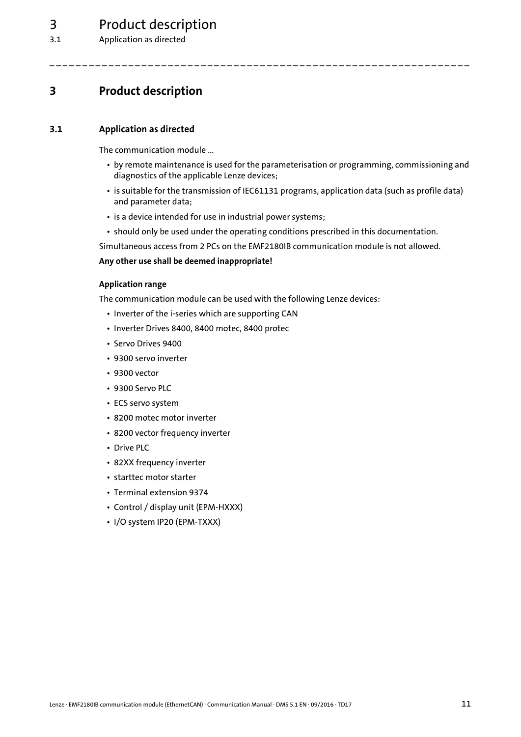# 3 Product description

## 3.1 Application as directed

The communication module ...

- by remote maintenance is used for the parameterisation or programming, commissioning and diagnostics of the applicable Lenze devices;
- is suitable for the transmission of IEC61131 programs, application data (such as profile data) and parameter data;
- is a device intended for use in industrial power systems;
- should only be used under the operating conditions prescribed in this documentation.

Simultaneous access from 2 PCs on the EMF2180IB communication module is not allowed.

**Any other use shall be deemed inappropriate!**

### Application range

The communication module can be used with the following Lenze devices:

- Inverter of the i-series which are supporting CAN
- Inverter Drives 8400, 8400 motec, 8400 protec
- Servo Drives 9400
- 9300 servo inverter
- 9300 vector
- 9300 Servo PLC
- ECS servo system
- 8200 motec motor inverter
- 8200 vector frequency inverter
- Drive PLC
- 82XX frequency inverter
- starttec motor starter
- Terminal extension 9374
- Control / display unit (EPM-HXXX)
- I/O system IP20 (EPM-TXXX)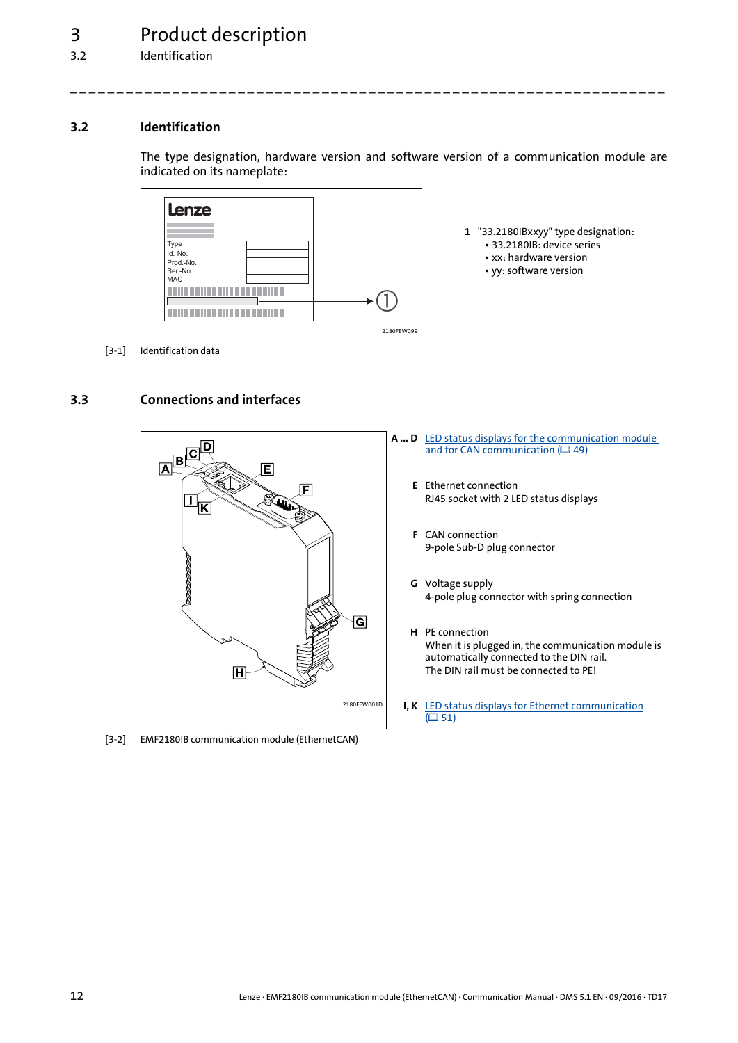## 3.2 Identification

The type designation, hardware version and software version of a communication module are indicated on its nameplate:

1 "33.2180IBxxyy" type designation:
- 33.2180IB: device series
- xx: hardware version
- yy: software version

[3-1] Identification data

## 3.3 Connections and interfaces

**A ... D** LED status displays for the communication module and for CAN communication (📖 49)

**E** Ethernet connection
RJ45 socket with 2 LED status displays

**F** CAN connection
9-pole Sub-D plug connector

**G** Voltage supply
4-pole plug connector with spring connection

**H** PE connection
When it is plugged in, the communication module is automatically connected to the DIN rail.
The DIN rail must be connected to PE!

**I, K** LED status displays for Ethernet communication (📖 51)

[3-2] EMF2180IB communication module (EthernetCAN)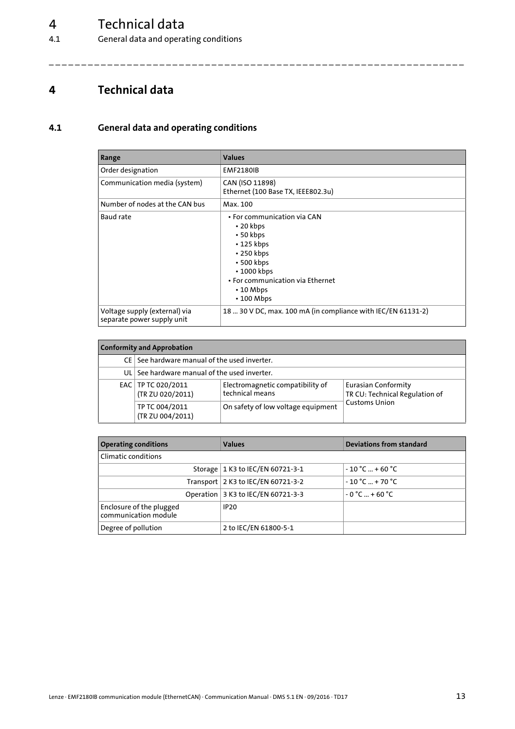# 4 Technical data

## 4.1 General data and operating conditions

| Range | Values |
|---|---|
| Order designation | EMF2180IB |
| Communication media (system) | CAN (ISO 11898)<br>Ethernet (100 Base TX, IEEE802.3u) |
| Number of nodes at the CAN bus | Max. 100 |
| Baud rate | • For communication via CAN<br>  • 20 kbps<br>  • 50 kbps<br>  • 125 kbps<br>  • 250 kbps<br>  • 500 kbps<br>  • 1000 kbps<br>• For communication via Ethernet<br>  • 10 Mbps<br>  • 100 Mbps |
| Voltage supply (external) via separate power supply unit | 18 ... 30 V DC, max. 100 mA (in compliance with IEC/EN 61131-2) |

| Conformity and Approbation | | | |
|---|---|---|---|
| CE | See hardware manual of the used inverter. | | |
| UL | See hardware manual of the used inverter. | | |
| EAC | TP TC 020/2011<br>(TR ZU 020/2011) | Electromagnetic compatibility of technical means | Eurasian Conformity<br>TR CU: Technical Regulation of Customs Union |
| | TP TC 004/2011<br>(TR ZU 004/2011) | On safety of low voltage equipment | |

| Operating conditions | | Values | Deviations from standard |
|---|---|---|---|
| Climatic conditions | | | |
| | Storage | 1 K3 to IEC/EN 60721-3-1 | - 10 °C ... + 60 °C |
| | Transport | 2 K3 to IEC/EN 60721-3-2 | - 10 °C ... + 70 °C |
| | Operation | 3 K3 to IEC/EN 60721-3-3 | - 0 °C ... + 60 °C |
| Enclosure of the plugged communication module | | IP20 | |
| Degree of pollution | | 2 to IEC/EN 61800-5-1 | |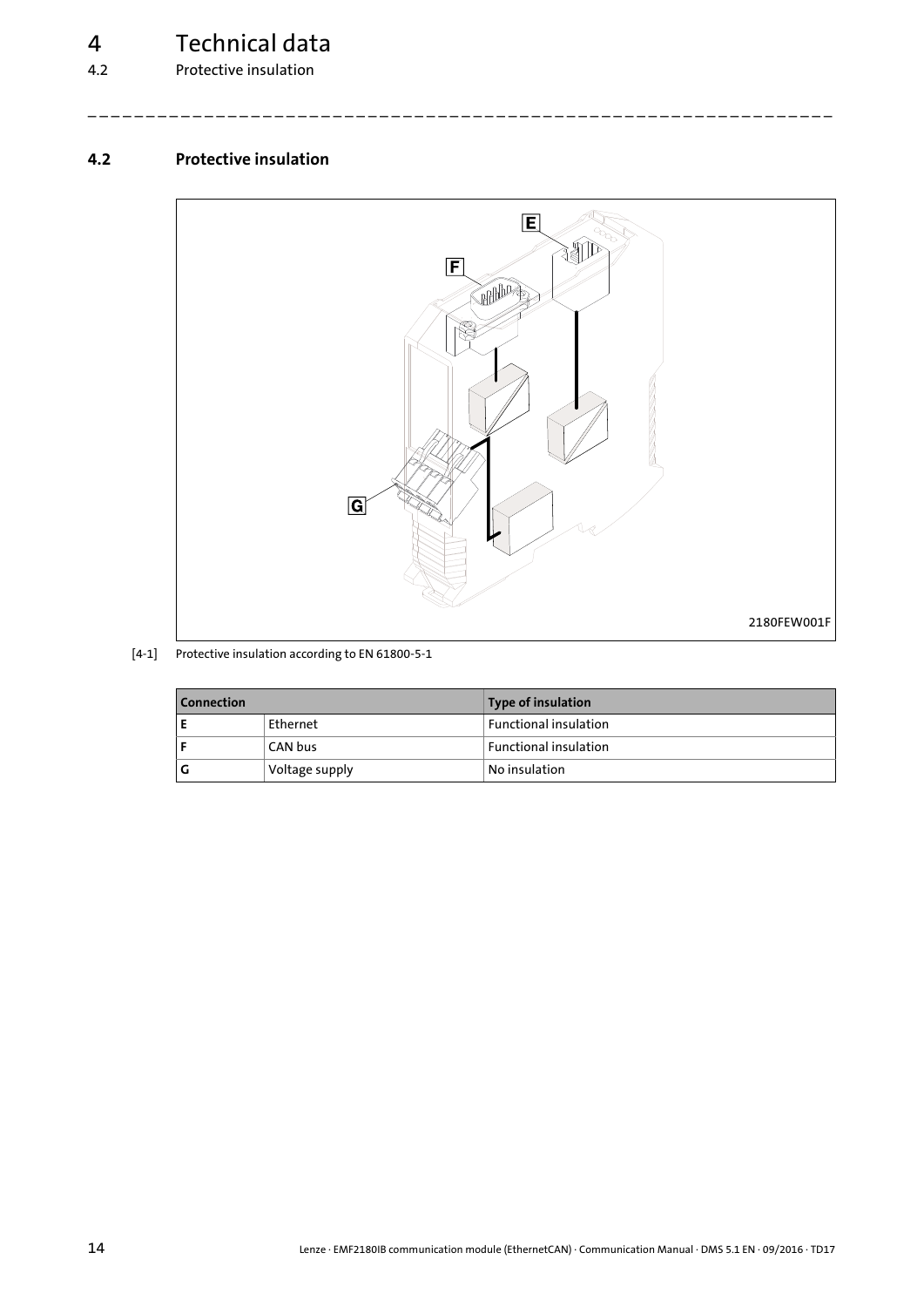## 4.2 Protective insulation

[4-1] Protective insulation according to EN 61800-5-1

| Connection | | Type of insulation |
|---|---|---|
| E | Ethernet | Functional insulation |
| F | CAN bus | Functional insulation |
| G | Voltage supply | No insulation |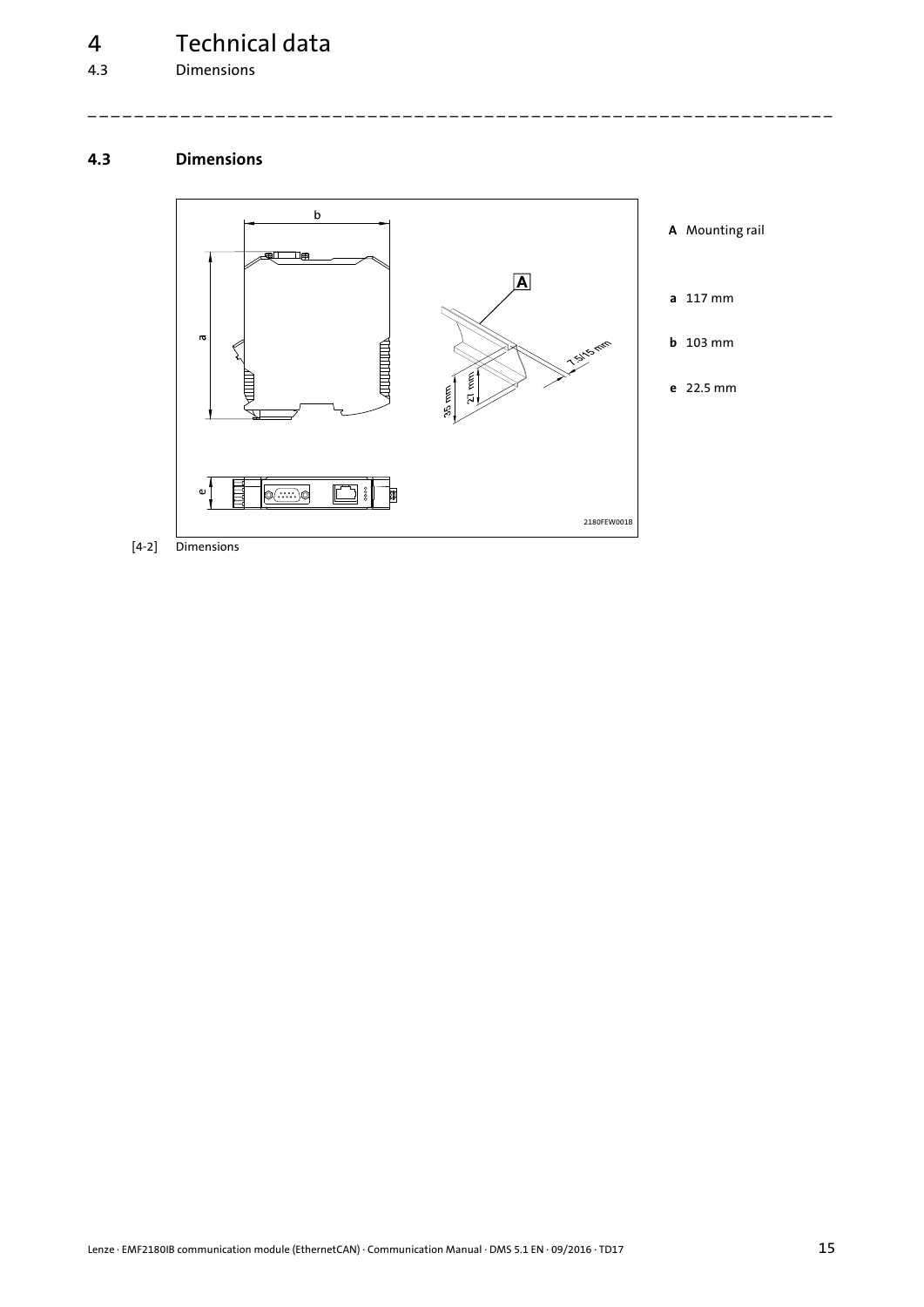## 4.3 Dimensions

**A** Mounting rail

**a** 117 mm

**b** 103 mm

**e** 22.5 mm

[4-2] Dimensions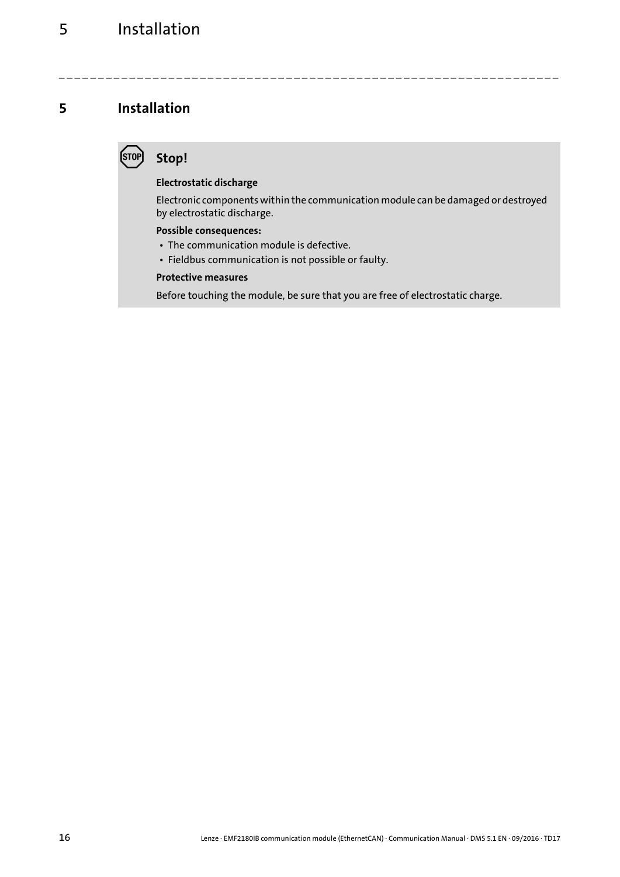# 5 Installation

**Stop!**

**Electrostatic discharge**

Electronic components within the communication module can be damaged or destroyed by electrostatic discharge.

**Possible consequences:**

- The communication module is defective.
- Fieldbus communication is not possible or faulty.

**Protective measures**

Before touching the module, be sure that you are free of electrostatic charge.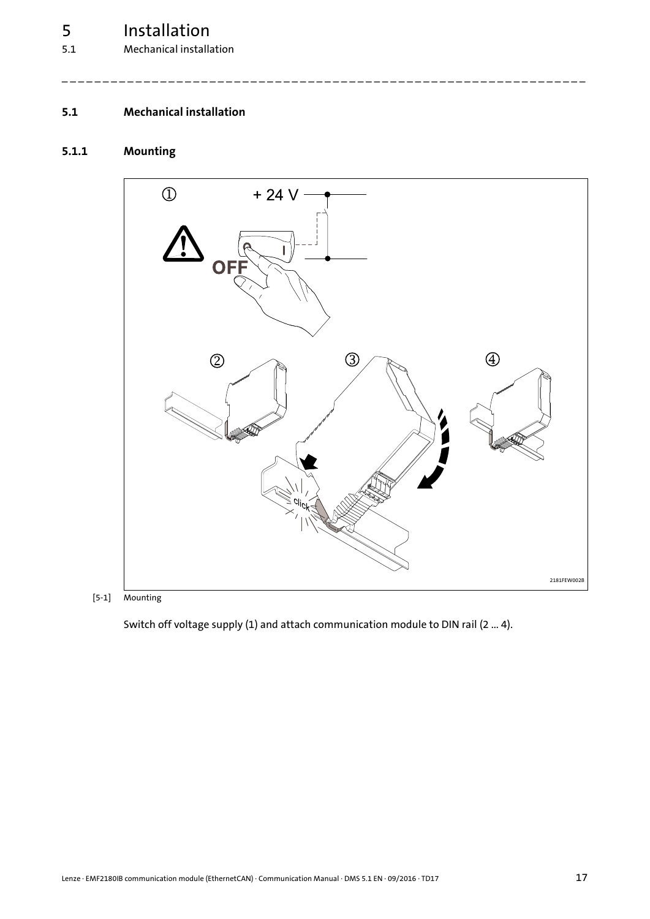## 5.1 Mechanical installation

### 5.1.1 Mounting

[5-1] Mounting

Switch off voltage supply (1) and attach communication module to DIN rail (2 ... 4).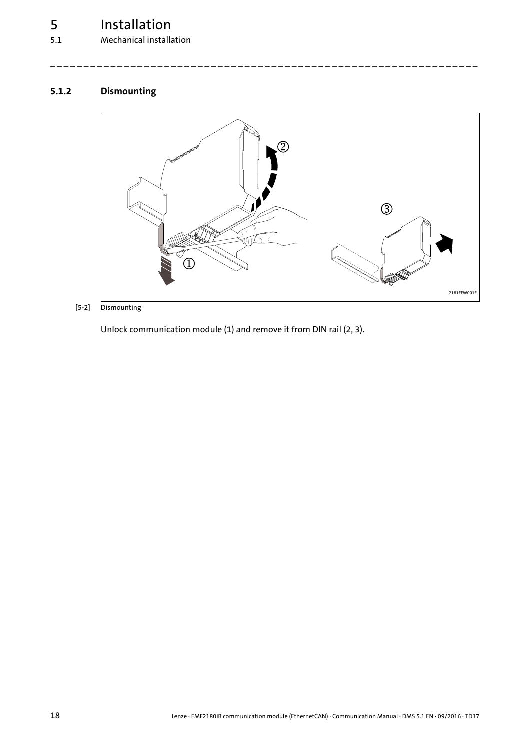### 5.1.2 Dismounting

[5-2] Dismounting

Unlock communication module (1) and remove it from DIN rail (2, 3).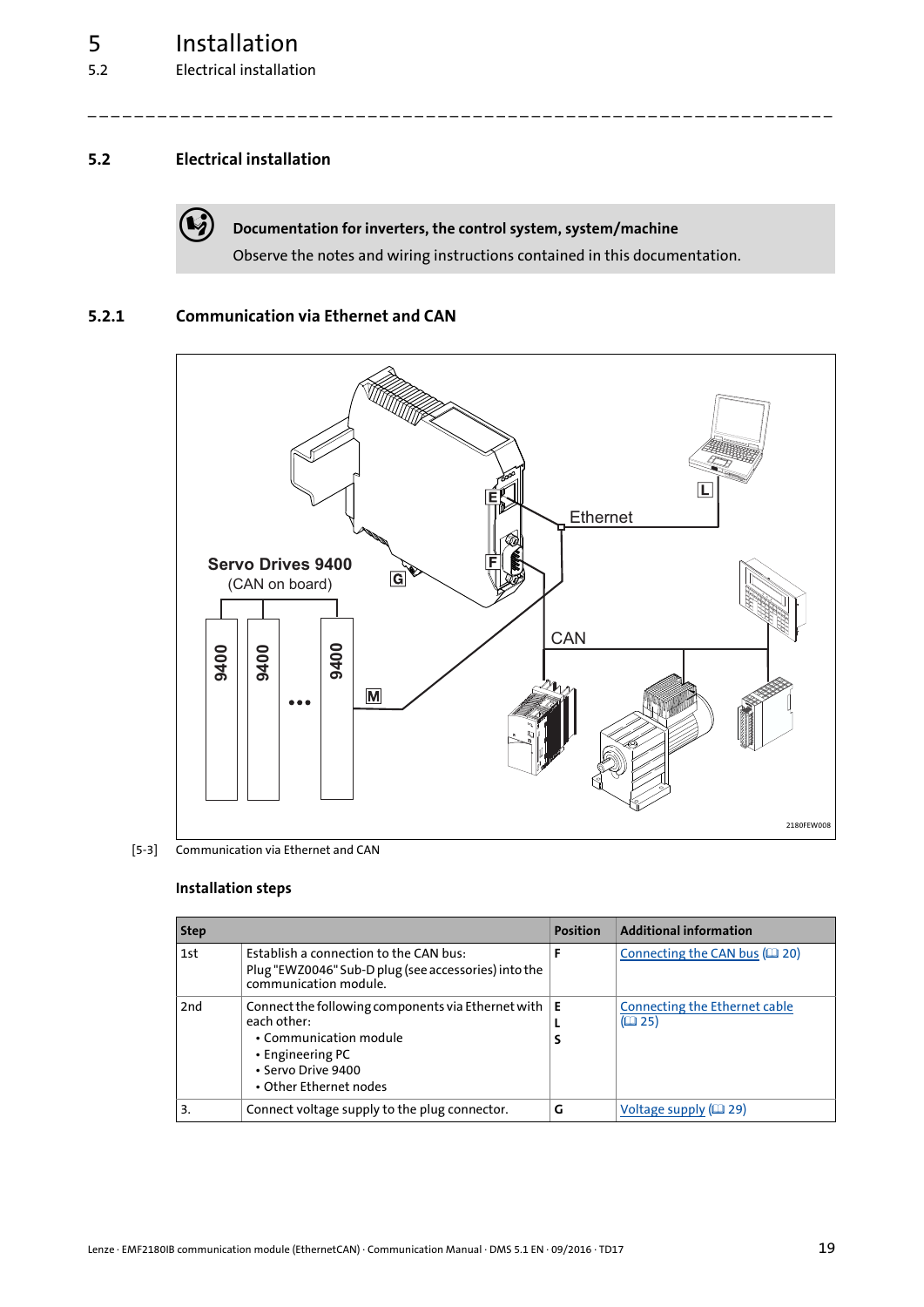## 5.2 Electrical installation

**Documentation for inverters, the control system, system/machine**

Observe the notes and wiring instructions contained in this documentation.

### 5.2.1 Communication via Ethernet and CAN

[5-3] Communication via Ethernet and CAN

#### Installation steps

| Step | | Position | Additional information |
|---|---|---|---|
| 1st | Establish a connection to the CAN bus:<br>Plug "EWZ0046" Sub-D plug (see accessories) into the communication module. | F | Connecting the CAN bus (🕮 20) |
| 2nd | Connect the following components via Ethernet with each other:<br>• Communication module<br>• Engineering PC<br>• Servo Drive 9400<br>• Other Ethernet nodes | E<br>L<br>S | Connecting the Ethernet cable (🕮 25) |
| 3. | Connect voltage supply to the plug connector. | G | Voltage supply (🕮 29) |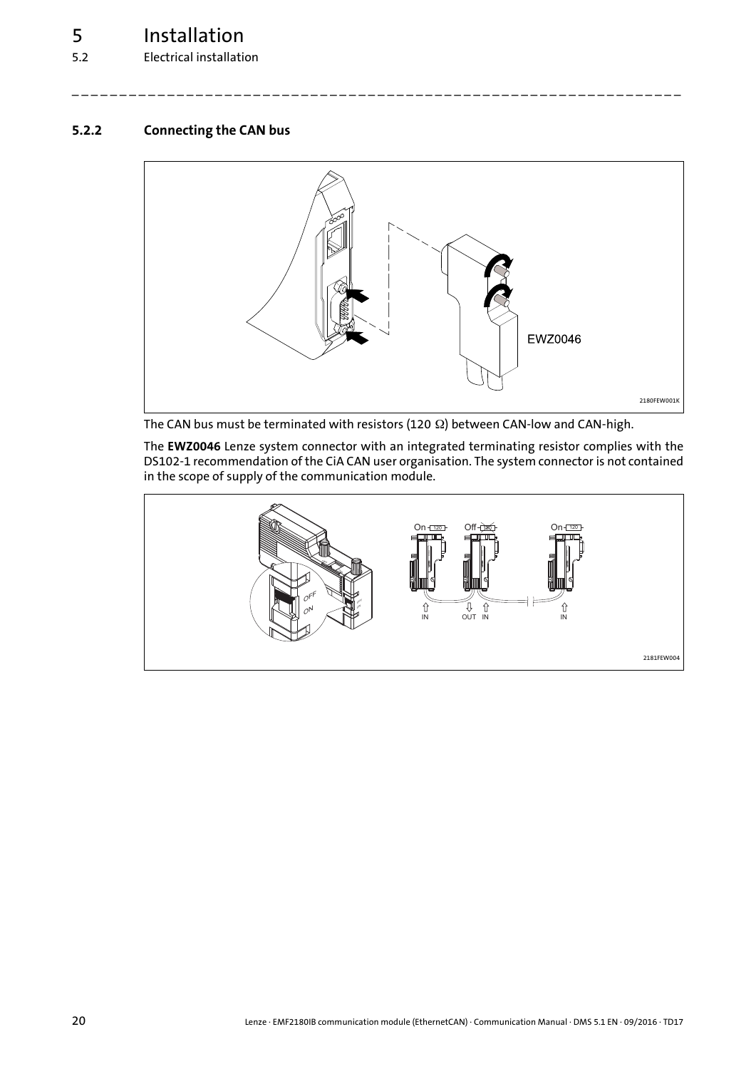### 5.2.2 Connecting the CAN bus

2180FEW001K

The CAN bus must be terminated with resistors (120 Ω) between CAN-low and CAN-high.

The **EWZ0046** Lenze system connector with an integrated terminating resistor complies with the DS102-1 recommendation of the CiA CAN user organisation. The system connector is not contained in the scope of supply of the communication module.

2181FEW004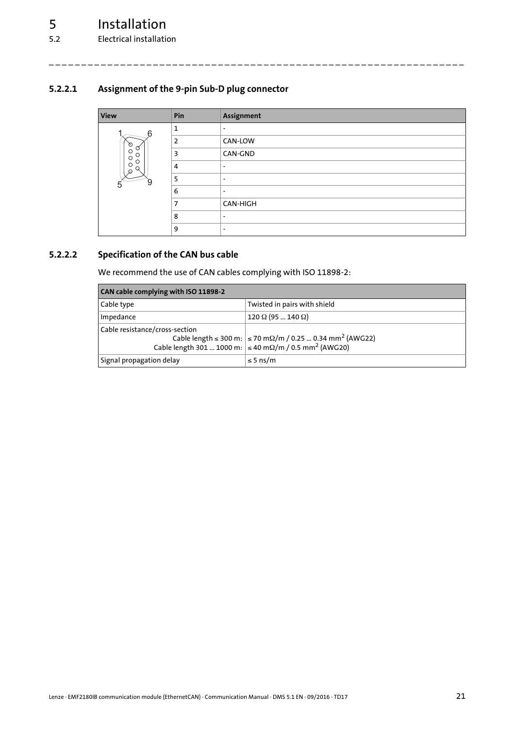### 5.2.2.1 Assignment of the 9-pin Sub-D plug connector

| View | Pin | Assignment |
| --- | --- | --- |
| | 1 | - |
| | 2 | CAN-LOW |
| | 3 | CAN-GND |
| | 4 | - |
| | 5 | - |
| | 6 | - |
| | 7 | CAN-HIGH |
| | 8 | - |
| | 9 | - |

### 5.2.2.2 Specification of the CAN bus cable

We recommend the use of CAN cables complying with ISO 11898-2:

| CAN cable complying with ISO 11898-2 | |
| --- | --- |
| Cable type | Twisted in pairs with shield |
| Impedance | 120 Ω (95 ... 140 Ω) |
| Cable resistance/cross-section<br>Cable length ≤ 300 m:<br>Cable length 301 ... 1000 m: | <br>≤ 70 mΩ/m / 0.25 ... 0.34 $mm^2$ (AWG22)<br>≤ 40 mΩ/m / 0.5 $mm^2$ (AWG20) |
| Signal propagation delay | ≤ 5 ns/m |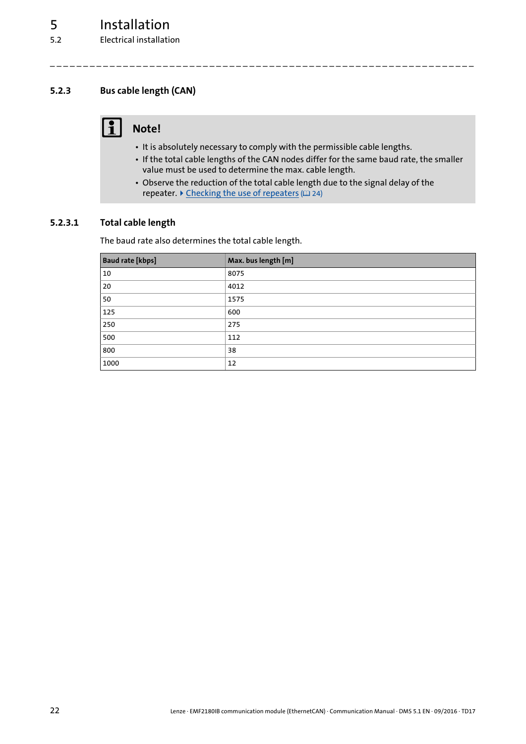### 5.2.3 Bus cable length (CAN)

**Note!**

- It is absolutely necessary to comply with the permissible cable lengths.
- If the total cable lengths of the CAN nodes differ for the same baud rate, the smaller value must be used to determine the max. cable length.
- Observe the reduction of the total cable length due to the signal delay of the repeater. ▶ Checking the use of repeaters (📖 24)

#### 5.2.3.1 Total cable length

The baud rate also determines the total cable length.

| Baud rate [kbps] | Max. bus length [m] |
|---|---|
| 10 | 8075 |
| 20 | 4012 |
| 50 | 1575 |
| 125 | 600 |
| 250 | 275 |
| 500 | 112 |
| 800 | 38 |
| 1000 | 12 |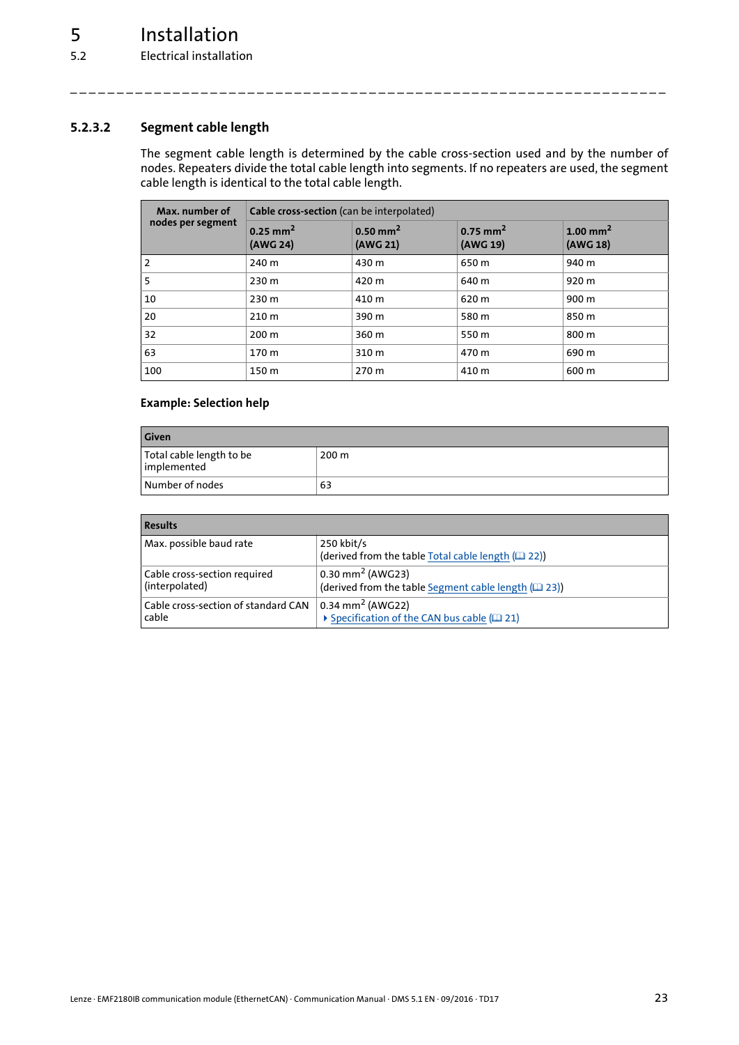### 5.2.3.2 Segment cable length

The segment cable length is determined by the cable cross-section used and by the number of nodes. Repeaters divide the total cable length into segments. If no repeaters are used, the segment cable length is identical to the total cable length.

| Max. number of nodes per segment | **Cable cross-section** (can be interpolated) | | | |
|---|---|---|---|---|
| | **0.25 mm$^2$ (AWG 24)** | **0.50 mm$^2$ (AWG 21)** | **0.75 mm$^2$ (AWG 19)** | **1.00 mm$^2$ (AWG 18)** |
| 2 | 240 m | 430 m | 650 m | 940 m |
| 5 | 230 m | 420 m | 640 m | 920 m |
| 10 | 230 m | 410 m | 620 m | 900 m |
| 20 | 210 m | 390 m | 580 m | 850 m |
| 32 | 200 m | 360 m | 550 m | 800 m |
| 63 | 170 m | 310 m | 470 m | 690 m |
| 100 | 150 m | 270 m | 410 m | 600 m |

#### Example: Selection help

| **Given** | |
|---|---|
| Total cable length to be implemented | 200 m |
| Number of nodes | 63 |

| **Results** | |
|---|---|
| Max. possible baud rate | 250 kbit/s (derived from the table Total cable length (22)) |
| Cable cross-section required (interpolated) | 0.30 mm$^2$ (AWG23) (derived from the table Segment cable length (23)) |
| Cable cross-section of standard CAN cable | 0.34 mm$^2$ (AWG22) ▸ Specification of the CAN bus cable (21) |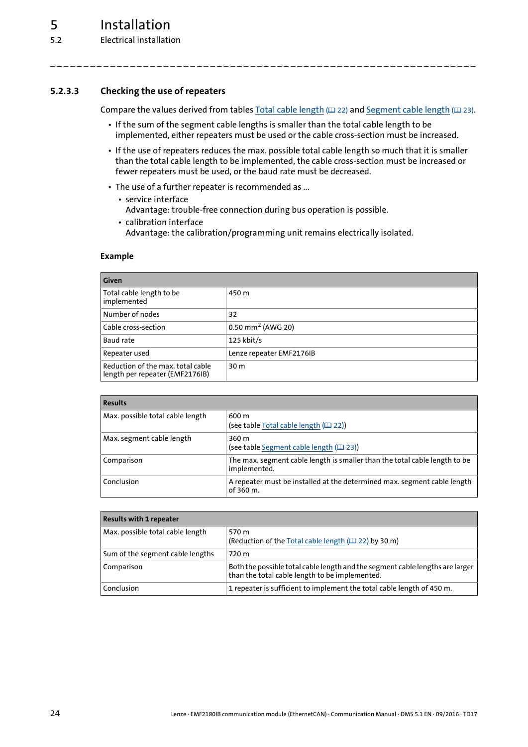#### 5.2.3.3 Checking the use of repeaters

Compare the values derived from tables Total cable length (📖 22) and Segment cable length (📖 23).

- If the sum of the segment cable lengths is smaller than the total cable length to be implemented, either repeaters must be used or the cable cross-section must be increased.
- If the use of repeaters reduces the max. possible total cable length so much that it is smaller than the total cable length to be implemented, the cable cross-section must be increased or fewer repeaters must be used, or the baud rate must be decreased.
- The use of a further repeater is recommended as ...
  - service interface
    Advantage: trouble-free connection during bus operation is possible.
  - calibration interface
    Advantage: the calibration/programming unit remains electrically isolated.

**Example**

| Given | |
|---|---|
| Total cable length to be implemented | 450 m |
| Number of nodes | 32 |
| Cable cross-section | 0.50 mm$^2$ (AWG 20) |
| Baud rate | 125 kbit/s |
| Repeater used | Lenze repeater EMF2176IB |
| Reduction of the max. total cable length per repeater (EMF2176IB) | 30 m |

| Results | |
|---|---|
| Max. possible total cable length | 600 m<br>(see table Total cable length (📖 22)) |
| Max. segment cable length | 360 m<br>(see table Segment cable length (📖 23)) |
| Comparison | The max. segment cable length is smaller than the total cable length to be implemented. |
| Conclusion | A repeater must be installed at the determined max. segment cable length of 360 m. |

| Results with 1 repeater | |
|---|---|
| Max. possible total cable length | 570 m<br>(Reduction of the Total cable length (📖 22) by 30 m) |
| Sum of the segment cable lengths | 720 m |
| Comparison | Both the possible total cable length and the segment cable lengths are larger than the total cable length to be implemented. |
| Conclusion | 1 repeater is sufficient to implement the total cable length of 450 m. |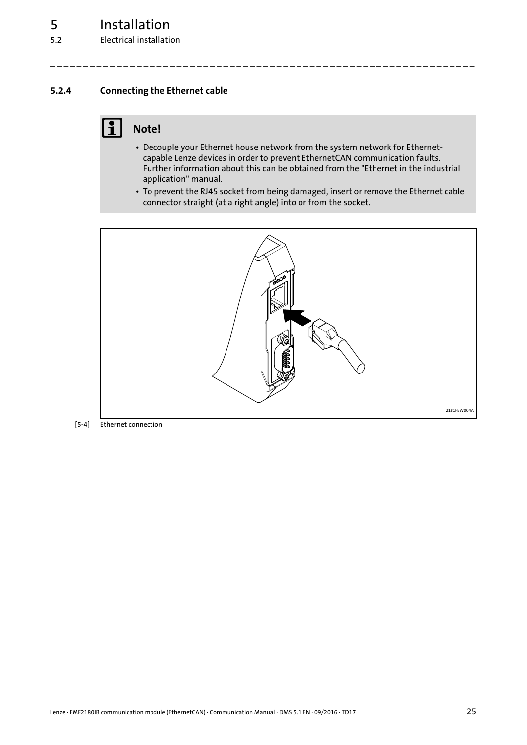### 5.2.4 Connecting the Ethernet cable

**Note!**

- Decouple your Ethernet house network from the system network for Ethernet-capable Lenze devices in order to prevent EthernetCAN communication faults. Further information about this can be obtained from the "Ethernet in the industrial application" manual.
- To prevent the RJ45 socket from being damaged, insert or remove the Ethernet cable connector straight (at a right angle) into or from the socket.

2181FEW004A

[5-4] Ethernet connection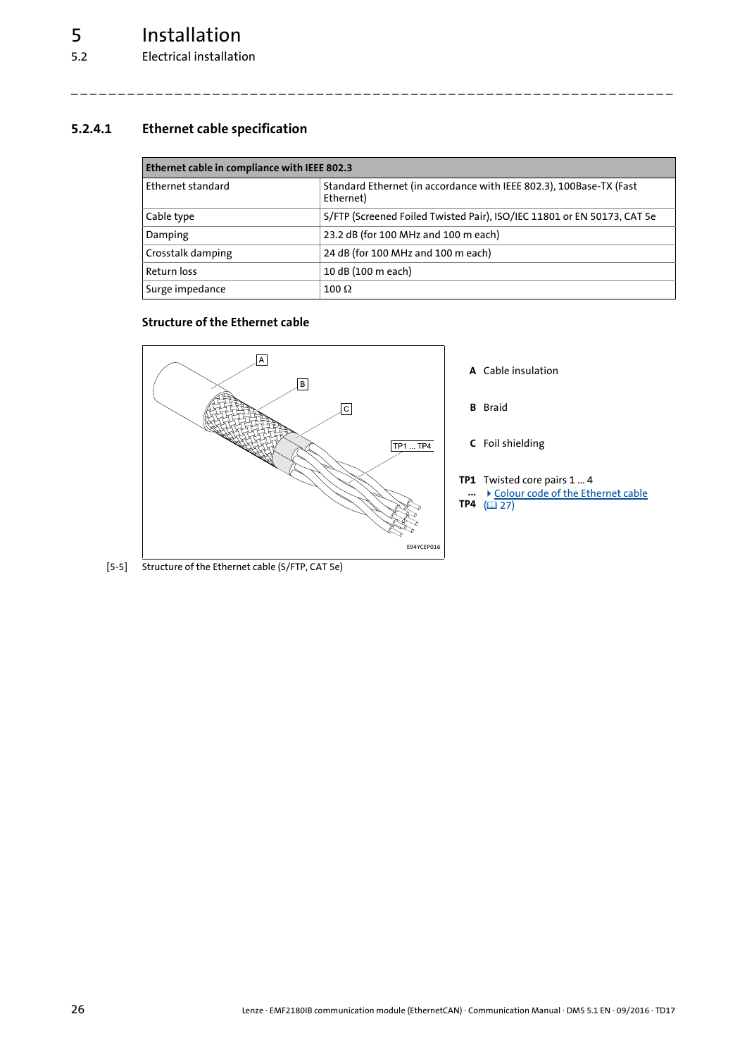### 5.2.4.1 Ethernet cable specification

| Ethernet cable in compliance with IEEE 802.3 | |
|---|---|
| Ethernet standard | Standard Ethernet (in accordance with IEEE 802.3), 100Base-TX (Fast Ethernet) |
| Cable type | S/FTP (Screened Foiled Twisted Pair), ISO/IEC 11801 or EN 50173, CAT 5e |
| Damping | 23.2 dB (for 100 MHz and 100 m each) |
| Crosstalk damping | 24 dB (for 100 MHz and 100 m each) |
| Return loss | 10 dB (100 m each) |
| Surge impedance | 100 Ω |

#### Structure of the Ethernet cable

**A** Cable insulation

**B** Braid

**C** Foil shielding

**TP1 ... TP4** Twisted core pairs 1 ... 4
▸ Colour code of the Ethernet cable (📖 27)

[5-5] Structure of the Ethernet cable (S/FTP, CAT 5e)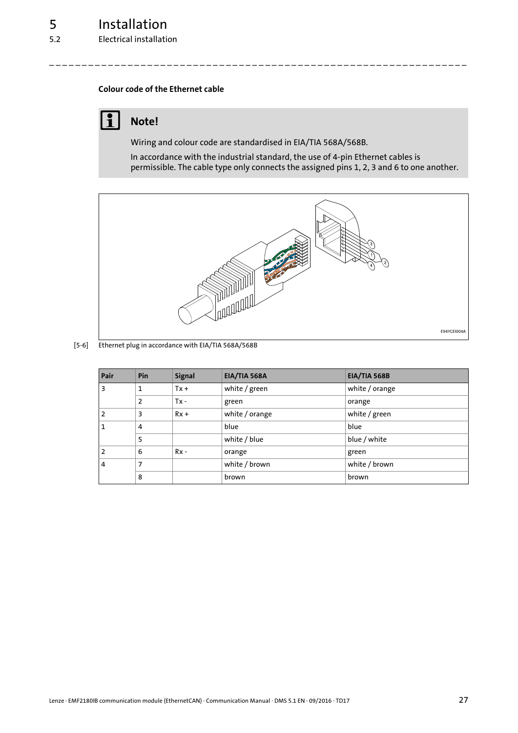#### Colour code of the Ethernet cable

**Note!**

Wiring and colour code are standardised in EIA/TIA 568A/568B.

In accordance with the industrial standard, the use of 4-pin Ethernet cables is permissible. The cable type only connects the assigned pins 1, 2, 3 and 6 to one another.

[5-6] Ethernet plug in accordance with EIA/TIA 568A/568B

| Pair | Pin | Signal | EIA/TIA 568A | EIA/TIA 568B |
|---|---|---|---|---|
| 3 | 1 | Tx + | white / green | white / orange |
| | 2 | Tx - | green | orange |
| 2 | 3 | Rx + | white / orange | white / green |
| 1 | 4 | | blue | blue |
| | 5 | | white / blue | blue / white |
| 2 | 6 | Rx - | orange | green |
| 4 | 7 | | white / brown | white / brown |
| | 8 | | brown | brown |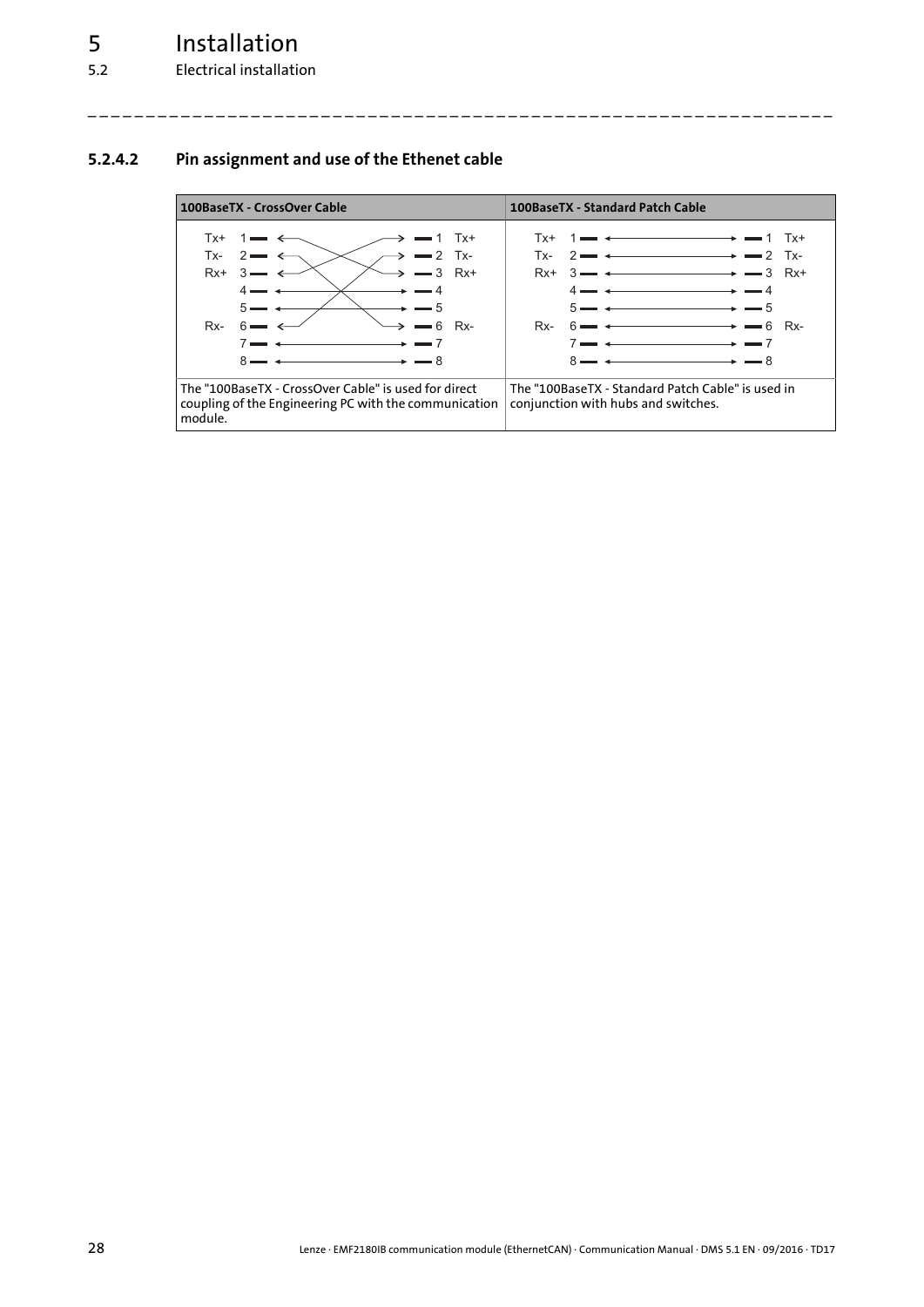## 5.2.4.2 Pin assignment and use of the Ethenet cable

| 100BaseTX - CrossOver Cable | 100BaseTX - Standard Patch Cable |
|---|---|
| Tx+ 1 ↔ 3 Rx+<br>Tx- 2 ↔ 6 Rx-<br>Rx+ 3 ↔ 1 Tx+<br>4 ↔ 4<br>5 ↔ 5<br>Rx- 6 ↔ 2 Tx-<br>7 ↔ 7<br>8 ↔ 8 | Tx+ 1 ↔ 1 Tx+<br>Tx- 2 ↔ 2 Tx-<br>Rx+ 3 ↔ 3 Rx+<br>4 ↔ 4<br>5 ↔ 5<br>Rx- 6 ↔ 6 Rx-<br>7 ↔ 7<br>8 ↔ 8 |
| The "100BaseTX - CrossOver Cable" is used for direct coupling of the Engineering PC with the communication module. | The "100BaseTX - Standard Patch Cable" is used in conjunction with hubs and switches. |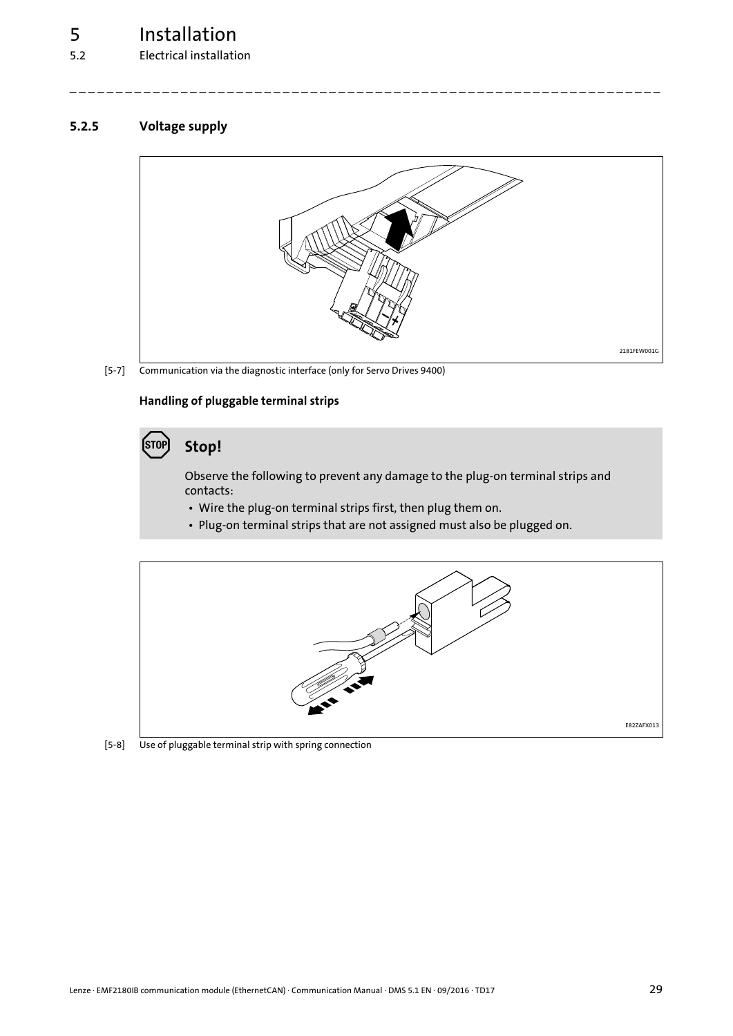### 5.2.5 Voltage supply

[5-7] Communication via the diagnostic interface (only for Servo Drives 9400)

#### Handling of pluggable terminal strips

**Stop!**

Observe the following to prevent any damage to the plug-on terminal strips and contacts:

- Wire the plug-on terminal strips first, then plug them on.
- Plug-on terminal strips that are not assigned must also be plugged on.

[5-8] Use of pluggable terminal strip with spring connection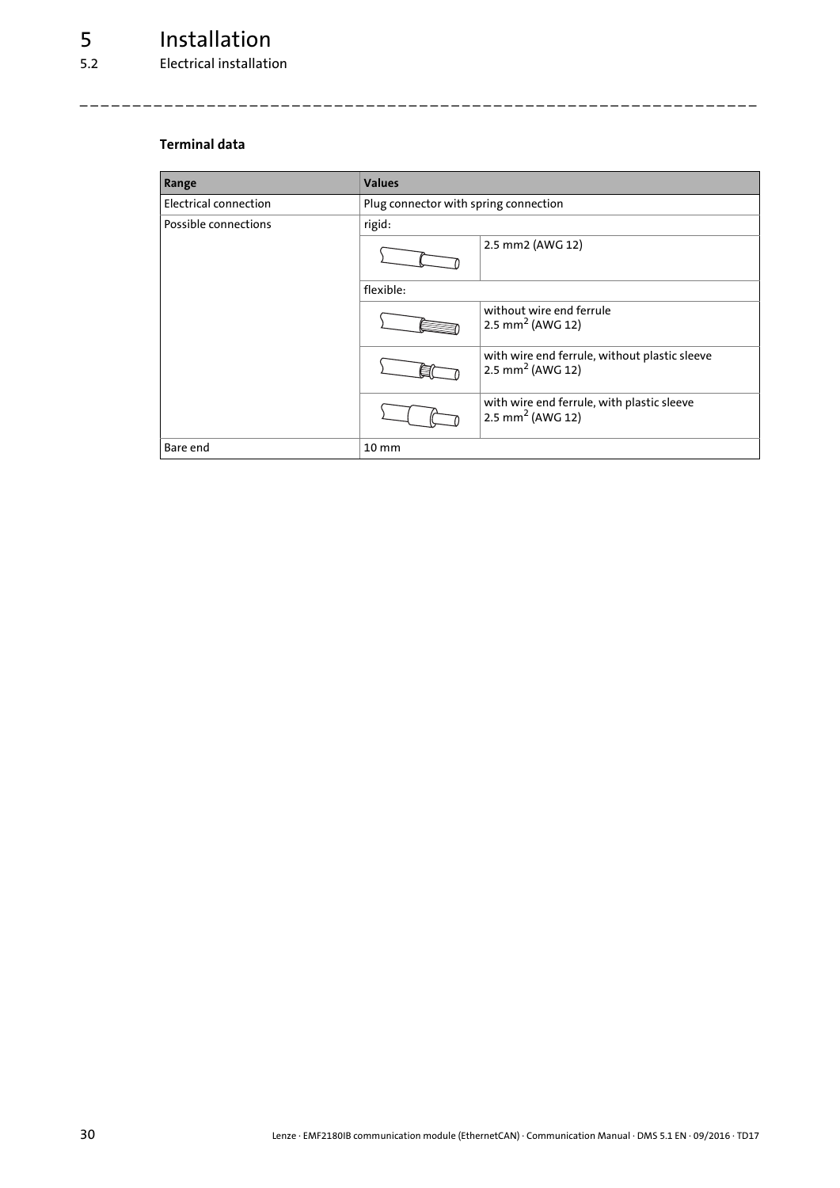# 5 Installation

## 5.2 Electrical installation

### Terminal data

| Range | Values | |
|---|---|---|
| Electrical connection | Plug connector with spring connection | |
| Possible connections | rigid: | |
| | | 2.5 mm2 (AWG 12) |
| | flexible: | |
| | | without wire end ferrule 2.5 mm$^2$ (AWG 12) |
| | | with wire end ferrule, without plastic sleeve 2.5 mm$^2$ (AWG 12) |
| | | with wire end ferrule, with plastic sleeve 2.5 mm$^2$ (AWG 12) |
| Bare end | 10 mm | |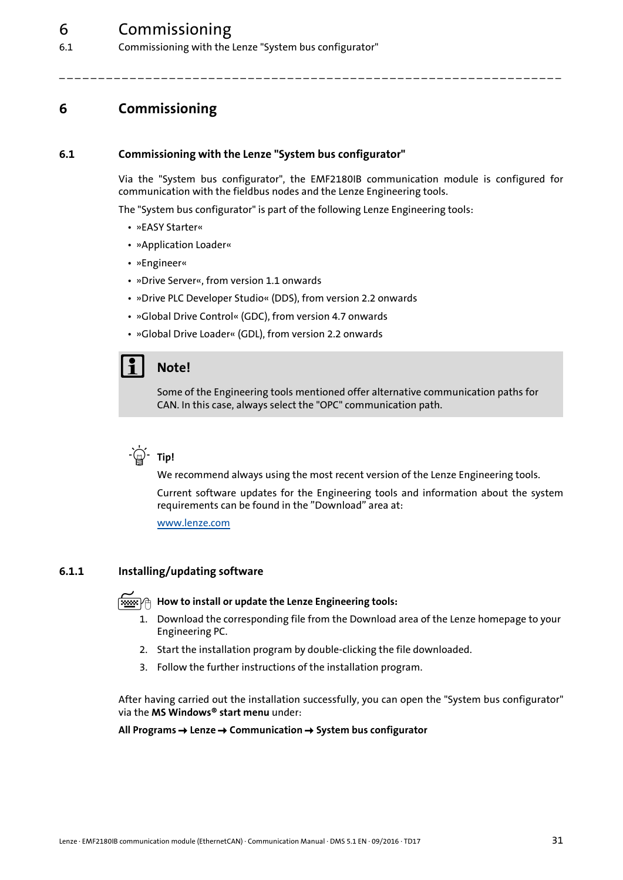# 6 Commissioning

## 6.1 Commissioning with the Lenze "System bus configurator"

Via the "System bus configurator", the EMF2180IB communication module is configured for communication with the fieldbus nodes and the Lenze Engineering tools.

The "System bus configurator" is part of the following Lenze Engineering tools:

- »EASY Starter«
- »Application Loader«
- »Engineer«
- »Drive Server«, from version 1.1 onwards
- »Drive PLC Developer Studio« (DDS), from version 2.2 onwards
- »Global Drive Control« (GDC), from version 4.7 onwards
- »Global Drive Loader« (GDL), from version 2.2 onwards

> **Note!**
>
> Some of the Engineering tools mentioned offer alternative communication paths for CAN. In this case, always select the "OPC" communication path.

**Tip!**

We recommend always using the most recent version of the Lenze Engineering tools.

Current software updates for the Engineering tools and information about the system requirements can be found in the "Download" area at:

www.lenze.com

### 6.1.1 Installing/updating software

**How to install or update the Lenze Engineering tools:**

1. Download the corresponding file from the Download area of the Lenze homepage to your Engineering PC.
2. Start the installation program by double-clicking the file downloaded.
3. Follow the further instructions of the installation program.

After having carried out the installation successfully, you can open the "System bus configurator" via the **MS Windows® start menu** under:

**All Programs → Lenze → Communication → System bus configurator**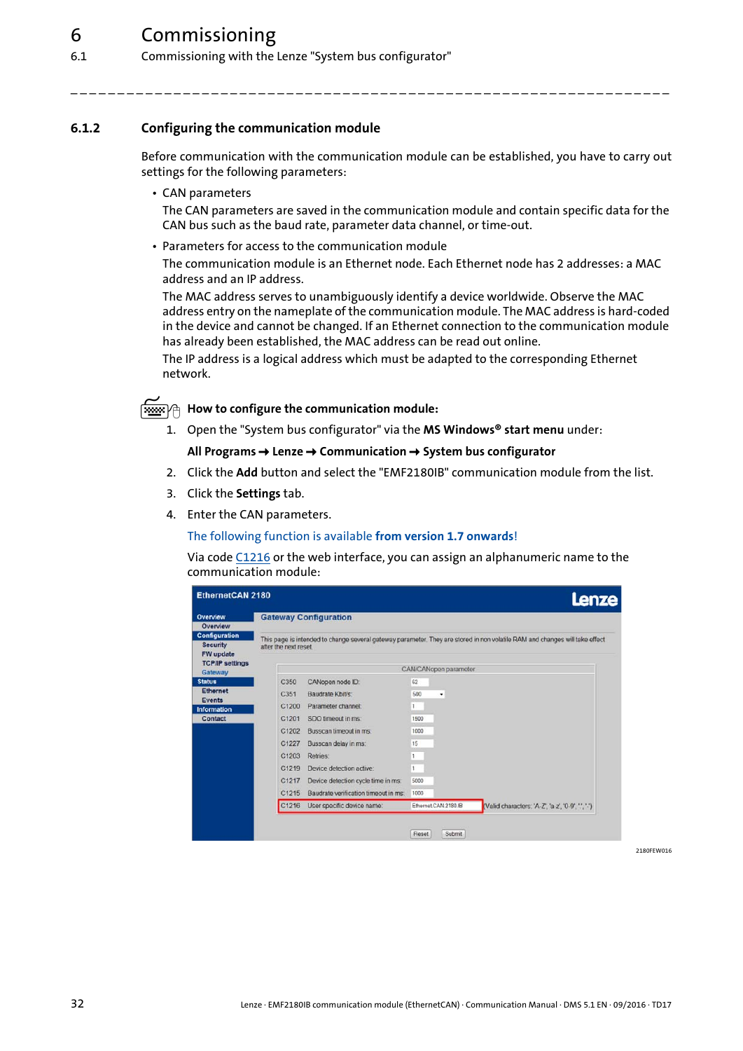## 6.1.2 Configuring the communication module

Before communication with the communication module can be established, you have to carry out settings for the following parameters:

- CAN parameters
  
  The CAN parameters are saved in the communication module and contain specific data for the CAN bus such as the baud rate, parameter data channel, or time-out.
- Parameters for access to the communication module
  
  The communication module is an Ethernet node. Each Ethernet node has 2 addresses: a MAC address and an IP address.
  
  The MAC address serves to unambiguously identify a device worldwide. Observe the MAC address entry on the nameplate of the communication module. The MAC address is hard-coded in the device and cannot be changed. If an Ethernet connection to the communication module has already been established, the MAC address can be read out online.
  
  The IP address is a logical address which must be adapted to the corresponding Ethernet network.

**How to configure the communication module:**

1. Open the "System bus configurator" via the **MS Windows® start menu** under:
   
   **All Programs ➞ Lenze ➞ Communication ➞ System bus configurator**
2. Click the **Add** button and select the "EMF2180IB" communication module from the list.
3. Click the **Settings** tab.
4. Enter the CAN parameters.
   
   The following function is available **from version 1.7 onwards**!
   
   Via code C1216 or the web interface, you can assign an alphanumeric name to the communication module:

EthernetCAN 2180 — Lenze

Overview: Overview | Configuration: Security, FW update, TCP/IP settings, Gateway | Status: Ethernet, Events | Information: Contact

**Gateway Configuration**

This page is intended to change several gateway parameter. They are stored in non volatile RAM and changes will take effect after the next reset.

CAN/CANopen parameter

| Code | Parameter | Value |
|---|---|---|
| C350 | CANopen node ID: | 62 |
| C351 | Baudrate Kbit/s: | 500 |
| C1200 | Parameter channel: | 1 |
| C1201 | SDO timeout in ms: | 1500 |
| C1202 | Busscan timeout in ms: | 1000 |
| C1227 | Busscan delay in ms: | 15 |
| C1203 | Retries: | 1 |
| C1219 | Device detection active: | 1 |
| C1217 | Device detection cycle time in ms: | 5000 |
| C1215 | Baudrate verification timeout in ms: | 1000 |
| C1216 | User specific device name: | EthernetCAN 2180 IB (Valid characters: 'A-Z', 'a-z', '0-9', '.', '-') |

Reset | Submit

2180FEW016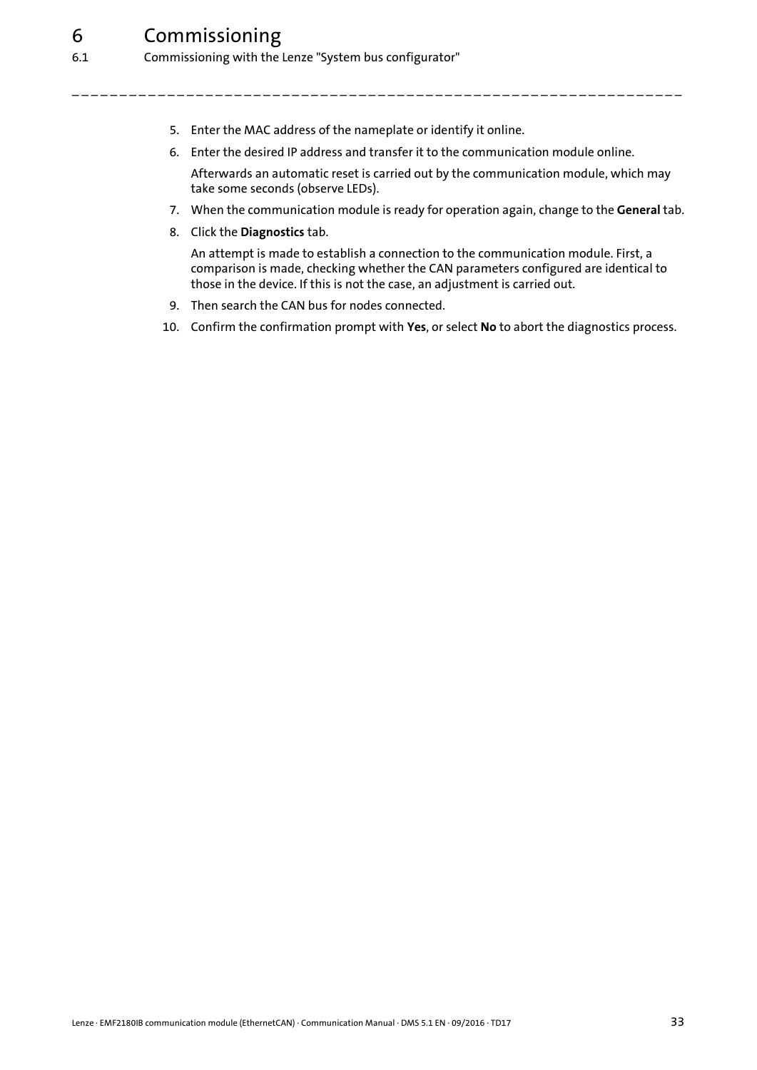5. Enter the MAC address of the nameplate or identify it online.
6. Enter the desired IP address and transfer it to the communication module online.

   Afterwards an automatic reset is carried out by the communication module, which may take some seconds (observe LEDs).
7. When the communication module is ready for operation again, change to the **General** tab.
8. Click the **Diagnostics** tab.

   An attempt is made to establish a connection to the communication module. First, a comparison is made, checking whether the CAN parameters configured are identical to those in the device. If this is not the case, an adjustment is carried out.
9. Then search the CAN bus for nodes connected.
10. Confirm the confirmation prompt with **Yes**, or select **No** to abort the diagnostics process.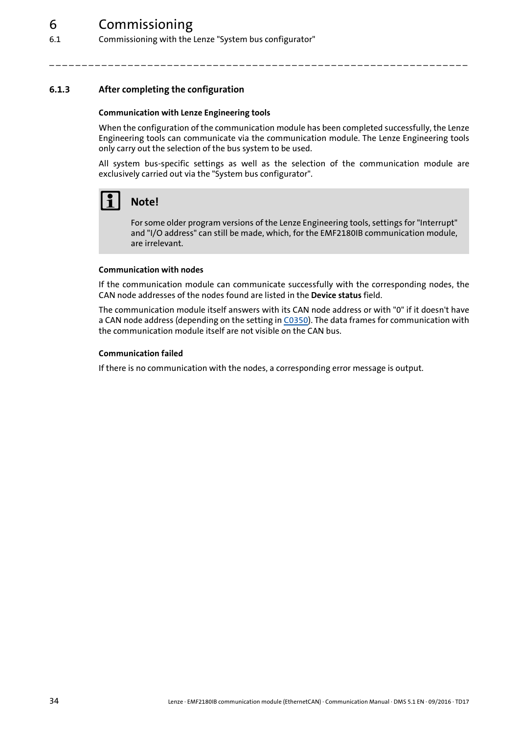### 6.1.3 After completing the configuration

#### Communication with Lenze Engineering tools

When the configuration of the communication module has been completed successfully, the Lenze Engineering tools can communicate via the communication module. The Lenze Engineering tools only carry out the selection of the bus system to be used.

All system bus-specific settings as well as the selection of the communication module are exclusively carried out via the "System bus configurator".

> **Note!**
>
> For some older program versions of the Lenze Engineering tools, settings for "Interrupt" and "I/O address" can still be made, which, for the EMF2180IB communication module, are irrelevant.

#### Communication with nodes

If the communication module can communicate successfully with the corresponding nodes, the CAN node addresses of the nodes found are listed in the **Device status** field.

The communication module itself answers with its CAN node address or with "0" if it doesn't have a CAN node address (depending on the setting in C0350). The data frames for communication with the communication module itself are not visible on the CAN bus.

#### Communication failed

If there is no communication with the nodes, a corresponding error message is output.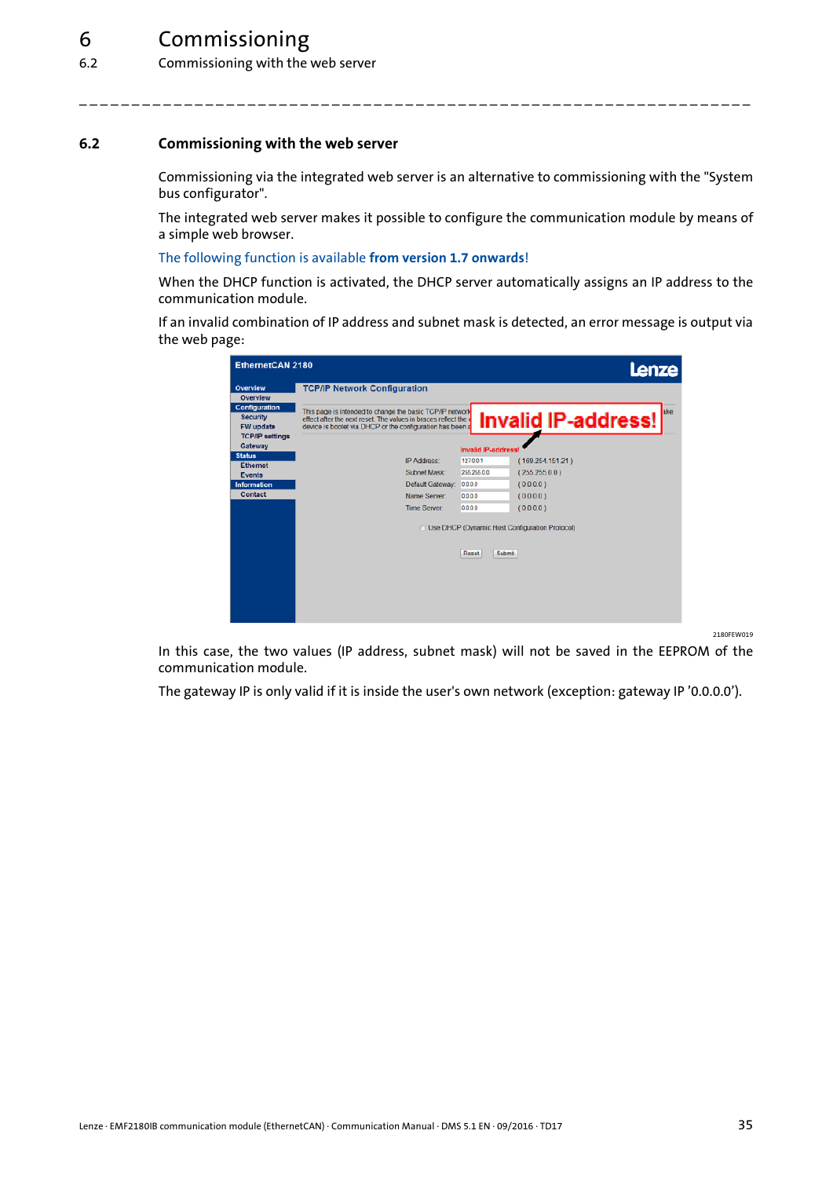## 6.2 Commissioning with the web server

Commissioning via the integrated web server is an alternative to commissioning with the "System bus configurator".

The integrated web server makes it possible to configure the communication module by means of a simple web browser.

The following function is available **from version 1.7 onwards**!

When the DHCP function is activated, the DHCP server automatically assigns an IP address to the communication module.

If an invalid combination of IP address and subnet mask is detected, an error message is output via the web page:

2180FEW019

In this case, the two values (IP address, subnet mask) will not be saved in the EEPROM of the communication module.

The gateway IP is only valid if it is inside the user's own network (exception: gateway IP ’0.0.0.0’).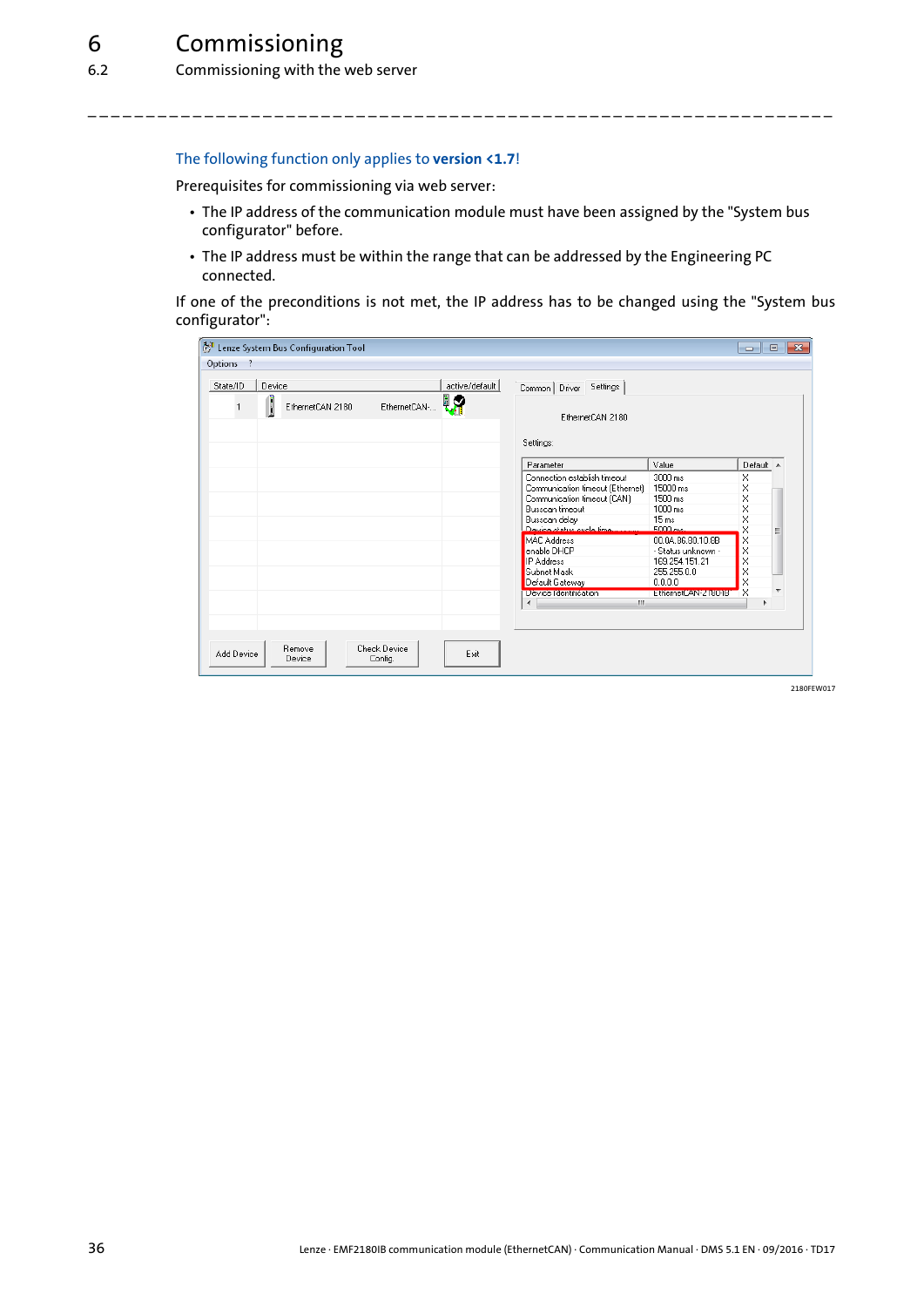The following function only applies to **version <1.7**!

Prerequisites for commissioning via web server:

- The IP address of the communication module must have been assigned by the "System bus configurator" before.
- The IP address must be within the range that can be addressed by the Engineering PC connected.

If one of the preconditions is not met, the IP address has to be changed using the "System bus configurator":

2180FEW017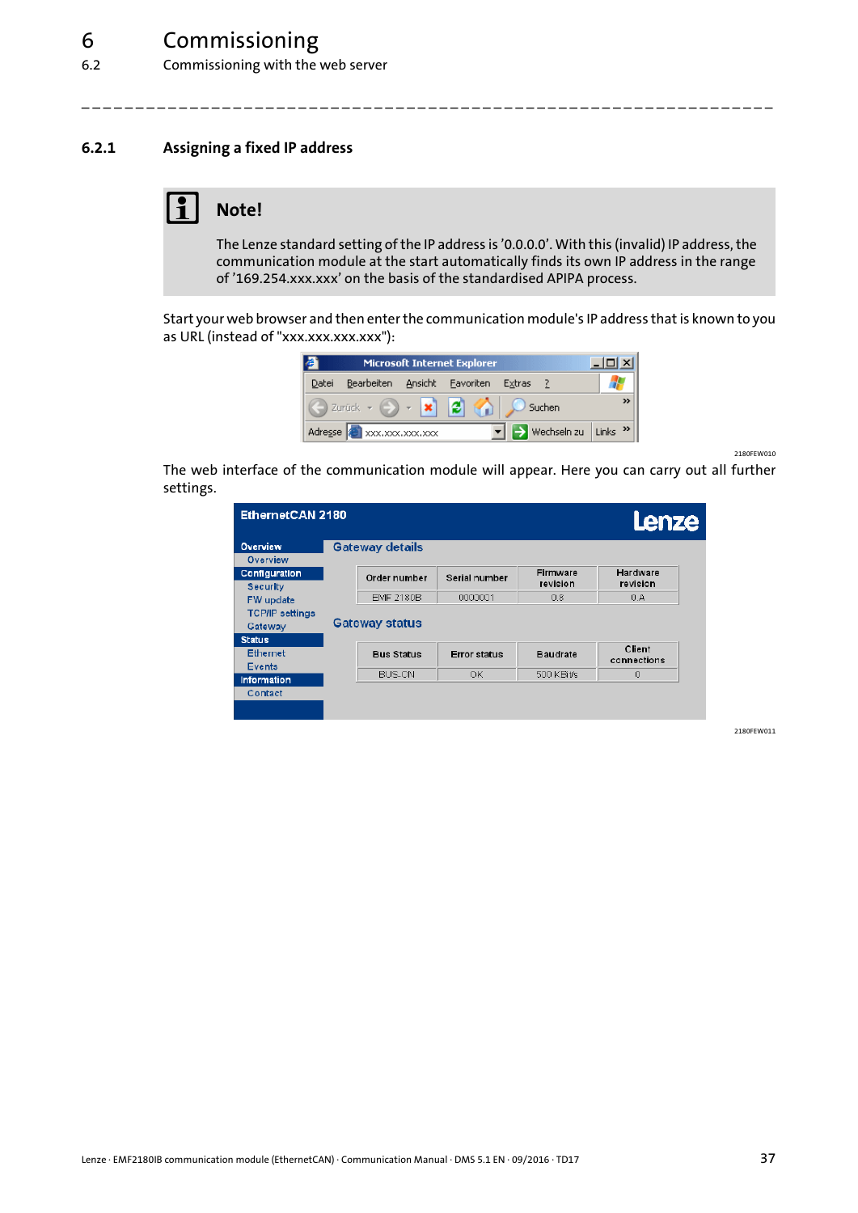### 6.2.1 Assigning a fixed IP address

**Note!**

The Lenze standard setting of the IP address is '0.0.0.0'. With this (invalid) IP address, the communication module at the start automatically finds its own IP address in the range of '169.254.xxx.xxx' on the basis of the standardised APIPA process.

Start your web browser and then enter the communication module's IP address that is known to you as URL (instead of "xxx.xxx.xxx.xxx"):

2180FEW010

The web interface of the communication module will appear. Here you can carry out all further settings.

2180FEW011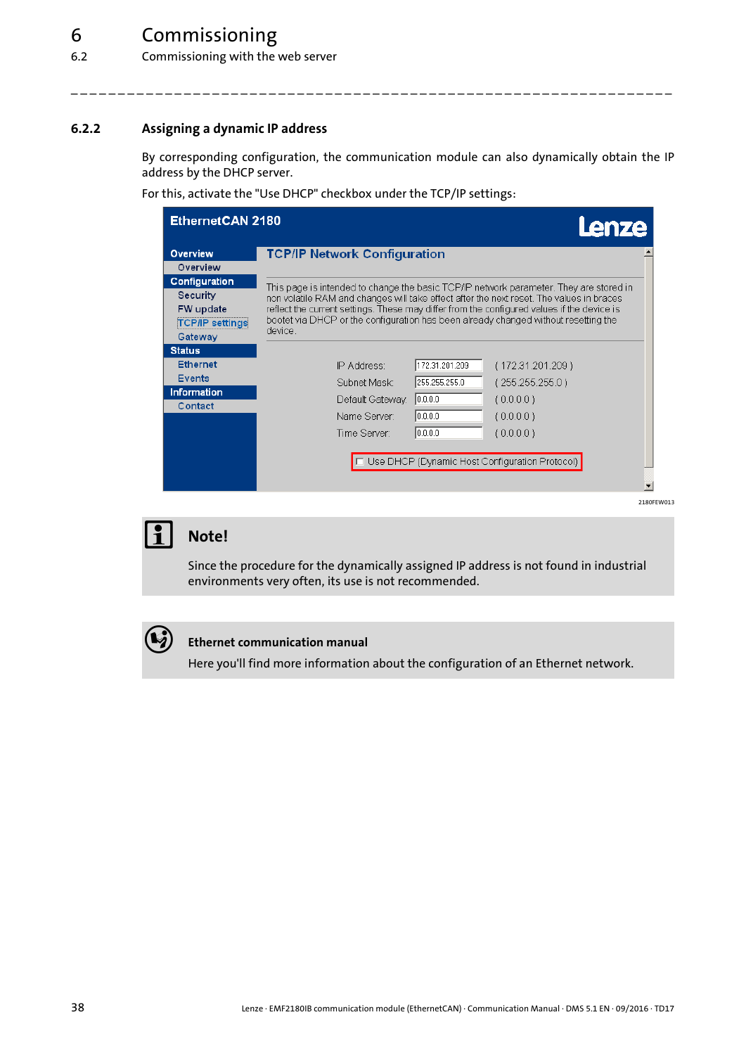### 6.2.2 Assigning a dynamic IP address

By corresponding configuration, the communication module can also dynamically obtain the IP address by the DHCP server.

For this, activate the "Use DHCP" checkbox under the TCP/IP settings:

2180FEW013

**Note!**

Since the procedure for the dynamically assigned IP address is not found in industrial environments very often, its use is not recommended.

**Ethernet communication manual**

Here you'll find more information about the configuration of an Ethernet network.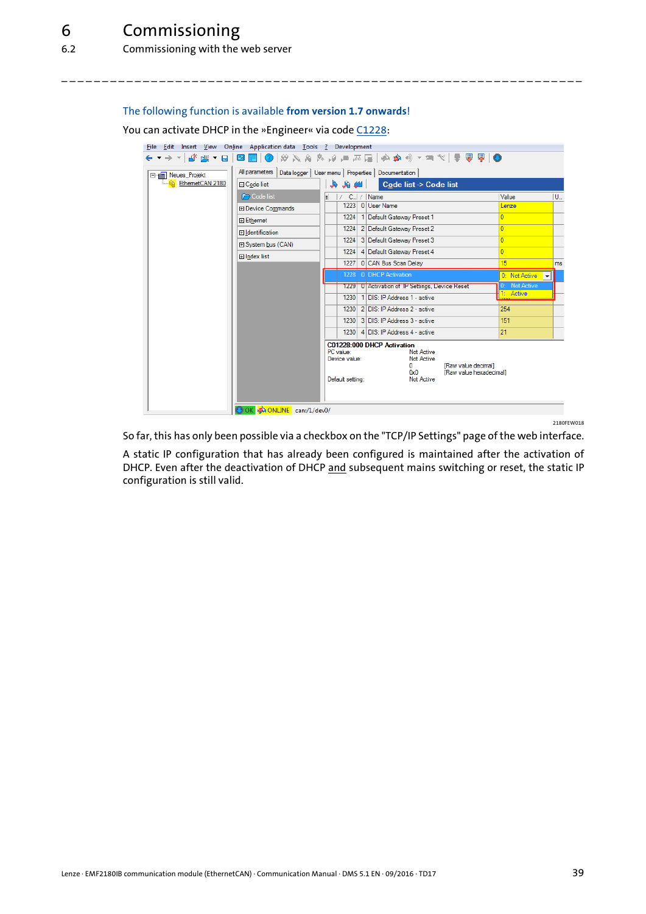The following function is available **from version 1.7 onwards**!

You can activate DHCP in the »Engineer« via code C1228:

2180FEW018

So far, this has only been possible via a checkbox on the "TCP/IP Settings" page of the web interface.

A static IP configuration that has already been configured is maintained after the activation of DHCP. Even after the deactivation of DHCP and subsequent mains switching or reset, the static IP configuration is still valid.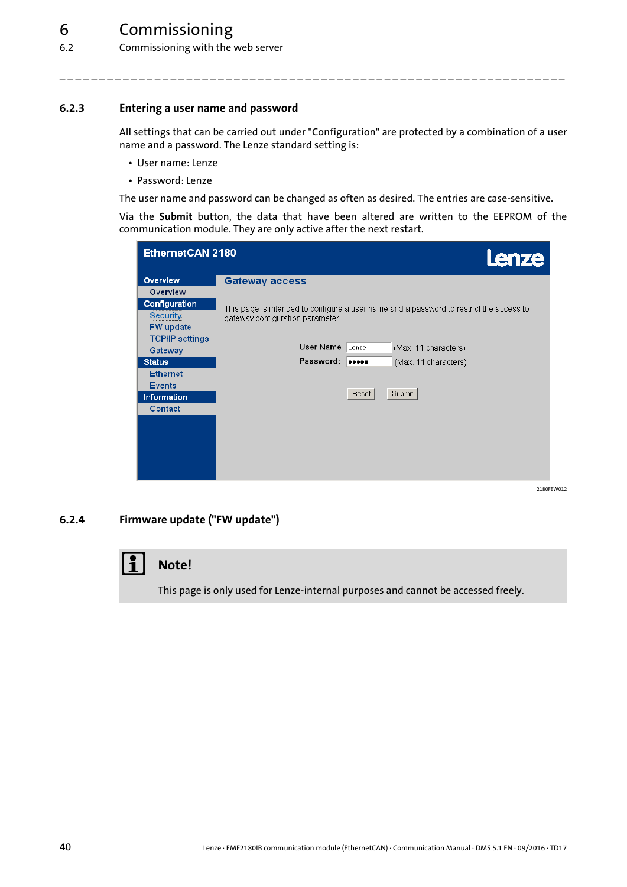### 6.2.3 Entering a user name and password

All settings that can be carried out under "Configuration" are protected by a combination of a user name and a password. The Lenze standard setting is:

- User name: Lenze
- Password: Lenze

The user name and password can be changed as often as desired. The entries are case-sensitive.

Via the **Submit** button, the data that have been altered are written to the EEPROM of the communication module. They are only active after the next restart.

2180FEW012

### 6.2.4 Firmware update ("FW update")

**Note!**

This page is only used for Lenze-internal purposes and cannot be accessed freely.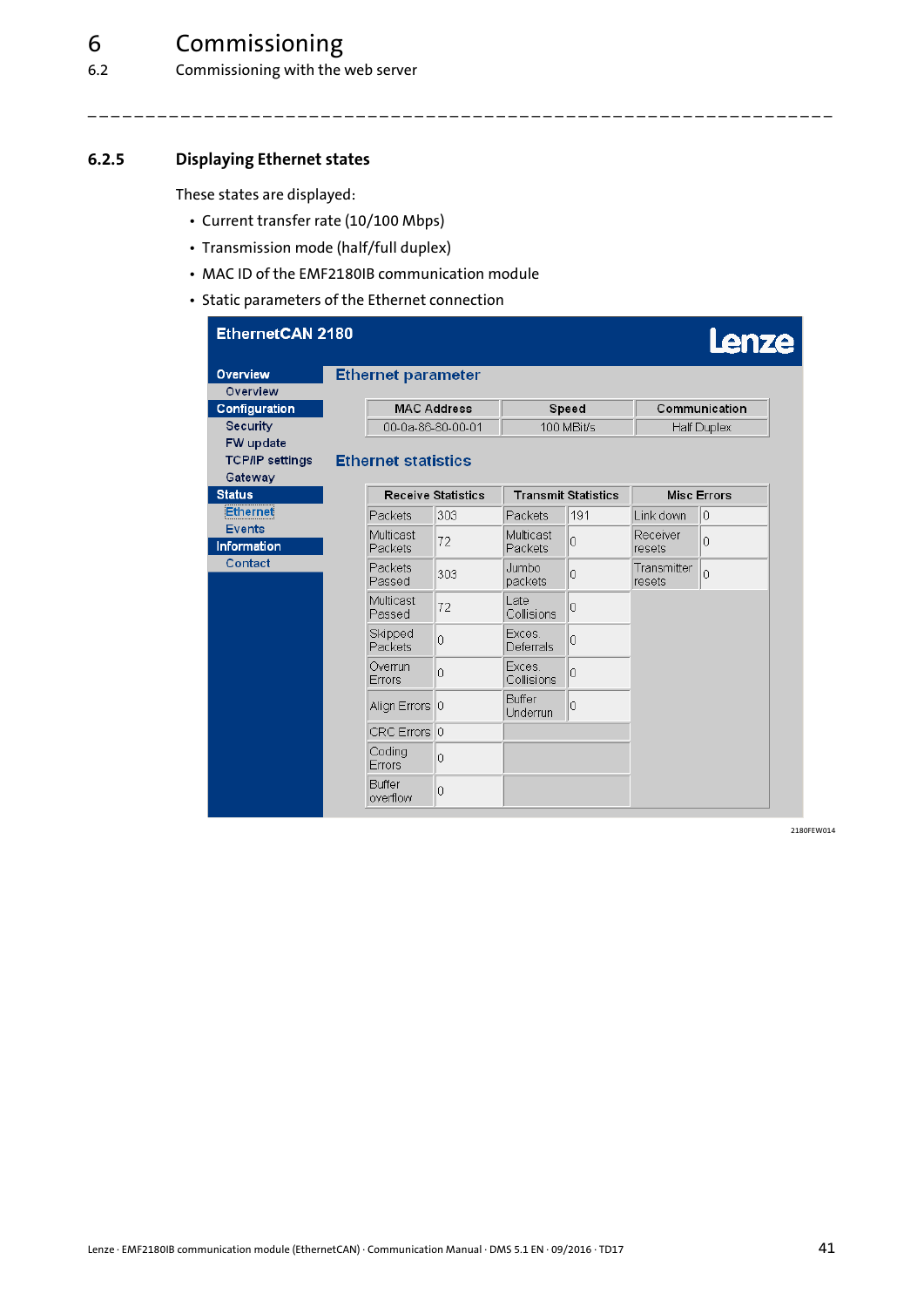### 6.2.5 Displaying Ethernet states

These states are displayed:

- Current transfer rate (10/100 Mbps)
- Transmission mode (half/full duplex)
- MAC ID of the EMF2180IB communication module
- Static parameters of the Ethernet connection

**EthernetCAN 2180** — Lenze

- Overview
  - Overview
- Configuration
  - Security
  - FW update
  - TCP/IP settings
  - Gateway
- Status
  - Ethernet
  - Events
- Information
  - Contact

**Ethernet parameter**

| MAC Address | Speed | Communication |
|---|---|---|
| 00-0a-86-80-00-01 | 100 MBit/s | Half Duplex |

**Ethernet statistics**

| Receive Statistics | | Transmit Statistics | | Misc Errors | |
|---|---|---|---|---|---|
| Packets | 303 | Packets | 191 | Link down | 0 |
| Multicast Packets | 72 | Multicast Packets | 0 | Receiver resets | 0 |
| Packets Passed | 303 | Jumbo packets | 0 | Transmitter resets | 0 |
| Multicast Passed | 72 | Late Collisions | 0 | | |
| Skipped Packets | 0 | Exces. Deferrals | 0 | | |
| Overrun Errors | 0 | Exces. Collisions | 0 | | |
| Align Errors | 0 | Buffer Underrun | 0 | | |
| CRC Errors | 0 | | | | |
| Coding Errors | 0 | | | | |
| Buffer overflow | 0 | | | | |

2180FEW014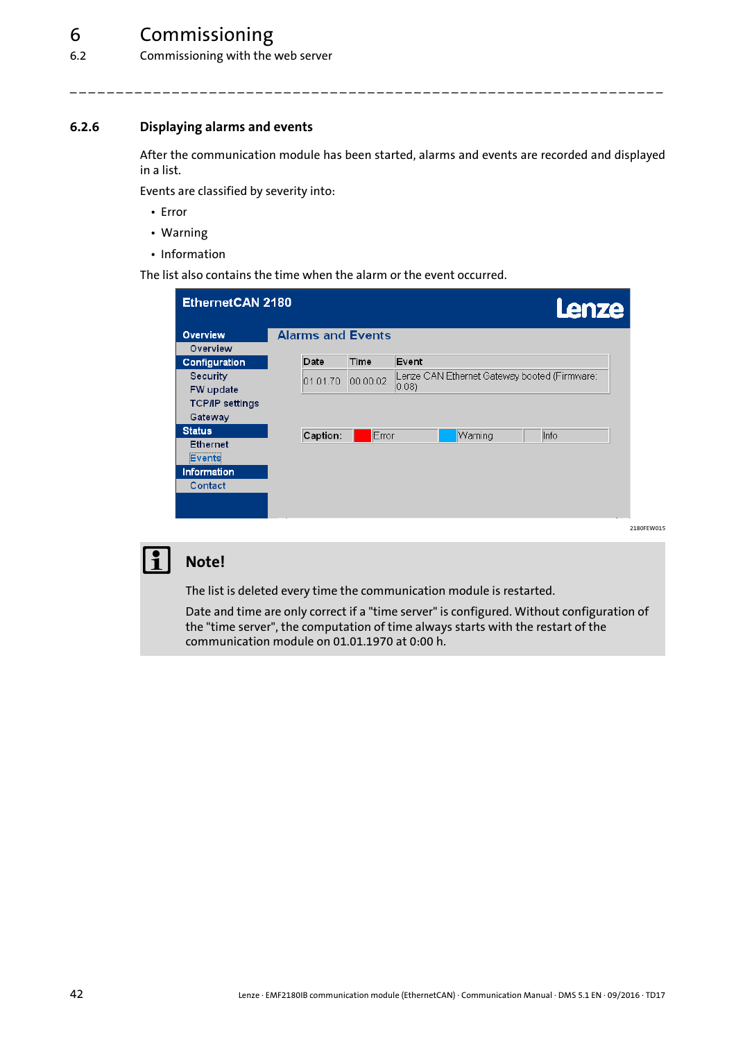### 6.2.6 Displaying alarms and events

After the communication module has been started, alarms and events are recorded and displayed in a list.

Events are classified by severity into:

- Error
- Warning
- Information

The list also contains the time when the alarm or the event occurred.

2180FEW015

**Note!**

The list is deleted every time the communication module is restarted.

Date and time are only correct if a "time server" is configured. Without configuration of the "time server", the computation of time always starts with the restart of the communication module on 01.01.1970 at 0:00 h.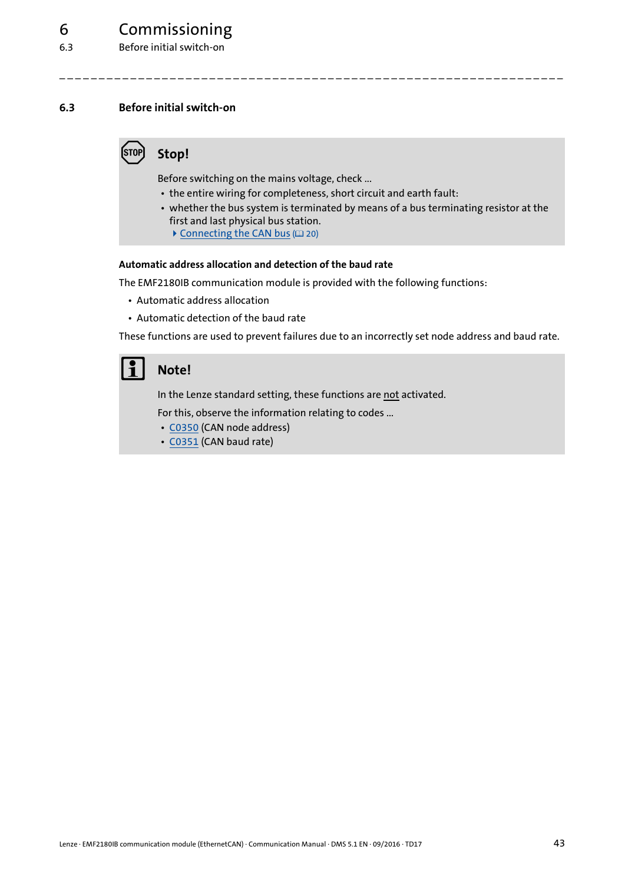### 6.3 Before initial switch-on

> **Stop!**
>
> Before switching on the mains voltage, check ...
> - the entire wiring for completeness, short circuit and earth fault:
> - whether the bus system is terminated by means of a bus terminating resistor at the first and last physical bus station.
>   - Connecting the CAN bus (📖 20)

#### Automatic address allocation and detection of the baud rate

The EMF2180IB communication module is provided with the following functions:

- Automatic address allocation
- Automatic detection of the baud rate

These functions are used to prevent failures due to an incorrectly set node address and baud rate.

> **Note!**
>
> In the Lenze standard setting, these functions are not activated.
>
> For this, observe the information relating to codes ...
> - C0350 (CAN node address)
> - C0351 (CAN baud rate)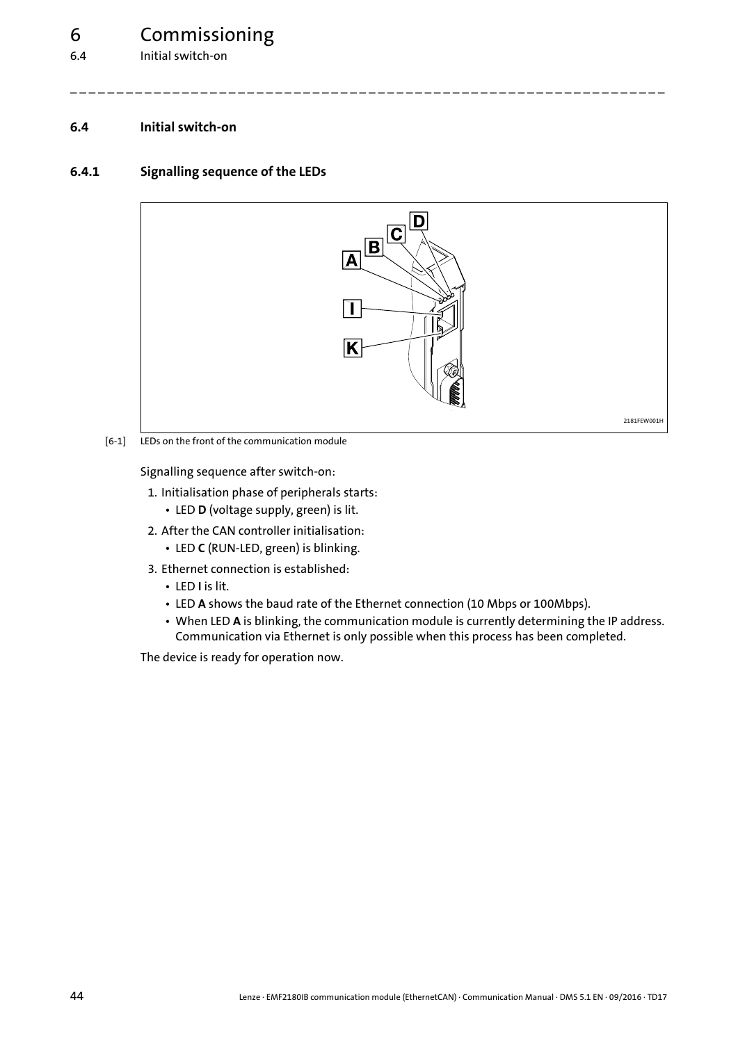## 6.4 Initial switch-on

### 6.4.1 Signalling sequence of the LEDs

[6-1] LEDs on the front of the communication module

Signalling sequence after switch-on:

1. Initialisation phase of peripherals starts:
   - LED **D** (voltage supply, green) is lit.
2. After the CAN controller initialisation:
   - LED **C** (RUN-LED, green) is blinking.
3. Ethernet connection is established:
   - LED **I** is lit.
   - LED **A** shows the baud rate of the Ethernet connection (10 Mbps or 100Mbps).
   - When LED **A** is blinking, the communication module is currently determining the IP address. Communication via Ethernet is only possible when this process has been completed.

The device is ready for operation now.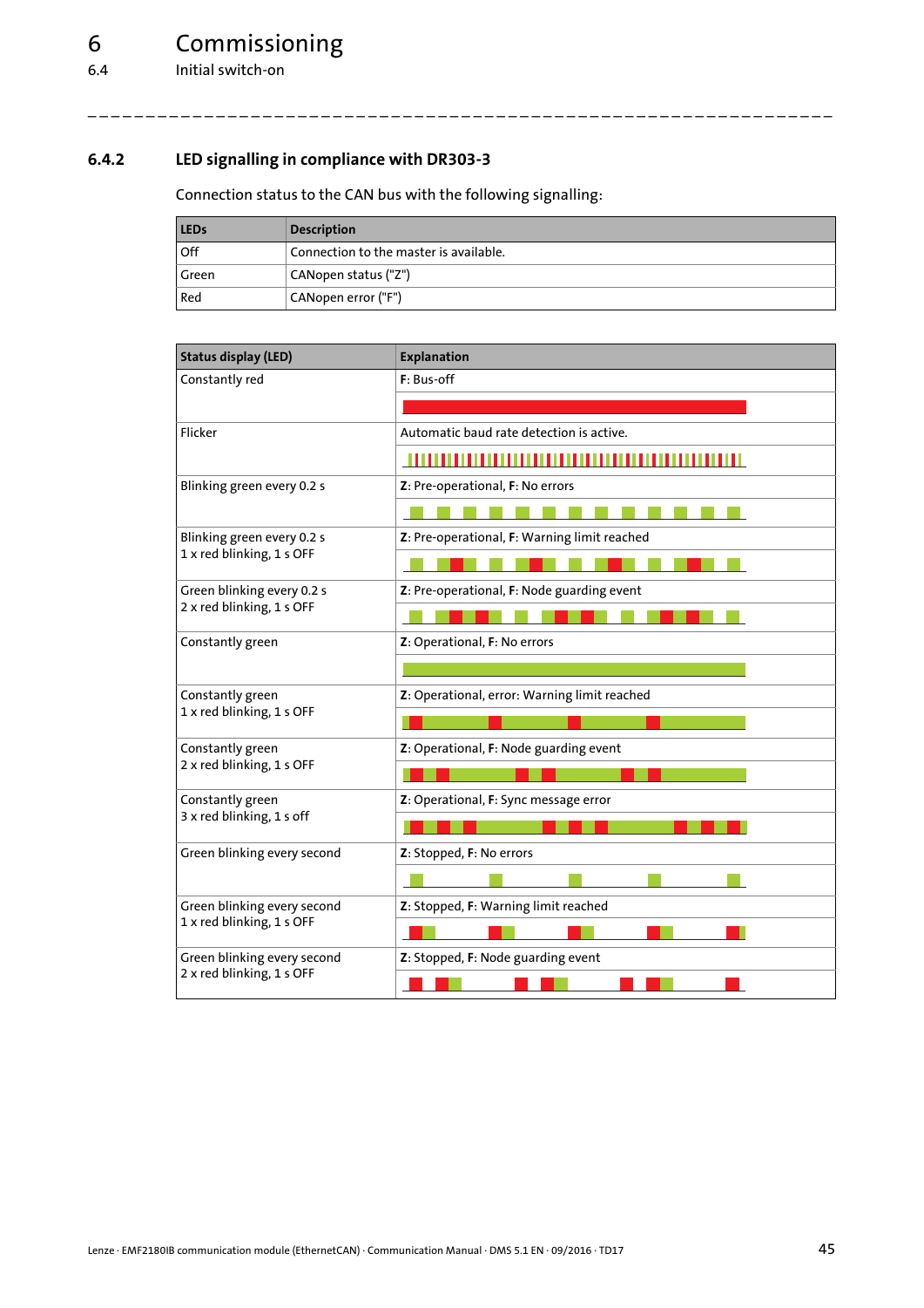### 6.4.2 LED signalling in compliance with DR303-3

Connection status to the CAN bus with the following signalling:

| LEDs | Description |
| --- | --- |
| Off | Connection to the master is available. |
| Green | CANopen status ("Z") |
| Red | CANopen error ("F") |

| Status display (LED) | Explanation |
| --- | --- |
| Constantly red | **F**: Bus-off |
| Flicker | Automatic baud rate detection is active. |
| Blinking green every 0.2 s | **Z**: Pre-operational, **F**: No errors |
| Blinking green every 0.2 s<br>1 x red blinking, 1 s OFF | **Z**: Pre-operational, **F**: Warning limit reached |
| Green blinking every 0.2 s<br>2 x red blinking, 1 s OFF | **Z**: Pre-operational, **F**: Node guarding event |
| Constantly green | **Z**: Operational, **F**: No errors |
| Constantly green<br>1 x red blinking, 1 s OFF | **Z**: Operational, error: Warning limit reached |
| Constantly green<br>2 x red blinking, 1 s OFF | **Z**: Operational, **F**: Node guarding event |
| Constantly green<br>3 x red blinking, 1 s off | **Z**: Operational, **F**: Sync message error |
| Green blinking every second | **Z**: Stopped, **F**: No errors |
| Green blinking every second<br>1 x red blinking, 1 s OFF | **Z**: Stopped, **F**: Warning limit reached |
| Green blinking every second<br>2 x red blinking, 1 s OFF | **Z**: Stopped, **F**: Node guarding event |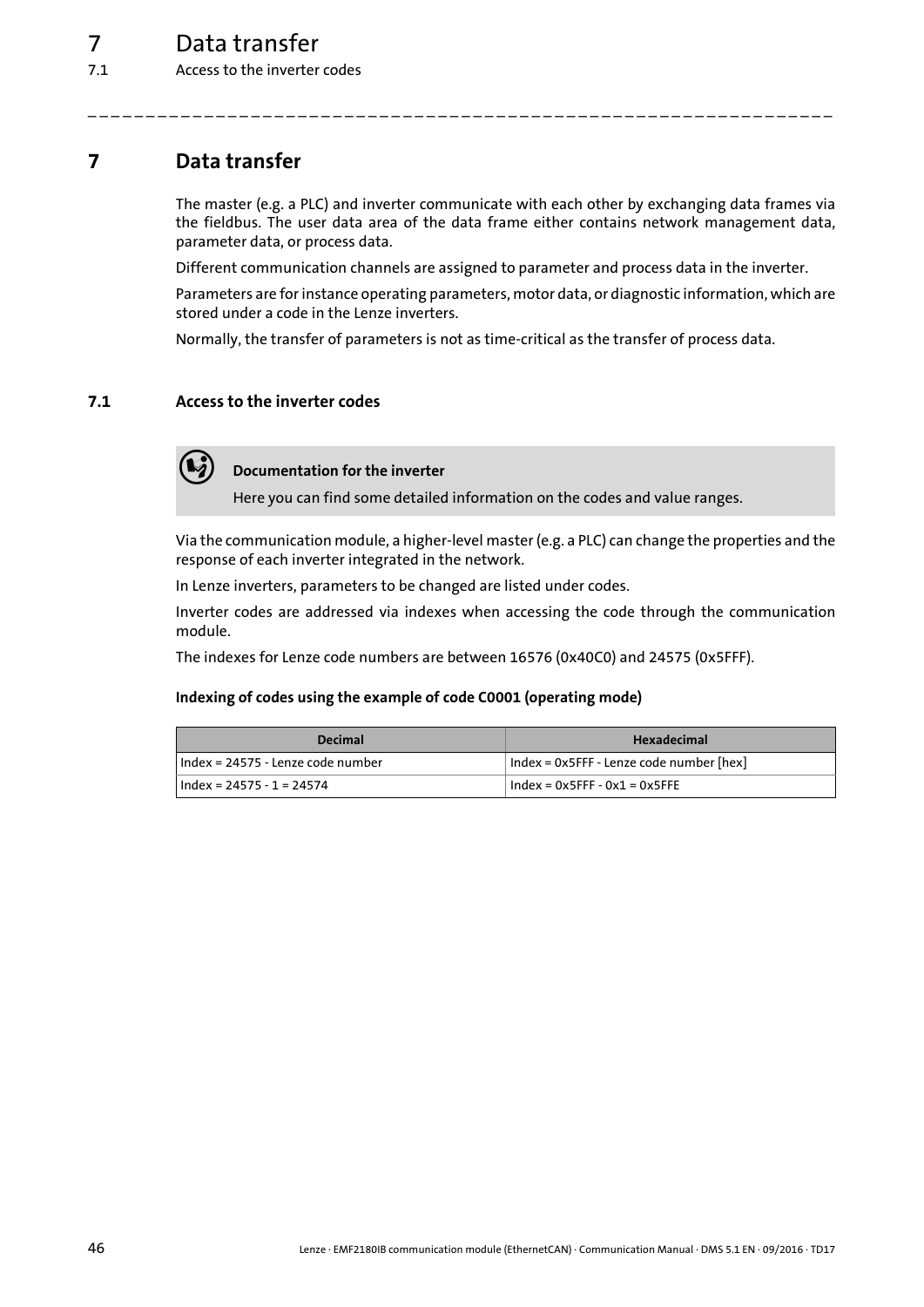# 7 Data transfer

The master (e.g. a PLC) and inverter communicate with each other by exchanging data frames via the fieldbus. The user data area of the data frame either contains network management data, parameter data, or process data.

Different communication channels are assigned to parameter and process data in the inverter.

Parameters are for instance operating parameters, motor data, or diagnostic information, which are stored under a code in the Lenze inverters.

Normally, the transfer of parameters is not as time-critical as the transfer of process data.

## 7.1 Access to the inverter codes

> **Documentation for the inverter**
>
> Here you can find some detailed information on the codes and value ranges.

Via the communication module, a higher-level master (e.g. a PLC) can change the properties and the response of each inverter integrated in the network.

In Lenze inverters, parameters to be changed are listed under codes.

Inverter codes are addressed via indexes when accessing the code through the communication module.

The indexes for Lenze code numbers are between 16576 (0x40C0) and 24575 (0x5FFF).

**Indexing of codes using the example of code C0001 (operating mode)**

| Decimal | Hexadecimal |
|---|---|
| Index = 24575 - Lenze code number | Index = 0x5FFF - Lenze code number [hex] |
| Index = 24575 - 1 = 24574 | Index = 0x5FFF - 0x1 = 0x5FFE |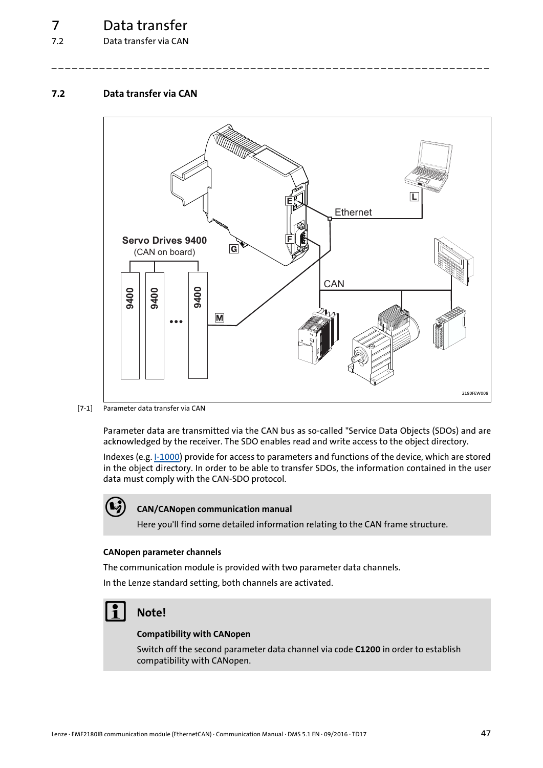## 7.2 Data transfer via CAN

[7-1] Parameter data transfer via CAN

Parameter data are transmitted via the CAN bus as so-called "Service Data Objects (SDOs) and are acknowledged by the receiver. The SDO enables read and write access to the object directory.

Indexes (e.g. I-1000) provide for access to parameters and functions of the device, which are stored in the object directory. In order to be able to transfer SDOs, the information contained in the user data must comply with the CAN-SDO protocol.

**CAN/CANopen communication manual**

Here you'll find some detailed information relating to the CAN frame structure.

#### CANopen parameter channels

The communication module is provided with two parameter data channels.

In the Lenze standard setting, both channels are activated.

**Note!**

**Compatibility with CANopen**

Switch off the second parameter data channel via code **C1200** in order to establish compatibility with CANopen.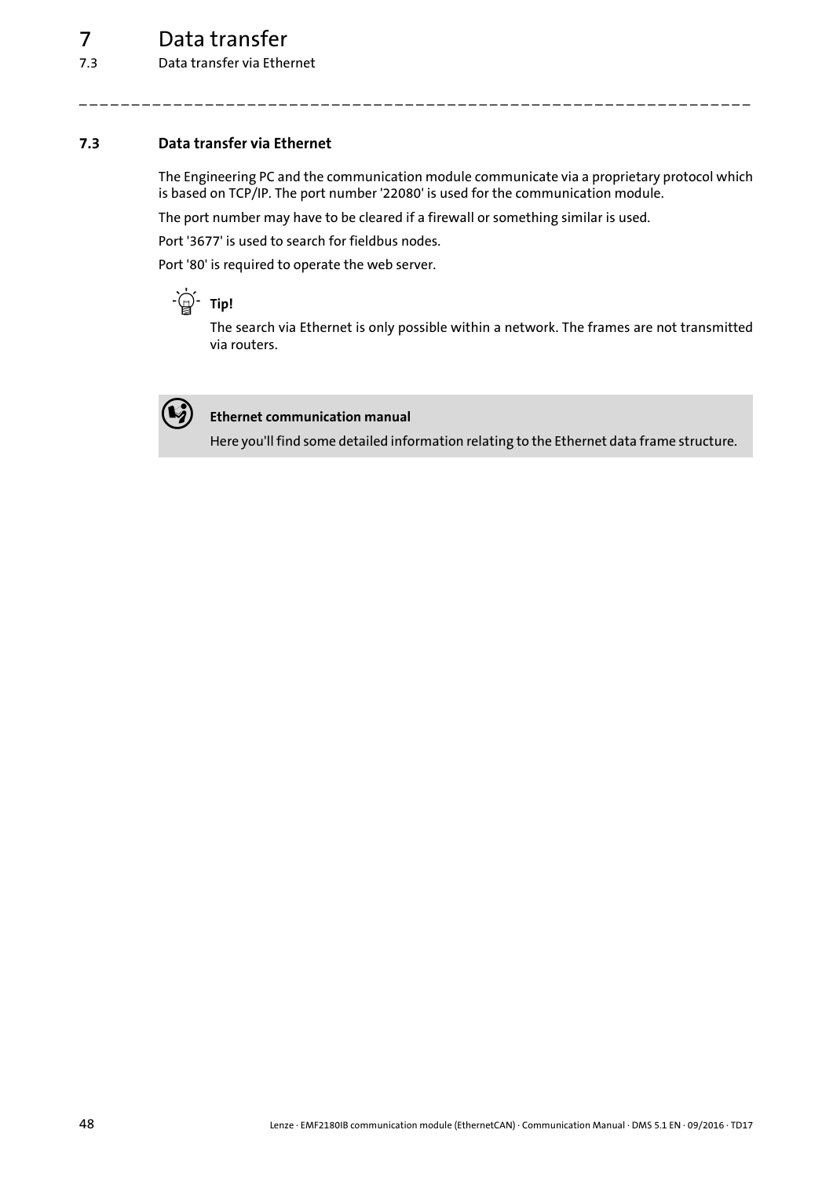### 7.3 Data transfer via Ethernet

The Engineering PC and the communication module communicate via a proprietary protocol which is based on TCP/IP. The port number '22080' is used for the communication module.

The port number may have to be cleared if a firewall or something similar is used.

Port '3677' is used to search for fieldbus nodes.

Port '80' is required to operate the web server.

**Tip!**

The search via Ethernet is only possible within a network. The frames are not transmitted via routers.

**Ethernet communication manual**

Here you'll find some detailed information relating to the Ethernet data frame structure.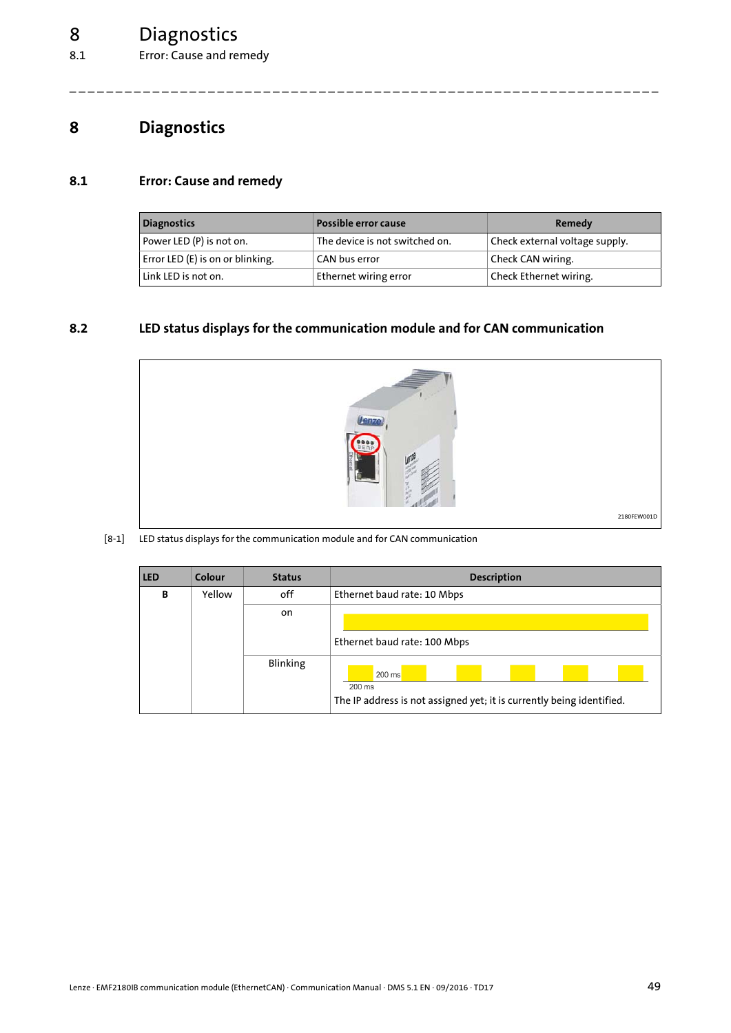# 8 Diagnostics

## 8.1 Error: Cause and remedy

| Diagnostics | Possible error cause | Remedy |
|---|---|---|
| Power LED (P) is not on. | The device is not switched on. | Check external voltage supply. |
| Error LED (E) is on or blinking. | CAN bus error | Check CAN wiring. |
| Link LED is not on. | Ethernet wiring error | Check Ethernet wiring. |

## 8.2 LED status displays for the communication module and for CAN communication

2180FEW001D

[8-1] LED status displays for the communication module and for CAN communication

| LED | Colour | Status | Description |
|---|---|---|---|
| B | Yellow | off | Ethernet baud rate: 10 Mbps |
| | | on | Ethernet baud rate: 100 Mbps |
| | | Blinking | 200 ms 200 ms The IP address is not assigned yet; it is currently being identified. |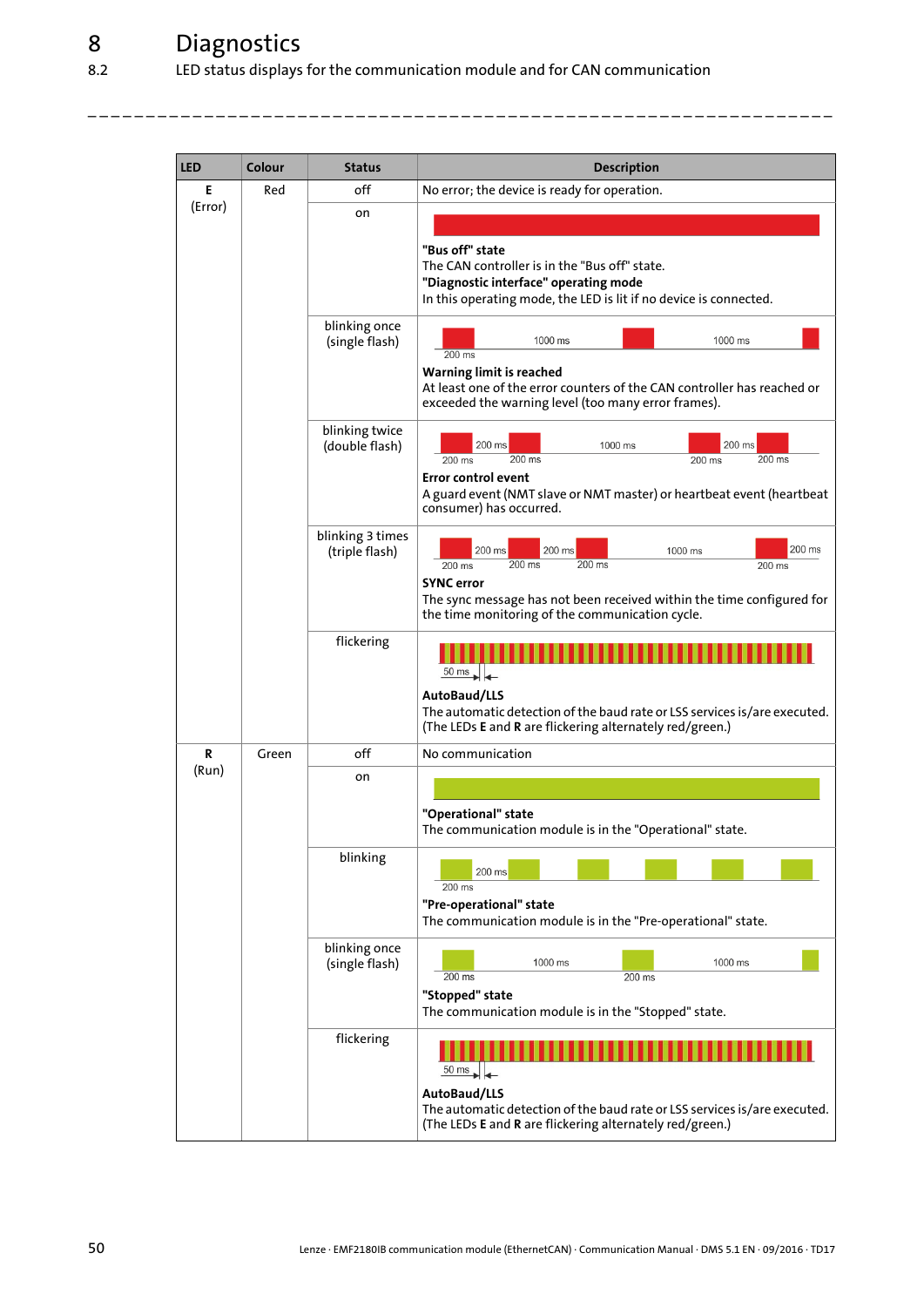# 8 Diagnostics

## 8.2 LED status displays for the communication module and for CAN communication

| LED | Colour | Status | Description |
|---|---|---|---|
| E (Error) | Red | off | No error; the device is ready for operation. |
| | | on | **"Bus off" state**<br>The CAN controller is in the "Bus off" state.<br>**"Diagnostic interface" operating mode**<br>In this operating mode, the LED is lit if no device is connected. |
| | | blinking once (single flash) | 200 ms / 1000 ms<br>**Warning limit is reached**<br>At least one of the error counters of the CAN controller has reached or exceeded the warning level (too many error frames). |
| | | blinking twice (double flash) | 200 ms / 200 ms / 200 ms / 1000 ms<br>**Error control event**<br>A guard event (NMT slave or NMT master) or heartbeat event (heartbeat consumer) has occurred. |
| | | blinking 3 times (triple flash) | 200 ms / 200 ms / 200 ms / 200 ms / 200 ms / 1000 ms<br>**SYNC error**<br>The sync message has not been received within the time configured for the time monitoring of the communication cycle. |
| | | flickering | 50 ms<br>**AutoBaud/LLS**<br>The automatic detection of the baud rate or LSS services is/are executed.<br>(The LEDs **E** and **R** are flickering alternately red/green.) |
| R (Run) | Green | off | No communication |
| | | on | **"Operational" state**<br>The communication module is in the "Operational" state. |
| | | blinking | 200 ms / 200 ms<br>**"Pre-operational" state**<br>The communication module is in the "Pre-operational" state. |
| | | blinking once (single flash) | 200 ms / 1000 ms<br>**"Stopped" state**<br>The communication module is in the "Stopped" state. |
| | | flickering | 50 ms<br>**AutoBaud/LLS**<br>The automatic detection of the baud rate or LSS services is/are executed.<br>(The LEDs **E** and **R** are flickering alternately red/green.) |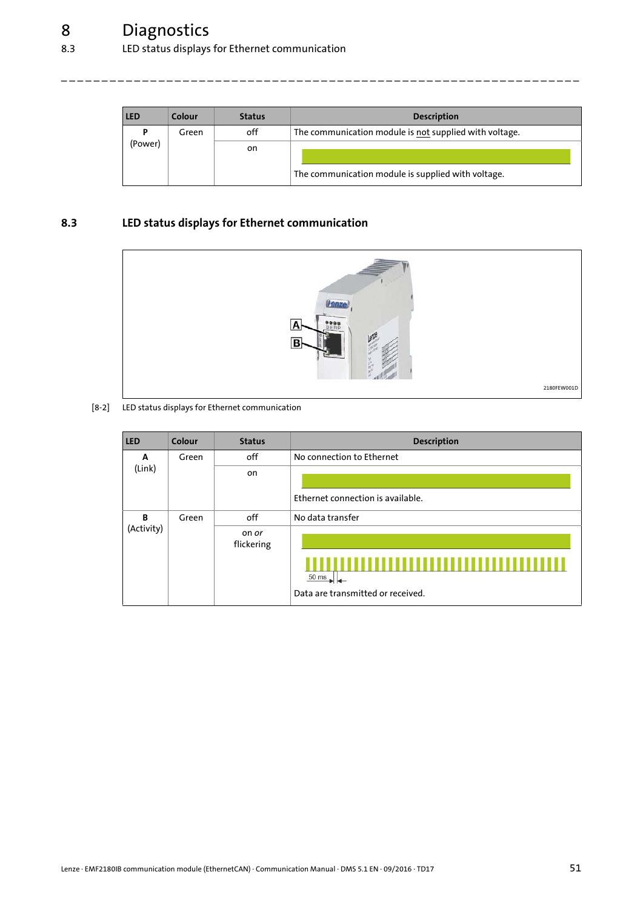| LED | Colour | Status | Description |
|---|---|---|---|
| **P** (Power) | Green | off | The communication module is not supplied with voltage. |
| | | on | The communication module is supplied with voltage. |

## 8.3 LED status displays for Ethernet communication

2180FEW001D

[8-2] LED status displays for Ethernet communication

| LED | Colour | Status | Description |
|---|---|---|---|
| **A** (Link) | Green | off | No connection to Ethernet |
| | | on | Ethernet connection is available. |
| **B** (Activity) | Green | off | No data transfer |
| | | on *or* flickering | 50 ms<br>Data are transmitted or received. |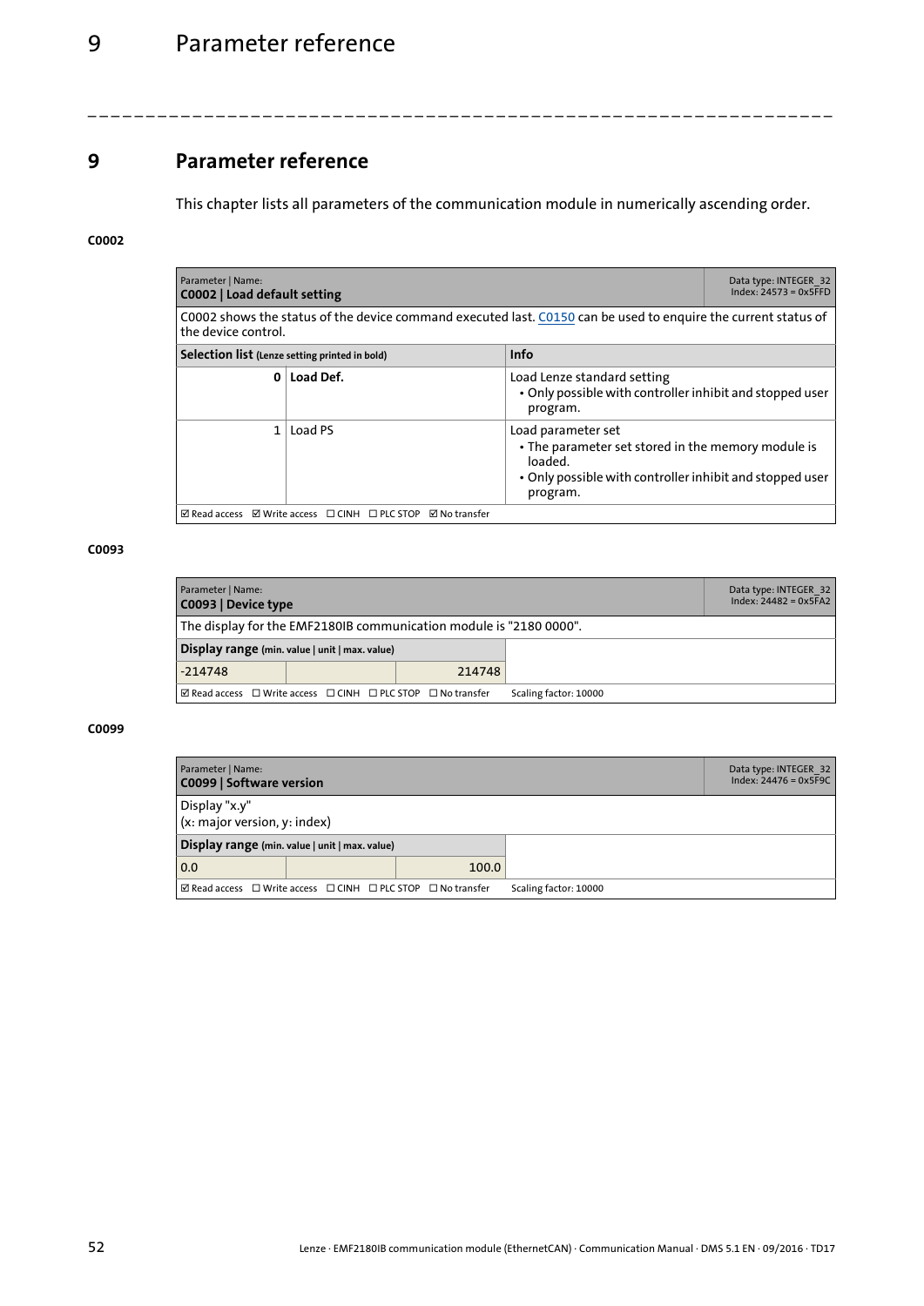# 9 Parameter reference

This chapter lists all parameters of the communication module in numerically ascending order.

**C0002**

| Parameter \| Name: **C0002 \| Load default setting** | | | Data type: INTEGER_32 Index: 24573 = 0x5FFD |
|---|---|---|---|
| C0002 shows the status of the device command executed last. C0150 can be used to enquire the current status of the device control. | | | |
| **Selection list** (Lenze setting printed in bold) | | **Info** | |
| **0** | **Load Def.** | Load Lenze standard setting<br>• Only possible with controller inhibit and stopped user program. | |
| 1 | Load PS | Load parameter set<br>• The parameter set stored in the memory module is loaded.<br>• Only possible with controller inhibit and stopped user program. | |
| ☑ Read access ☑ Write access ☐ CINH ☐ PLC STOP ☑ No transfer | | | |

**C0093**

| Parameter \| Name: **C0093 \| Device type** | | | | Data type: INTEGER_32 Index: 24482 = 0x5FA2 |
|---|---|---|---|---|
| The display for the EMF2180IB communication module is "2180 0000". | | | | |
| **Display range** (min. value \| unit \| max. value) | | | | |
| -214748 | | 214748 | | |
| ☑ Read access ☐ Write access ☐ CINH ☐ PLC STOP ☐ No transfer | | | Scaling factor: 10000 | |

**C0099**

| Parameter \| Name: **C0099 \| Software version** | | | | Data type: INTEGER_32 Index: 24476 = 0x5F9C |
|---|---|---|---|---|
| Display "x.y"<br>(x: major version, y: index) | | | | |
| **Display range** (min. value \| unit \| max. value) | | | | |
| 0.0 | | 100.0 | | |
| ☑ Read access ☐ Write access ☐ CINH ☐ PLC STOP ☐ No transfer | | | Scaling factor: 10000 | |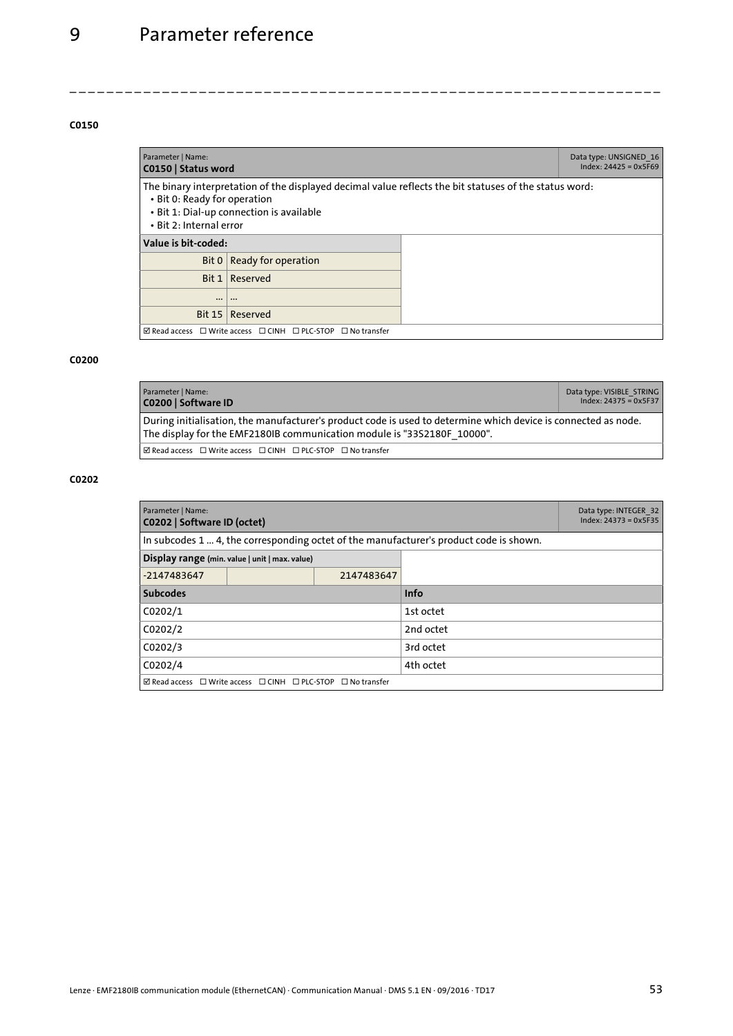#### C0150

| Parameter \| Name:<br>**C0150 \| Status word** | | | Data type: UNSIGNED_16<br>Index: 24425 = 0x5F69 |
|---|---|---|---|
| The binary interpretation of the displayed decimal value reflects the bit statuses of the status word:<br>• Bit 0: Ready for operation<br>• Bit 1: Dial-up connection is available<br>• Bit 2: Internal error | | | |
| **Value is bit-coded:** | | | |
| Bit 0 | Ready for operation | | |
| Bit 1 | Reserved | | |
| ... | ... | | |
| Bit 15 | Reserved | | |
| ☑ Read access ☐ Write access ☐ CINH ☐ PLC-STOP ☐ No transfer | | | |

#### C0200

| Parameter \| Name:<br>**C0200 \| Software ID** | Data type: VISIBLE_STRING<br>Index: 24375 = 0x5F37 |
|---|---|
| During initialisation, the manufacturer's product code is used to determine which device is connected as node.<br>The display for the EMF2180IB communication module is "33S2180F_10000". | |
| ☑ Read access ☐ Write access ☐ CINH ☐ PLC-STOP ☐ No transfer | |

#### C0202

| Parameter \| Name:<br>**C0202 \| Software ID (octet)** | | | | Data type: INTEGER_32<br>Index: 24373 = 0x5F35 |
|---|---|---|---|---|
| In subcodes 1 ... 4, the corresponding octet of the manufacturer's product code is shown. | | | | |
| **Display range** (min. value \| unit \| max. value) | | | | |
| -2147483647 | | 2147483647 | | |
| **Subcodes** | | | **Info** | |
| C0202/1 | | | 1st octet | |
| C0202/2 | | | 2nd octet | |
| C0202/3 | | | 3rd octet | |
| C0202/4 | | | 4th octet | |
| ☑ Read access ☐ Write access ☐ CINH ☐ PLC-STOP ☐ No transfer | | | | |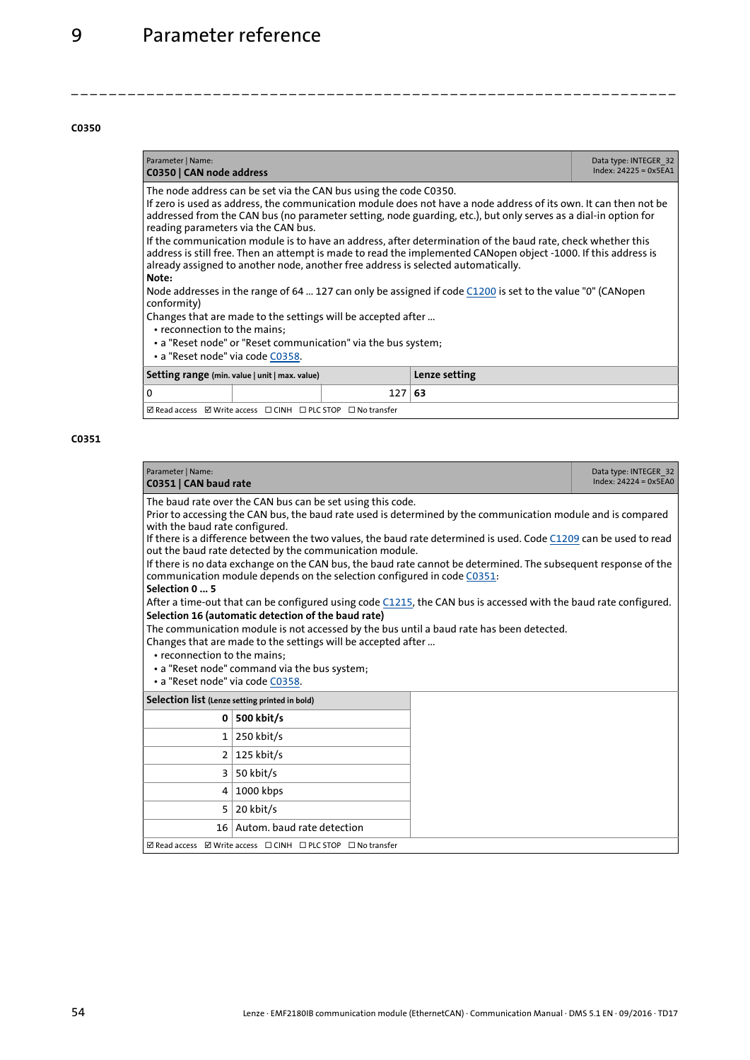### C0350

| Parameter \| Name: **C0350 \| CAN node address** | | | Data type: INTEGER_32 Index: 24225 = 0x5EA1 |
|---|---|---|---|

The node address can be set via the CAN bus using the code C0350.
If zero is used as address, the communication module does not have a node address of its own. It can then not be addressed from the CAN bus (no parameter setting, node guarding, etc.), but only serves as a dial-in option for reading parameters via the CAN bus.
If the communication module is to have an address, after determination of the baud rate, check whether this address is still free. Then an attempt is made to read the implemented CANopen object -1000. If this address is already assigned to another node, another free address is selected automatically.
**Note:**
Node addresses in the range of 64 ... 127 can only be assigned if code C1200 is set to the value "0" (CANopen conformity)
Changes that are made to the settings will be accepted after ...
- reconnection to the mains;
- a "Reset node" or "Reset communication" via the bus system;
- a "Reset node" via code C0358.

| **Setting range** (min. value \| unit \| max. value) | | | **Lenze setting** |
|---|---|---|---|
| 0 | | 127 | **63** |

☑ Read access ☑ Write access ☐ CINH ☐ PLC STOP ☐ No transfer

### C0351

| Parameter \| Name: **C0351 \| CAN baud rate** | Data type: INTEGER_32 Index: 24224 = 0x5EA0 |
|---|---|

The baud rate over the CAN bus can be set using this code.
Prior to accessing the CAN bus, the baud rate used is determined by the communication module and is compared with the baud rate configured.
If there is a difference between the two values, the baud rate determined is used. Code C1209 can be used to read out the baud rate detected by the communication module.
If there is no data exchange on the CAN bus, the baud rate cannot be determined. The subsequent response of the communication module depends on the selection configured in code C0351:
**Selection 0 ... 5**
After a time-out that can be configured using code C1215, the CAN bus is accessed with the baud rate configured.
**Selection 16 (automatic detection of the baud rate)**
The communication module is not accessed by the bus until a baud rate has been detected.
Changes that are made to the settings will be accepted after ...
- reconnection to the mains;
- a "Reset node" command via the bus system;
- a "Reset node" via code C0358.

| **Selection list** (Lenze setting printed in bold) | |
|---|---|
| **0** | **500 kbit/s** |
| 1 | 250 kbit/s |
| 2 | 125 kbit/s |
| 3 | 50 kbit/s |
| 4 | 1000 kbps |
| 5 | 20 kbit/s |
| 16 | Autom. baud rate detection |

☑ Read access ☑ Write access ☐ CINH ☐ PLC STOP ☐ No transfer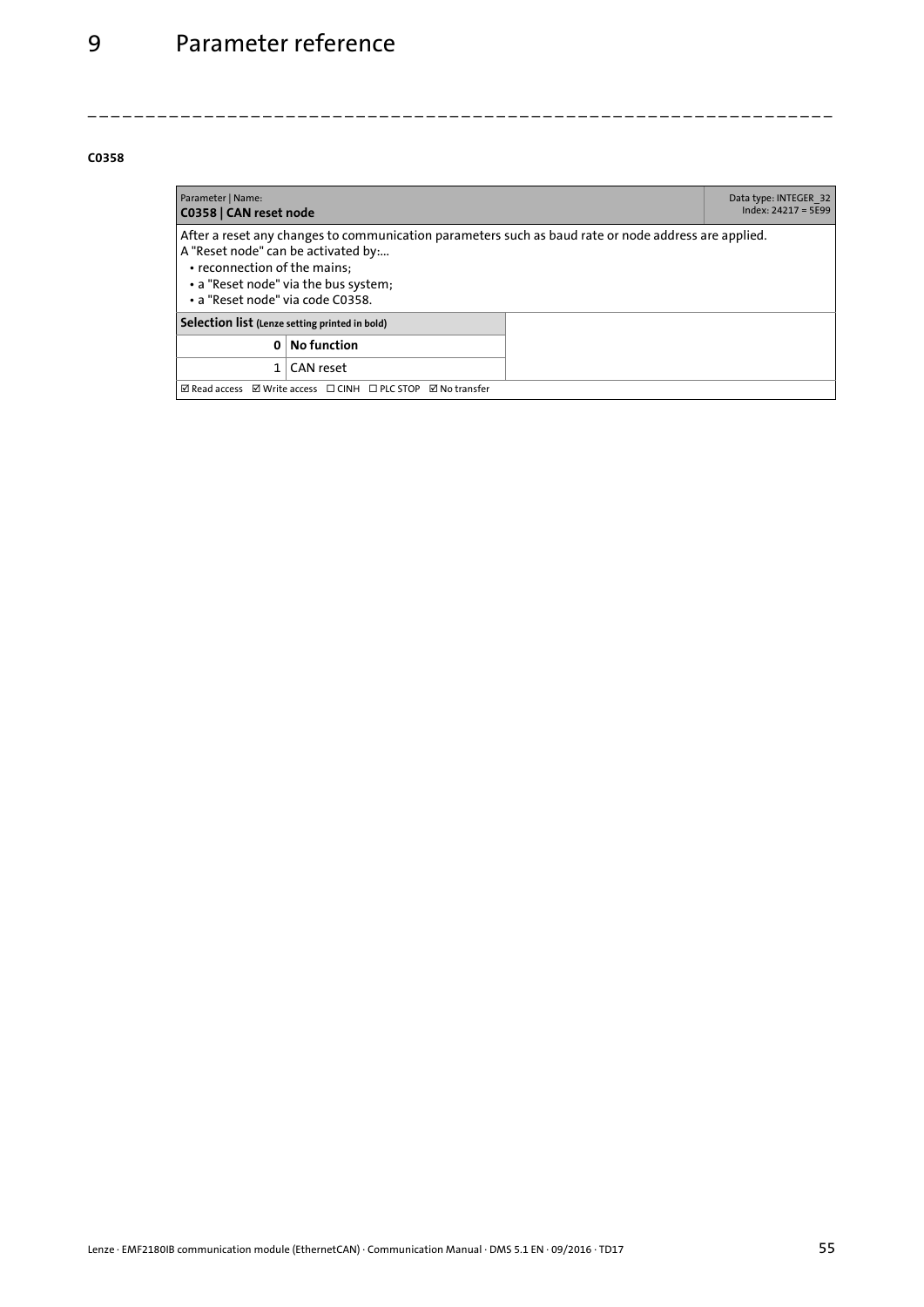#### C0358

| Parameter \| Name:<br>**C0358 \| CAN reset node** | | Data type: INTEGER_32<br>Index: 24217 = 5E99 |
|---|---|---|
| After a reset any changes to communication parameters such as baud rate or node address are applied.<br>A "Reset node" can be activated by:...<br>• reconnection of the mains;<br>• a "Reset node" via the bus system;<br>• a "Reset node" via code C0358. | | |
| **Selection list** (Lenze setting printed in bold) | | |
| **0** | **No function** | |
| 1 | CAN reset | |
| ☑ Read access ☑ Write access ☐ CINH ☐ PLC STOP ☑ No transfer | | |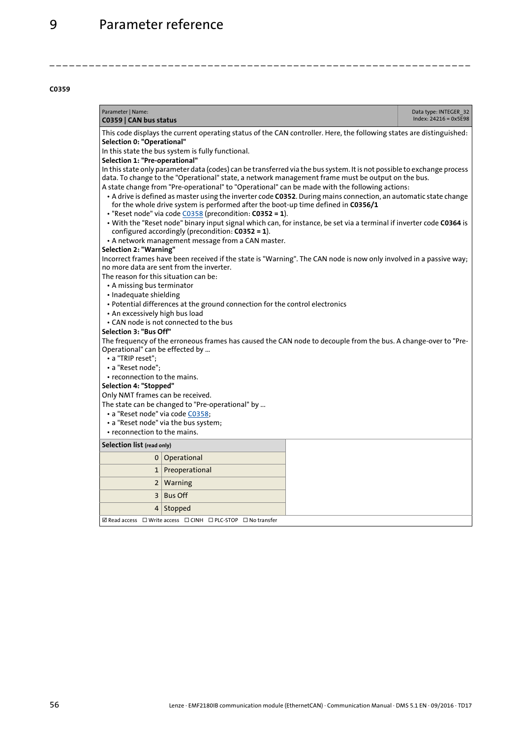#### C0359

| Parameter \| Name:<br>**C0359 \| CAN bus status** | Data type: INTEGER_32<br>Index: 24216 = 0x5E98 |
|---|---|

This code displays the current operating status of the CAN controller. Here, the following states are distinguished:

**Selection 0: "Operational"**

In this state the bus system is fully functional.

**Selection 1: "Pre-operational"**

In this state only parameter data (codes) can be transferred via the bus system. It is not possible to exchange process data. To change to the "Operational" state, a network management frame must be output on the bus.

A state change from "Pre-operational" to "Operational" can be made with the following actions:

- A drive is defined as master using the inverter code **C0352**. During mains connection, an automatic state change for the whole drive system is performed after the boot-up time defined in **C0356/1**
- "Reset node" via code C0358 (precondition: **C0352 = 1**).
- With the "Reset node" binary input signal which can, for instance, be set via a terminal if inverter code **C0364** is configured accordingly (precondition: **C0352 = 1**).
- A network management message from a CAN master.

**Selection 2: "Warning"**

Incorrect frames have been received if the state is "Warning". The CAN node is now only involved in a passive way; no more data are sent from the inverter.

The reason for this situation can be:

- A missing bus terminator
- Inadequate shielding
- Potential differences at the ground connection for the control electronics
- An excessively high bus load
- CAN node is not connected to the bus

**Selection 3: "Bus Off"**

The frequency of the erroneous frames has caused the CAN node to decouple from the bus. A change-over to "Pre-Operational" can be effected by ...

- a "TRIP reset";
- a "Reset node";
- reconnection to the mains.

**Selection 4: "Stopped"**

Only NMT frames can be received.

The state can be changed to "Pre-operational" by ...

- a "Reset node" via code C0358;
- a "Reset node" via the bus system;
- reconnection to the mains.

| **Selection list** (read only) | |
|---|---|
| 0 | Operational |
| 1 | Preoperational |
| 2 | Warning |
| 3 | Bus Off |
| 4 | Stopped |

☑ Read access ☐ Write access ☐ CINH ☐ PLC-STOP ☐ No transfer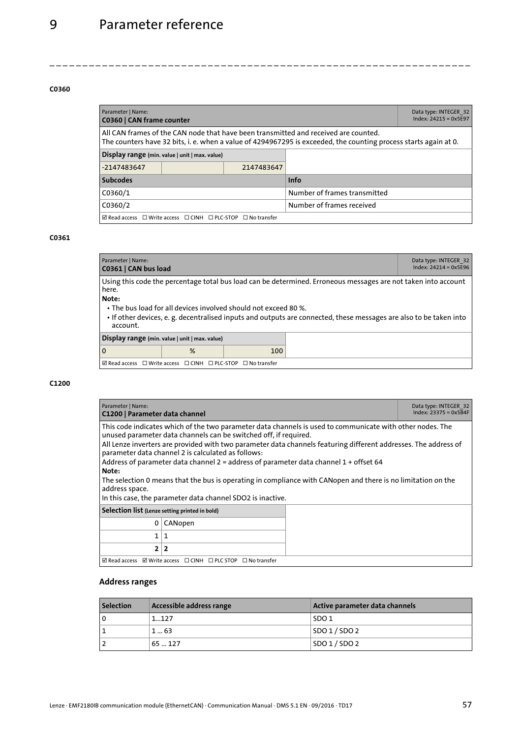### C0360

| Parameter \| Name:<br>**C0360 \| CAN frame counter** | | | Data type: INTEGER_32<br>Index: 24215 = 0x5E97 |
|---|---|---|---|
| All CAN frames of the CAN node that have been transmitted and received are counted.<br>The counters have 32 bits, i. e. when a value of 4294967295 is exceeded, the counting process starts again at 0. | | | |
| **Display range** (min. value \| unit \| max. value) | | | |
| -2147483647 | | 2147483647 | |
| **Subcodes** | | | **Info** |
| C0360/1 | | | Number of frames transmitted |
| C0360/2 | | | Number of frames received |
| ☑ Read access ☐ Write access ☐ CINH ☐ PLC-STOP ☐ No transfer | | | |

### C0361

| Parameter \| Name:<br>**C0361 \| CAN bus load** | | | Data type: INTEGER_32<br>Index: 24214 = 0x5E96 |
|---|---|---|---|
| Using this code the percentage total bus load can be determined. Erroneous messages are not taken into account here.<br>**Note:**<br>• The bus load for all devices involved should not exceed 80 %.<br>• If other devices, e. g. decentralised inputs and outputs are connected, these messages are also to be taken into account. | | | |
| **Display range** (min. value \| unit \| max. value) | | | |
| 0 | % | 100 | |
| ☑ Read access ☐ Write access ☐ CINH ☐ PLC-STOP ☐ No transfer | | | |

### C1200

| Parameter \| Name:<br>**C1200 \| Parameter data channel** | | Data type: INTEGER_32<br>Index: 23375 = 0x5B4F |
|---|---|---|
| This code indicates which of the two parameter data channels is used to communicate with other nodes. The unused parameter data channels can be switched off, if required.<br>All Lenze inverters are provided with two parameter data channels featuring different addresses. The address of parameter data channel 2 is calculated as follows:<br>Address of parameter data channel 2 = address of parameter data channel 1 + offset 64<br>**Note:**<br>The selection 0 means that the bus is operating in compliance with CANopen and there is no limitation on the address space.<br>In this case, the parameter data channel SDO2 is inactive. | | |
| **Selection list** (Lenze setting printed in bold) | | |
| 0 | CANopen | |
| 1 | 1 | |
| **2** | **2** | |
| ☑ Read access ☑ Write access ☐ CINH ☐ PLC STOP ☐ No transfer | | |

#### Address ranges

| Selection | Accessible address range | Active parameter data channels |
|---|---|---|
| 0 | 1...127 | SDO 1 |
| 1 | 1 ... 63 | SDO 1 / SDO 2 |
| 2 | 65 ... 127 | SDO 1 / SDO 2 |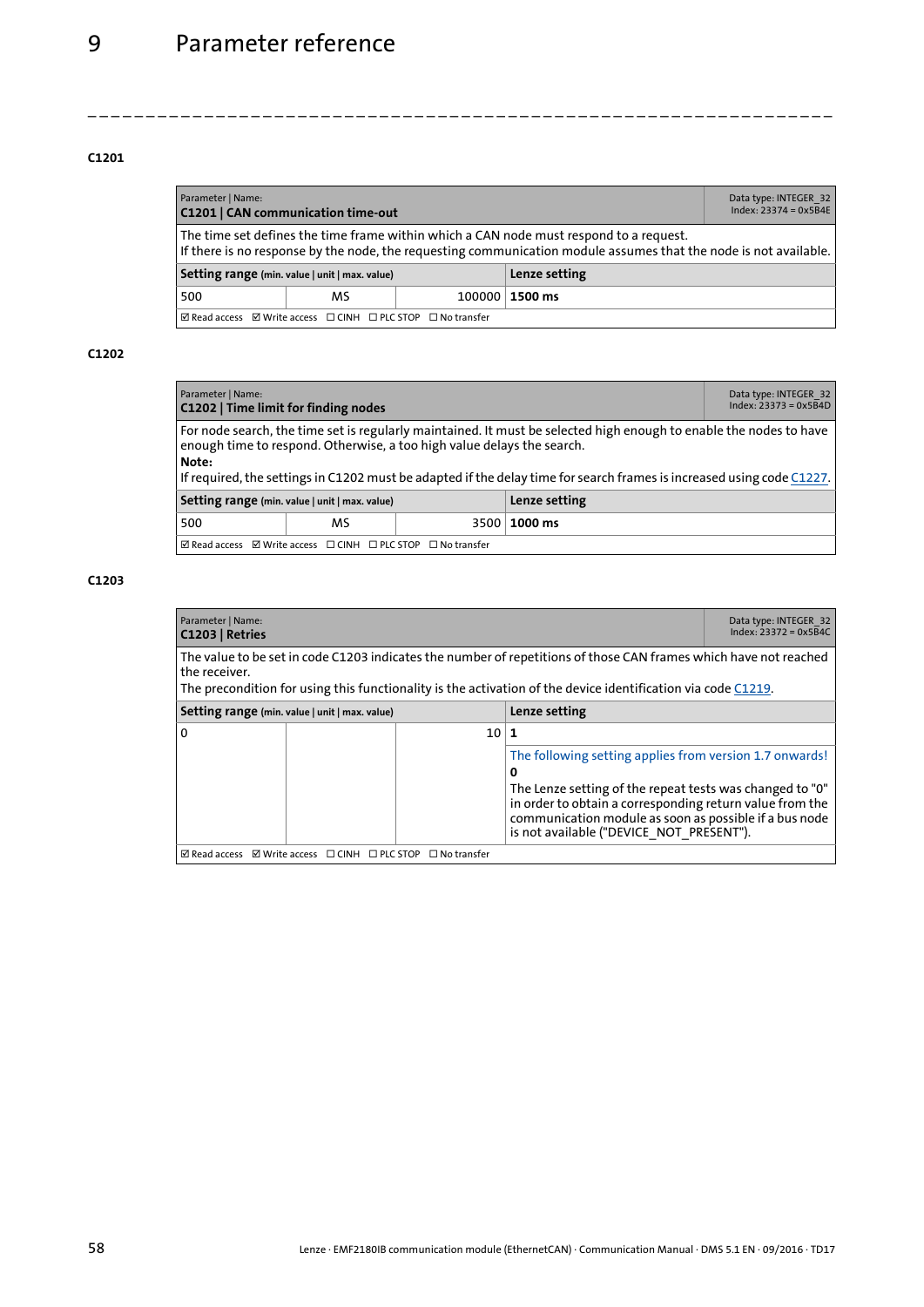#### C1201

| Parameter \| Name:<br>**C1201 \| CAN communication time-out** | | | Data type: INTEGER_32<br>Index: 23374 = 0x5B4E |
|---|---|---|---|
| The time set defines the time frame within which a CAN node must respond to a request.<br>If there is no response by the node, the requesting communication module assumes that the node is not available. | | | |
| **Setting range** (min. value \| unit \| max. value) | | | **Lenze setting** |
| 500 | MS | 100000 | **1500 ms** |
| ☑ Read access ☑ Write access ☐ CINH ☐ PLC STOP ☐ No transfer | | | |

#### C1202

| Parameter \| Name:<br>**C1202 \| Time limit for finding nodes** | | | Data type: INTEGER_32<br>Index: 23373 = 0x5B4D |
|---|---|---|---|
| For node search, the time set is regularly maintained. It must be selected high enough to enable the nodes to have enough time to respond. Otherwise, a too high value delays the search.<br>**Note:**<br>If required, the settings in C1202 must be adapted if the delay time for search frames is increased using code C1227. | | | |
| **Setting range** (min. value \| unit \| max. value) | | | **Lenze setting** |
| 500 | MS | 3500 | **1000 ms** |
| ☑ Read access ☑ Write access ☐ CINH ☐ PLC STOP ☐ No transfer | | | |

#### C1203

| Parameter \| Name:<br>**C1203 \| Retries** | | | Data type: INTEGER_32<br>Index: 23372 = 0x5B4C |
|---|---|---|---|
| The value to be set in code C1203 indicates the number of repetitions of those CAN frames which have not reached the receiver.<br>The precondition for using this functionality is the activation of the device identification via code C1219. | | | |
| **Setting range** (min. value \| unit \| max. value) | | | **Lenze setting** |
| 0 | | 10 | **1** |
| | | | The following setting applies from version 1.7 onwards!<br>**0**<br>The Lenze setting of the repeat tests was changed to "0" in order to obtain a corresponding return value from the communication module as soon as possible if a bus node is not available ("DEVICE_NOT_PRESENT"). |
| ☑ Read access ☑ Write access ☐ CINH ☐ PLC STOP ☐ No transfer | | | |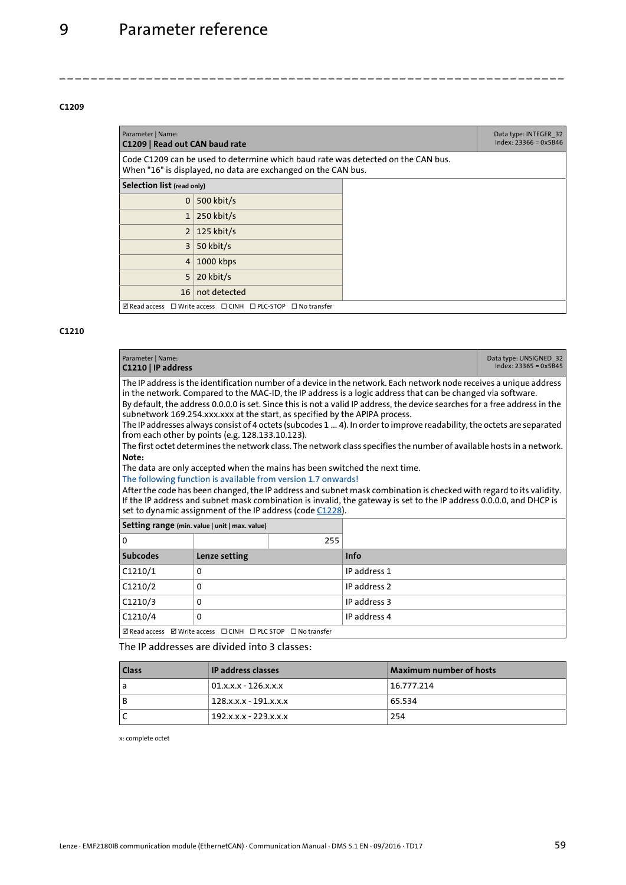### C1209

| Parameter \| Name:<br>**C1209 \| Read out CAN baud rate** | | Data type: INTEGER_32<br>Index: 23366 = 0x5B46 |
|---|---|---|
| Code C1209 can be used to determine which baud rate was detected on the CAN bus.<br>When "16" is displayed, no data are exchanged on the CAN bus. | | |
| **Selection list** (read only) | | |
| 0 | 500 kbit/s | |
| 1 | 250 kbit/s | |
| 2 | 125 kbit/s | |
| 3 | 50 kbit/s | |
| 4 | 1000 kbps | |
| 5 | 20 kbit/s | |
| 16 | not detected | |
| ☑ Read access ☐ Write access ☐ CINH ☐ PLC-STOP ☐ No transfer | | |

### C1210

| Parameter \| Name:<br>**C1210 \| IP address** | | Data type: UNSIGNED_32<br>Index: 23365 = 0x5B45 |
|---|---|---|
| The IP address is the identification number of a device in the network. Each network node receives a unique address in the network. Compared to the MAC-ID, the IP address is a logic address that can be changed via software.<br>By default, the address 0.0.0.0 is set. Since this is not a valid IP address, the device searches for a free address in the subnetwork 169.254.xxx.xxx at the start, as specified by the APIPA process.<br>The IP addresses always consist of 4 octets (subcodes 1 ... 4). In order to improve readability, the octets are separated from each other by points (e.g. 128.133.10.123).<br>The first octet determines the network class. The network class specifies the number of available hosts in a network.<br>**Note:**<br>The data are only accepted when the mains has been switched the next time.<br>The following function is available from version 1.7 onwards!<br>After the code has been changed, the IP address and subnet mask combination is checked with regard to its validity. If the IP address and subnet mask combination is invalid, the gateway is set to the IP address 0.0.0.0, and DHCP is set to dynamic assignment of the IP address (code C1228). | | |
| **Setting range** (min. value \| unit \| max. value) | | |
| 0 | | 255 |
| **Subcodes** | **Lenze setting** | **Info** |
| C1210/1 | 0 | IP address 1 |
| C1210/2 | 0 | IP address 2 |
| C1210/3 | 0 | IP address 3 |
| C1210/4 | 0 | IP address 4 |
| ☑ Read access ☑ Write access ☐ CINH ☐ PLC STOP ☐ No transfer | | |

The IP addresses are divided into 3 classes:

| Class | IP address classes | Maximum number of hosts |
|---|---|---|
| a | 01.x.x.x - 126.x.x.x | 16.777.214 |
| B | 128.x.x.x - 191.x.x.x | 65.534 |
| C | 192.x.x.x - 223.x.x.x | 254 |

x: complete octet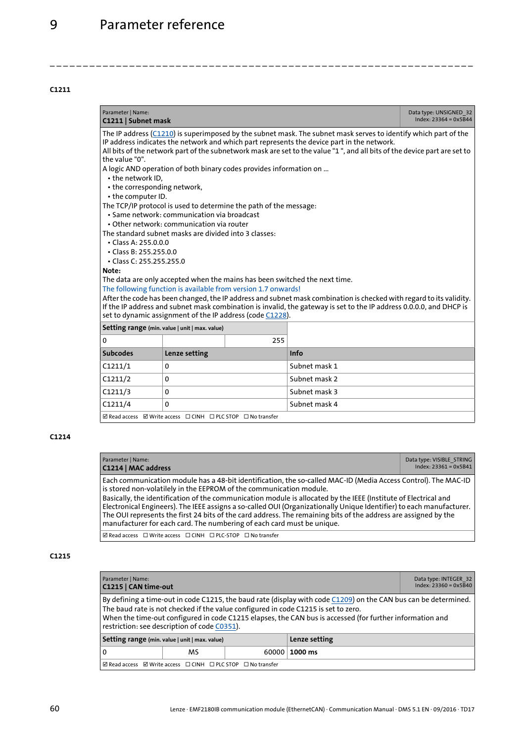# 9 Parameter reference

### C1211

| Parameter \| Name:<br>**C1211 \| Subnet mask** | | | Data type: UNSIGNED_32<br>Index: 23364 = 0x5B44 |
|---|---|---|---|

The IP address (C1210) is superimposed by the subnet mask. The subnet mask serves to identify which part of the IP address indicates the network and which part represents the device part in the network.
All bits of the network part of the subnetwork mask are set to the value "1 ", and all bits of the device part are set to the value "0".
A logic AND operation of both binary codes provides information on ...

- the network ID,
- the corresponding network,
- the computer ID.

The TCP/IP protocol is used to determine the path of the message:

- Same network: communication via broadcast
- Other network: communication via router

The standard subnet masks are divided into 3 classes:

- Class A: 255.0.0.0
- Class B: 255.255.0.0
- Class C: 255.255.255.0

**Note:**
The data are only accepted when the mains has been switched the next time.
The following function is available from version 1.7 onwards!
After the code has been changed, the IP address and subnet mask combination is checked with regard to its validity. If the IP address and subnet mask combination is invalid, the gateway is set to the IP address 0.0.0.0, and DHCP is set to dynamic assignment of the IP address (code C1228).

| **Setting range** (min. value \| unit \| max. value) | | |
|---|---|---|
| 0 | | 255 |

| **Subcodes** | **Lenze setting** | **Info** |
|---|---|---|
| C1211/1 | 0 | Subnet mask 1 |
| C1211/2 | 0 | Subnet mask 2 |
| C1211/3 | 0 | Subnet mask 3 |
| C1211/4 | 0 | Subnet mask 4 |

☑ Read access ☑ Write access ☐ CINH ☐ PLC STOP ☐ No transfer

### C1214

| Parameter \| Name:<br>**C1214 \| MAC address** | Data type: VISIBLE_STRING<br>Index: 23361 = 0x5B41 |
|---|---|

Each communication module has a 48-bit identification, the so-called MAC-ID (Media Access Control). The MAC-ID is stored non-volatilely in the EEPROM of the communication module.
Basically, the identification of the communication module is allocated by the IEEE (Institute of Electrical and Electronical Engineers). The IEEE assigns a so-called OUI (Organizationally Unique Identifier) to each manufacturer. The OUI represents the first 24 bits of the card address. The remaining bits of the address are assigned by the manufacturer for each card. The numbering of each card must be unique.

☑ Read access ☐ Write access ☐ CINH ☐ PLC-STOP ☐ No transfer

### C1215

| Parameter \| Name:<br>**C1215 \| CAN time-out** | Data type: INTEGER_32<br>Index: 23360 = 0x5B40 |
|---|---|

By defining a time-out in code C1215, the baud rate (display with code C1209) on the CAN bus can be determined.
The baud rate is not checked if the value configured in code C1215 is set to zero.
When the time-out configured in code C1215 elapses, the CAN bus is accessed (for further information and restriction: see description of code C0351).

| **Setting range** (min. value \| unit \| max. value) | | | **Lenze setting** |
|---|---|---|---|
| 0 | MS | 60000 | **1000 ms** |

☑ Read access ☑ Write access ☐ CINH ☐ PLC STOP ☐ No transfer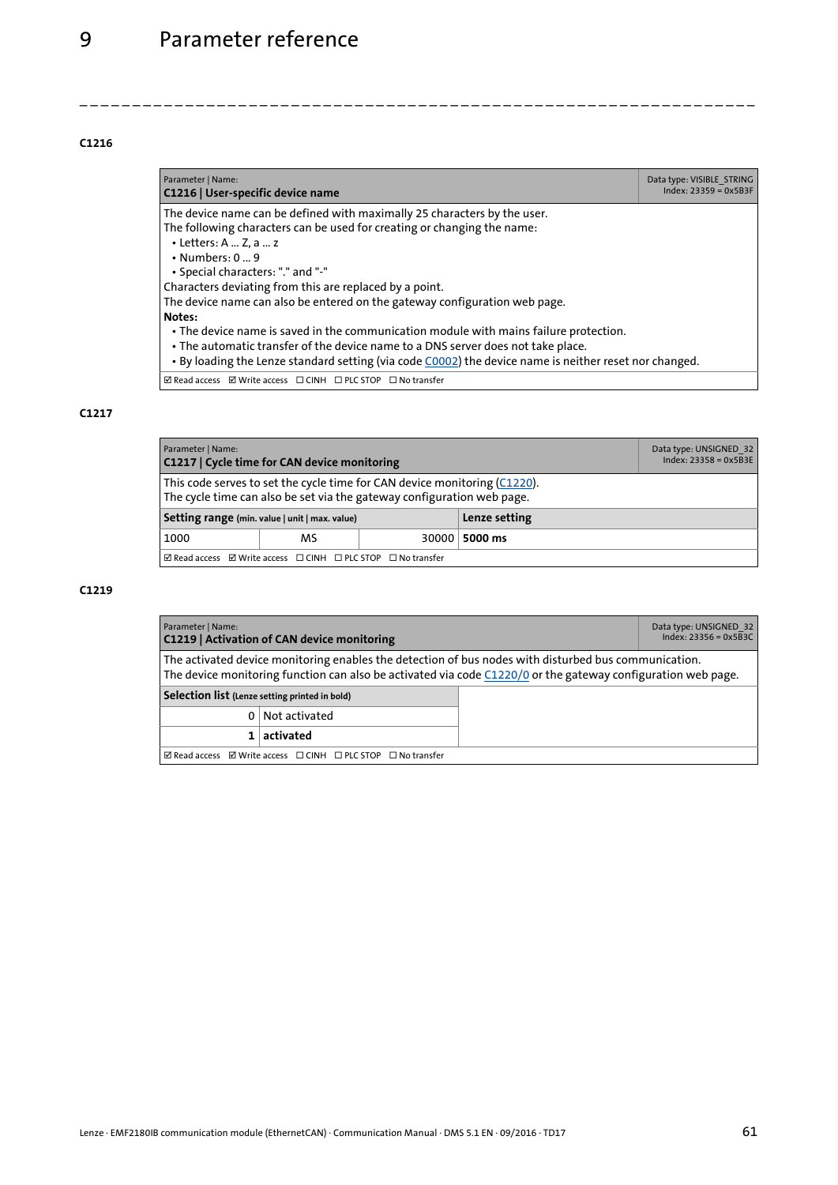### C1216

| Parameter \| Name:<br>**C1216 \| User-specific device name** | Data type: VISIBLE_STRING<br>Index: 23359 = 0x5B3F |
|---|---|
| The device name can be defined with maximally 25 characters by the user.<br>The following characters can be used for creating or changing the name:<br>• Letters: A ... Z, a ... z<br>• Numbers: 0 ... 9<br>• Special characters: "." and "-"<br>Characters deviating from this are replaced by a point.<br>The device name can also be entered on the gateway configuration web page.<br>**Notes:**<br>• The device name is saved in the communication module with mains failure protection.<br>• The automatic transfer of the device name to a DNS server does not take place.<br>• By loading the Lenze standard setting (via code C0002) the device name is neither reset nor changed. | |
| ☑ Read access ☑ Write access ☐ CINH ☐ PLC STOP ☐ No transfer | |

### C1217

| Parameter \| Name:<br>**C1217 \| Cycle time for CAN device monitoring** | | | Data type: UNSIGNED_32<br>Index: 23358 = 0x5B3E |
|---|---|---|---|
| This code serves to set the cycle time for CAN device monitoring (C1220).<br>The cycle time can also be set via the gateway configuration web page. | | | |
| **Setting range** (min. value \| unit \| max. value) | | | **Lenze setting** |
| 1000 | MS | 30000 | **5000 ms** |
| ☑ Read access ☑ Write access ☐ CINH ☐ PLC STOP ☐ No transfer | | | |

### C1219

| Parameter \| Name:<br>**C1219 \| Activation of CAN device monitoring** | | Data type: UNSIGNED_32<br>Index: 23356 = 0x5B3C |
|---|---|---|
| The activated device monitoring enables the detection of bus nodes with disturbed bus communication.<br>The device monitoring function can also be activated via code C1220/0 or the gateway configuration web page. | | |
| **Selection list** (Lenze setting printed in bold) | | |
| 0 | Not activated | |
| **1** | **activated** | |
| ☑ Read access ☑ Write access ☐ CINH ☐ PLC STOP ☐ No transfer | | |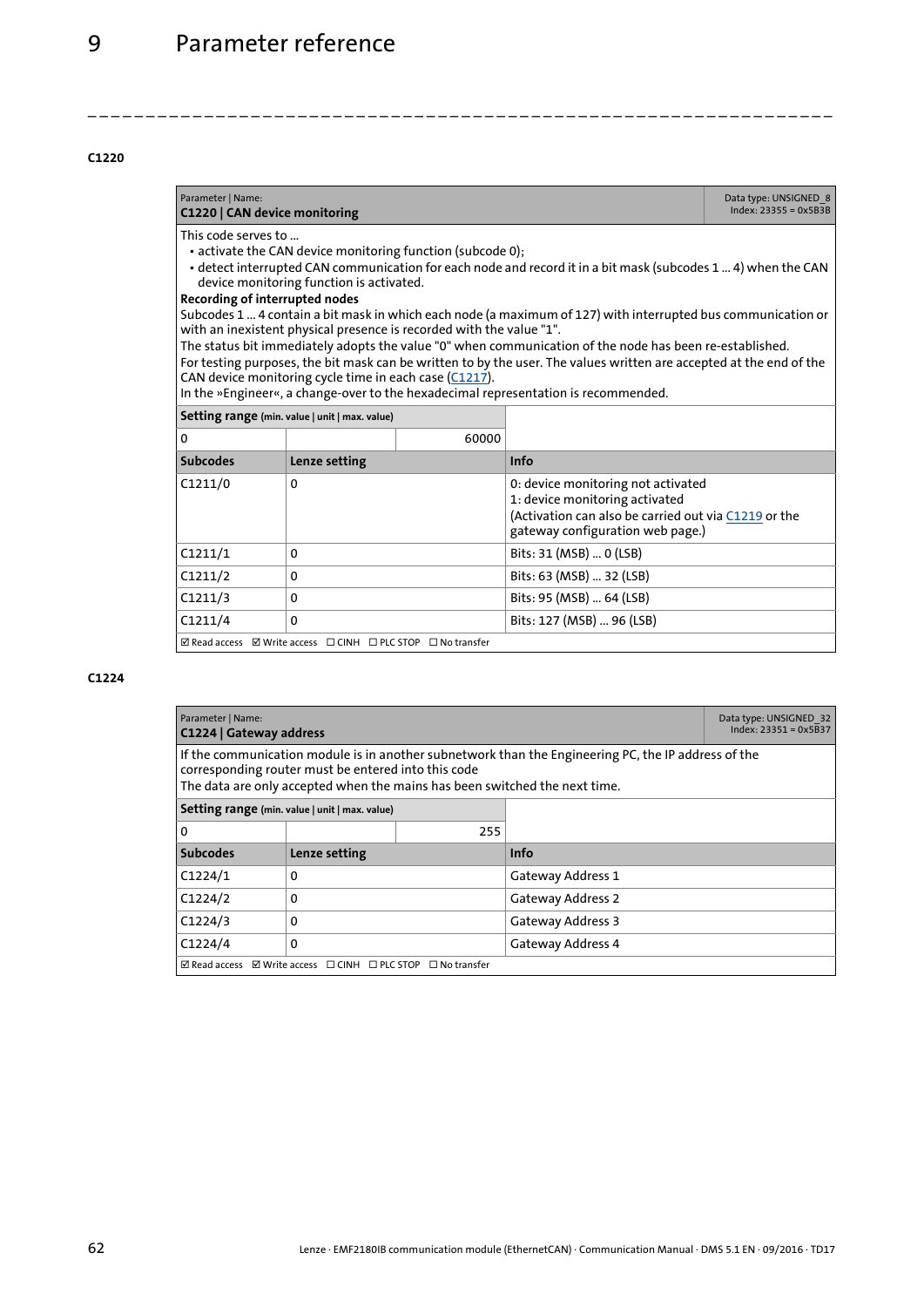#### C1220

| Parameter \| Name:<br>**C1220 \| CAN device monitoring** | | | Data type: UNSIGNED_8<br>Index: 23355 = 0x5B3B |
|---|---|---|---|
| This code serves to ...<br>• activate the CAN device monitoring function (subcode 0);<br>• detect interrupted CAN communication for each node and record it in a bit mask (subcodes 1 ... 4) when the CAN device monitoring function is activated.<br>**Recording of interrupted nodes**<br>Subcodes 1 ... 4 contain a bit mask in which each node (a maximum of 127) with interrupted bus communication or with an inexistent physical presence is recorded with the value "1".<br>The status bit immediately adopts the value "0" when communication of the node has been re-established.<br>For testing purposes, the bit mask can be written to by the user. The values written are accepted at the end of the CAN device monitoring cycle time in each case (C1217).<br>In the »Engineer«, a change-over to the hexadecimal representation is recommended. | | | |
| **Setting range** (min. value \| unit \| max. value) | | | |
| 0 | | 60000 | |
| **Subcodes** | **Lenze setting** | | **Info** |
| C1211/0 | 0 | | 0: device monitoring not activated<br>1: device monitoring activated<br>(Activation can also be carried out via C1219 or the gateway configuration web page.) |
| C1211/1 | 0 | | Bits: 31 (MSB) ... 0 (LSB) |
| C1211/2 | 0 | | Bits: 63 (MSB) ... 32 (LSB) |
| C1211/3 | 0 | | Bits: 95 (MSB) ... 64 (LSB) |
| C1211/4 | 0 | | Bits: 127 (MSB) ... 96 (LSB) |
| ☑ Read access ☑ Write access ☐ CINH ☐ PLC STOP ☐ No transfer | | | |

#### C1224

| Parameter \| Name:<br>**C1224 \| Gateway address** | | | Data type: UNSIGNED_32<br>Index: 23351 = 0x5B37 |
|---|---|---|---|
| If the communication module is in another subnetwork than the Engineering PC, the IP address of the corresponding router must be entered into this code<br>The data are only accepted when the mains has been switched the next time. | | | |
| **Setting range** (min. value \| unit \| max. value) | | | |
| 0 | | 255 | |
| **Subcodes** | **Lenze setting** | | **Info** |
| C1224/1 | 0 | | Gateway Address 1 |
| C1224/2 | 0 | | Gateway Address 2 |
| C1224/3 | 0 | | Gateway Address 3 |
| C1224/4 | 0 | | Gateway Address 4 |
| ☑ Read access ☑ Write access ☐ CINH ☐ PLC STOP ☐ No transfer | | | |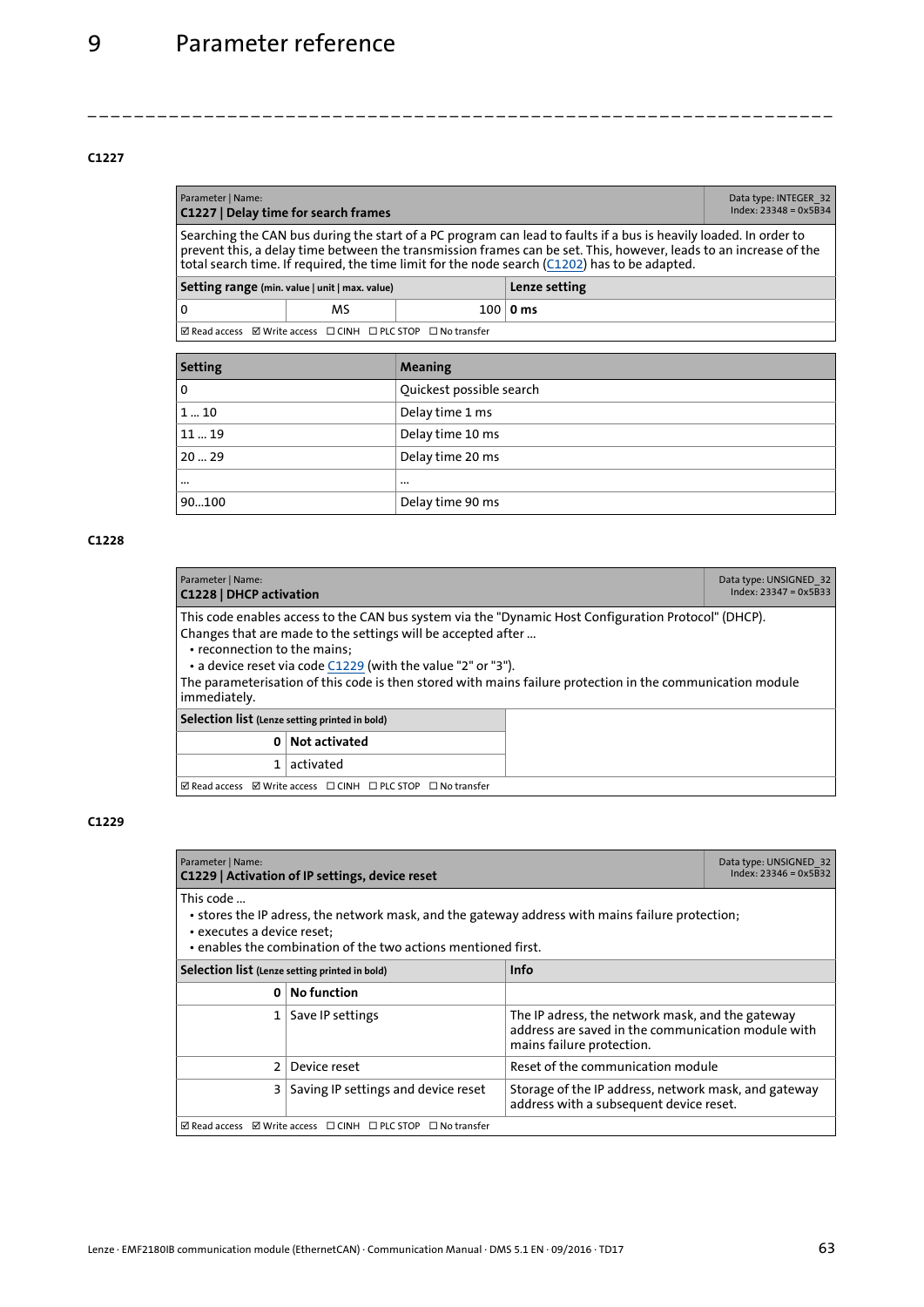#### C1227

| Parameter \| Name:<br>**C1227 \| Delay time for search frames** | | | Data type: INTEGER_32<br>Index: 23348 = 0x5B34 |
|---|---|---|---|
| Searching the CAN bus during the start of a PC program can lead to faults if a bus is heavily loaded. In order to prevent this, a delay time between the transmission frames can be set. This, however, leads to an increase of the total search time. If required, the time limit for the node search (C1202) has to be adapted. | | | |
| **Setting range** (min. value \| unit \| max. value) | | | **Lenze setting** |
| 0 | MS | 100 | **0 ms** |
| ☑ Read access ☑ Write access ☐ CINH ☐ PLC STOP ☐ No transfer | | | |

| Setting | Meaning |
|---|---|
| 0 | Quickest possible search |
| 1 ... 10 | Delay time 1 ms |
| 11 ... 19 | Delay time 10 ms |
| 20 ... 29 | Delay time 20 ms |
| ... | ... |
| 90...100 | Delay time 90 ms |

#### C1228

| Parameter \| Name:<br>**C1228 \| DHCP activation** | | Data type: UNSIGNED_32<br>Index: 23347 = 0x5B33 |
|---|---|---|
| This code enables access to the CAN bus system via the "Dynamic Host Configuration Protocol" (DHCP).<br>Changes that are made to the settings will be accepted after ...<br>• reconnection to the mains;<br>• a device reset via code C1229 (with the value "2" or "3").<br>The parameterisation of this code is then stored with mains failure protection in the communication module immediately. | | |
| **Selection list** (Lenze setting printed in bold) | | |
| **0** | **Not activated** | |
| 1 | activated | |
| ☑ Read access ☑ Write access ☐ CINH ☐ PLC STOP ☐ No transfer | | |

#### C1229

| Parameter \| Name:<br>**C1229 \| Activation of IP settings, device reset** | | Data type: UNSIGNED_32<br>Index: 23346 = 0x5B32 |
|---|---|---|
| This code ...<br>• stores the IP adress, the network mask, and the gateway address with mains failure protection;<br>• executes a device reset;<br>• enables the combination of the two actions mentioned first. | | |
| **Selection list** (Lenze setting printed in bold) | | **Info** |
| **0** | **No function** | |
| 1 | Save IP settings | The IP adress, the network mask, and the gateway address are saved in the communication module with mains failure protection. |
| 2 | Device reset | Reset of the communication module |
| 3 | Saving IP settings and device reset | Storage of the IP address, network mask, and gateway address with a subsequent device reset. |
| ☑ Read access ☑ Write access ☐ CINH ☐ PLC STOP ☐ No transfer | | |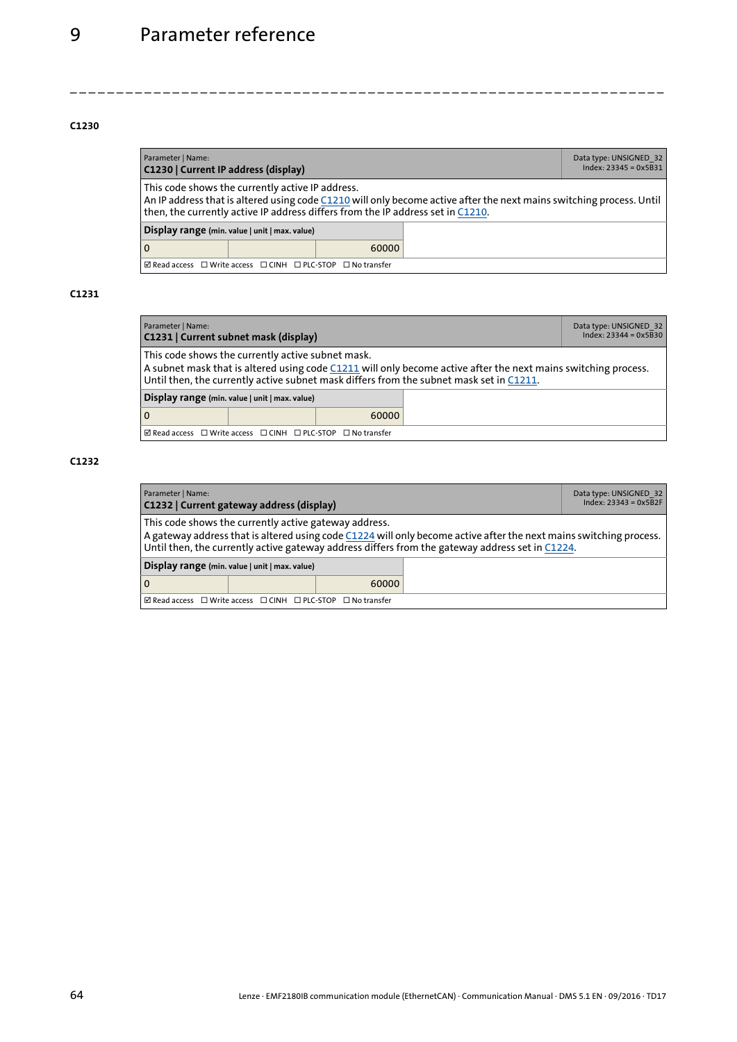#### C1230

| Parameter \| Name:<br>**C1230 \| Current IP address (display)** | | | Data type: UNSIGNED_32<br>Index: 23345 = 0x5B31 |
|---|---|---|---|
| This code shows the currently active IP address.<br>An IP address that is altered using code C1210 will only become active after the next mains switching process. Until then, the currently active IP address differs from the IP address set in C1210. | | | |
| **Display range** (min. value \| unit \| max. value) | | | |
| 0 | | 60000 | |
| ☑ Read access ☐ Write access ☐ CINH ☐ PLC-STOP ☐ No transfer | | | |

#### C1231

| Parameter \| Name:<br>**C1231 \| Current subnet mask (display)** | | | Data type: UNSIGNED_32<br>Index: 23344 = 0x5B30 |
|---|---|---|---|
| This code shows the currently active subnet mask.<br>A subnet mask that is altered using code C1211 will only become active after the next mains switching process. Until then, the currently active subnet mask differs from the subnet mask set in C1211. | | | |
| **Display range** (min. value \| unit \| max. value) | | | |
| 0 | | 60000 | |
| ☑ Read access ☐ Write access ☐ CINH ☐ PLC-STOP ☐ No transfer | | | |

#### C1232

| Parameter \| Name:<br>**C1232 \| Current gateway address (display)** | | | Data type: UNSIGNED_32<br>Index: 23343 = 0x5B2F |
|---|---|---|---|
| This code shows the currently active gateway address.<br>A gateway address that is altered using code C1224 will only become active after the next mains switching process. Until then, the currently active gateway address differs from the gateway address set in C1224. | | | |
| **Display range** (min. value \| unit \| max. value) | | | |
| 0 | | 60000 | |
| ☑ Read access ☐ Write access ☐ CINH ☐ PLC-STOP ☐ No transfer | | | |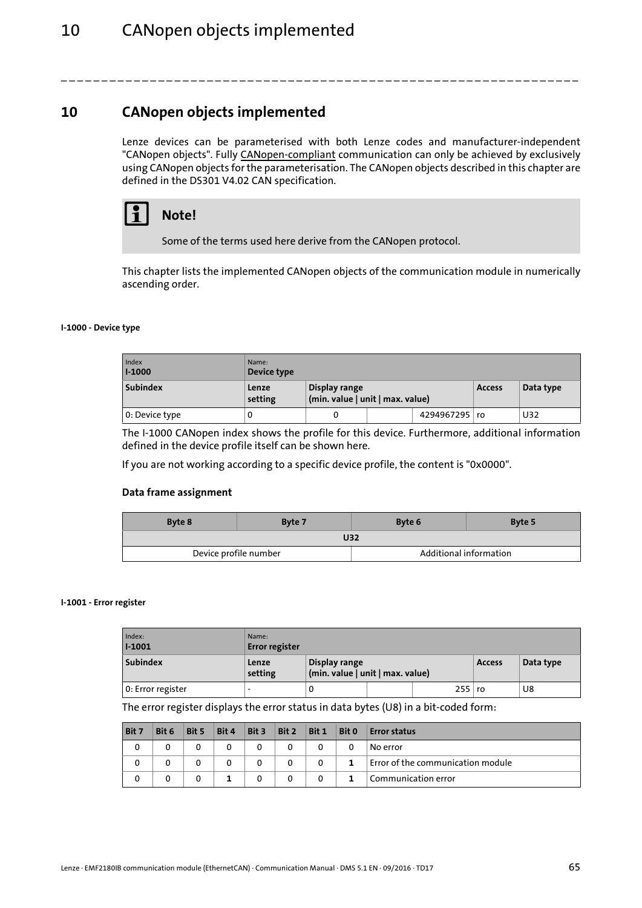# 10 CANopen objects implemented

Lenze devices can be parameterised with both Lenze codes and manufacturer-independent "CANopen objects". Fully CANopen-compliant communication can only be achieved by exclusively using CANopen objects for the parameterisation. The CANopen objects described in this chapter are defined in the DS301 V4.02 CAN specification.

> **Note!**
>
> Some of the terms used here derive from the CANopen protocol.

This chapter lists the implemented CANopen objects of the communication module in numerically ascending order.

#### I-1000 - Device type

| Index<br>**I-1000** | Name:<br>**Device type** | | | | | |
|---|---|---|---|---|---|---|
| **Subindex** | **Lenze setting** | **Display range (min. value \| unit \| max. value)** | | | **Access** | **Data type** |
| 0: Device type | 0 | 0 | | 4294967295 | ro | U32 |

The I-1000 CANopen index shows the profile for this device. Furthermore, additional information defined in the device profile itself can be shown here.

If you are not working according to a specific device profile, the content is "0x0000".

### Data frame assignment

| Byte 8 | Byte 7 | Byte 6 | Byte 5 |
|---|---|---|---|
| U32 | | | |
| Device profile number | | Additional information | |

#### I-1001 - Error register

| Index:<br>**I-1001** | Name:<br>**Error register** | | | | | |
|---|---|---|---|---|---|---|
| **Subindex** | **Lenze setting** | **Display range (min. value \| unit \| max. value)** | | | **Access** | **Data type** |
| 0: Error register | - | 0 | | 255 | ro | U8 |

The error register displays the error status in data bytes (U8) in a bit-coded form:

| Bit 7 | Bit 6 | Bit 5 | Bit 4 | Bit 3 | Bit 2 | Bit 1 | Bit 0 | Error status |
|---|---|---|---|---|---|---|---|---|
| 0 | 0 | 0 | 0 | 0 | 0 | 0 | 0 | No error |
| 0 | 0 | 0 | 0 | 0 | 0 | 0 | **1** | Error of the communication module |
| 0 | 0 | 0 | **1** | 0 | 0 | 0 | **1** | Communication error |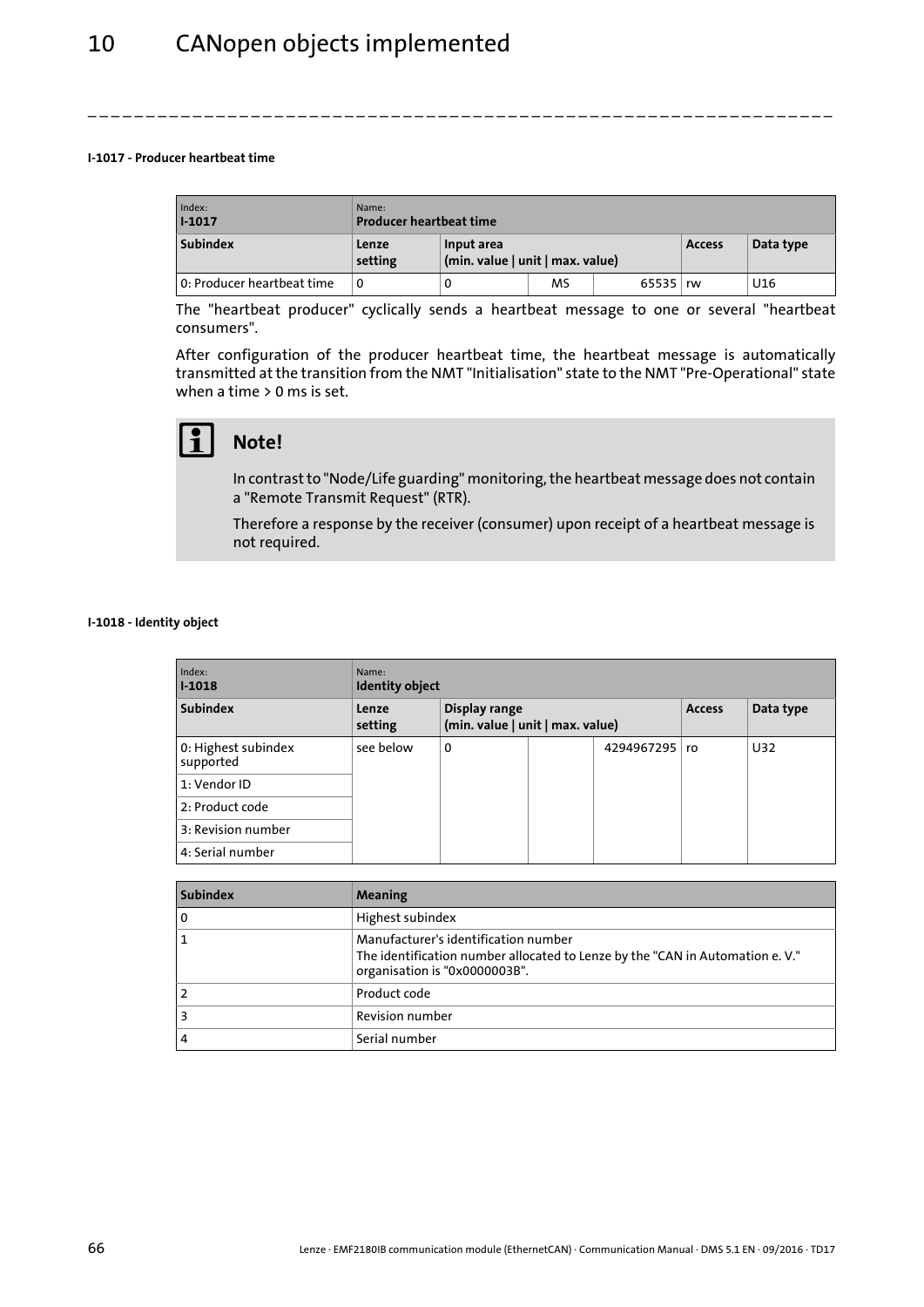#### I-1017 - Producer heartbeat time

| Index: **I-1017** | Name: **Producer heartbeat time** | | | | | |
|---|---|---|---|---|---|---|
| **Subindex** | **Lenze setting** | **Input area (min. value \| unit \| max. value)** | | | **Access** | **Data type** |
| 0: Producer heartbeat time | 0 | 0 | MS | 65535 | rw | U16 |

The "heartbeat producer" cyclically sends a heartbeat message to one or several "heartbeat consumers".

After configuration of the producer heartbeat time, the heartbeat message is automatically transmitted at the transition from the NMT "Initialisation" state to the NMT "Pre-Operational" state when a time > 0 ms is set.

> **Note!**
>
> In contrast to "Node/Life guarding" monitoring, the heartbeat message does not contain a "Remote Transmit Request" (RTR).
>
> Therefore a response by the receiver (consumer) upon receipt of a heartbeat message is not required.

#### I-1018 - Identity object

| Index: **I-1018** | Name: **Identity object** | | | | | |
|---|---|---|---|---|---|---|
| **Subindex** | **Lenze setting** | **Display range (min. value \| unit \| max. value)** | | | **Access** | **Data type** |
| 0: Highest subindex supported | see below | 0 | | 4294967295 | ro | U32 |
| 1: Vendor ID | | | | | | |
| 2: Product code | | | | | | |
| 3: Revision number | | | | | | |
| 4: Serial number | | | | | | |

| Subindex | Meaning |
|---|---|
| 0 | Highest subindex |
| 1 | Manufacturer's identification number<br>The identification number allocated to Lenze by the "CAN in Automation e. V." organisation is "0x0000003B". |
| 2 | Product code |
| 3 | Revision number |
| 4 | Serial number |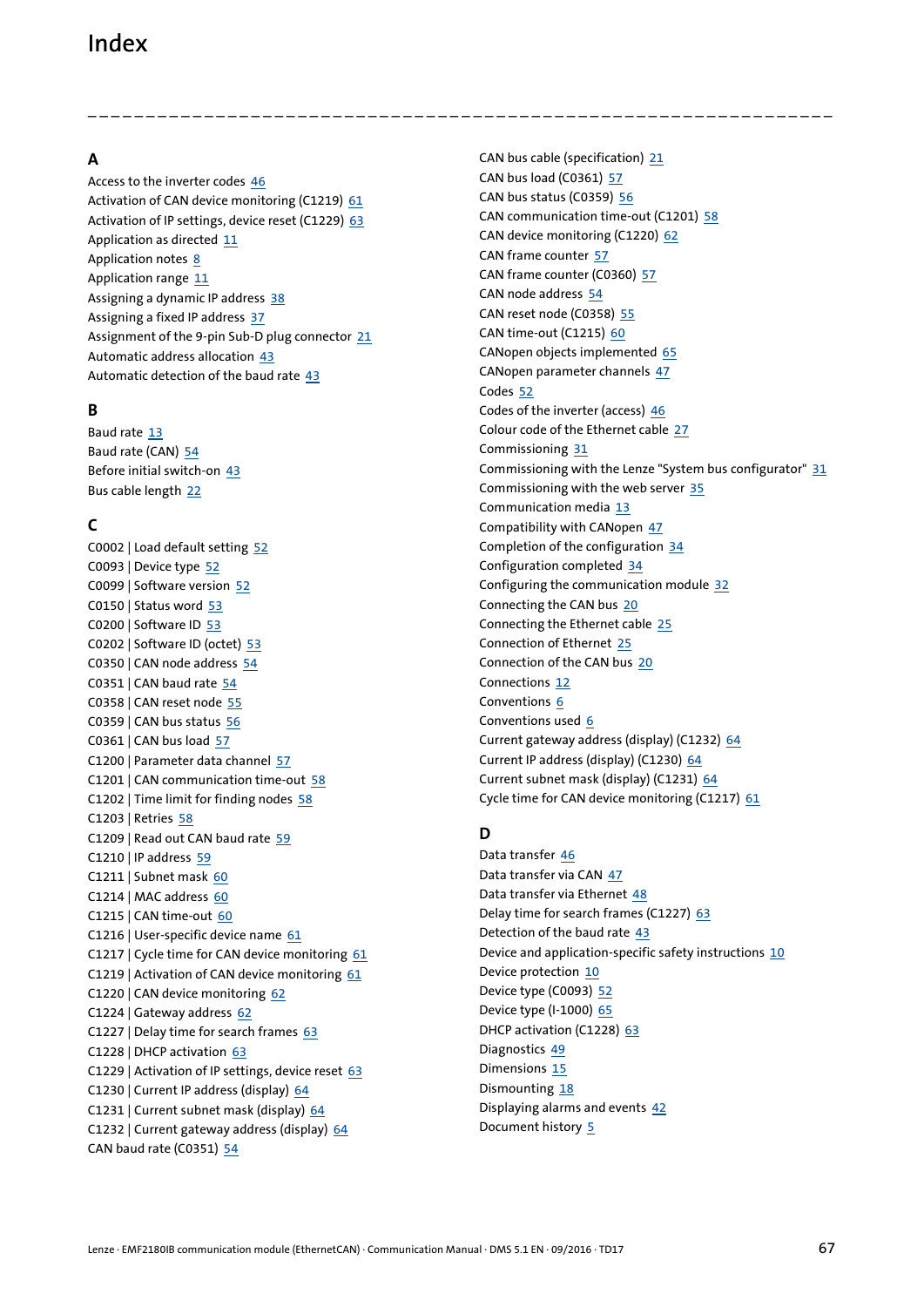# Index

## A

Access to the inverter codes 46
Activation of CAN device monitoring (C1219) 61
Activation of IP settings, device reset (C1229) 63
Application as directed 11
Application notes 8
Application range 11
Assigning a dynamic IP address 38
Assigning a fixed IP address 37
Assignment of the 9-pin Sub-D plug connector 21
Automatic address allocation 43
Automatic detection of the baud rate 43

## B

Baud rate 13
Baud rate (CAN) 54
Before initial switch-on 43
Bus cable length 22

## C

C0002 | Load default setting 52
C0093 | Device type 52
C0099 | Software version 52
C0150 | Status word 53
C0200 | Software ID 53
C0202 | Software ID (octet) 53
C0350 | CAN node address 54
C0351 | CAN baud rate 54
C0358 | CAN reset node 55
C0359 | CAN bus status 56
C0361 | CAN bus load 57
C1200 | Parameter data channel 57
C1201 | CAN communication time-out 58
C1202 | Time limit for finding nodes 58
C1203 | Retries 58
C1209 | Read out CAN baud rate 59
C1210 | IP address 59
C1211 | Subnet mask 60
C1214 | MAC address 60
C1215 | CAN time-out 60
C1216 | User-specific device name 61
C1217 | Cycle time for CAN device monitoring 61
C1219 | Activation of CAN device monitoring 61
C1220 | CAN device monitoring 62
C1224 | Gateway address 62
C1227 | Delay time for search frames 63
C1228 | DHCP activation 63
C1229 | Activation of IP settings, device reset 63
C1230 | Current IP address (display) 64
C1231 | Current subnet mask (display) 64
C1232 | Current gateway address (display) 64
CAN baud rate (C0351) 54
CAN bus cable (specification) 21
CAN bus load (C0361) 57
CAN bus status (C0359) 56
CAN communication time-out (C1201) 58
CAN device monitoring (C1220) 62
CAN frame counter 57
CAN frame counter (C0360) 57
CAN node address 54
CAN reset node (C0358) 55
CAN time-out (C1215) 60
CANopen objects implemented 65
CANopen parameter channels 47
Codes 52
Codes of the inverter (access) 46
Colour code of the Ethernet cable 27
Commissioning 31
Commissioning with the Lenze "System bus configurator" 31
Commissioning with the web server 35
Communication media 13
Compatibility with CANopen 47
Completion of the configuration 34
Configuration completed 34
Configuring the communication module 32
Connecting the CAN bus 20
Connecting the Ethernet cable 25
Connection of Ethernet 25
Connection of the CAN bus 20
Connections 12
Conventions 6
Conventions used 6
Current gateway address (display) (C1232) 64
Current IP address (display) (C1230) 64
Current subnet mask (display) (C1231) 64
Cycle time for CAN device monitoring (C1217) 61

## D

Data transfer 46
Data transfer via CAN 47
Data transfer via Ethernet 48
Delay time for search frames (C1227) 63
Detection of the baud rate 43
Device and application-specific safety instructions 10
Device protection 10
Device type (C0093) 52
Device type (I-1000) 65
DHCP activation (C1228) 63
Diagnostics 49
Dimensions 15
Dismounting 18
Displaying alarms and events 42
Document history 5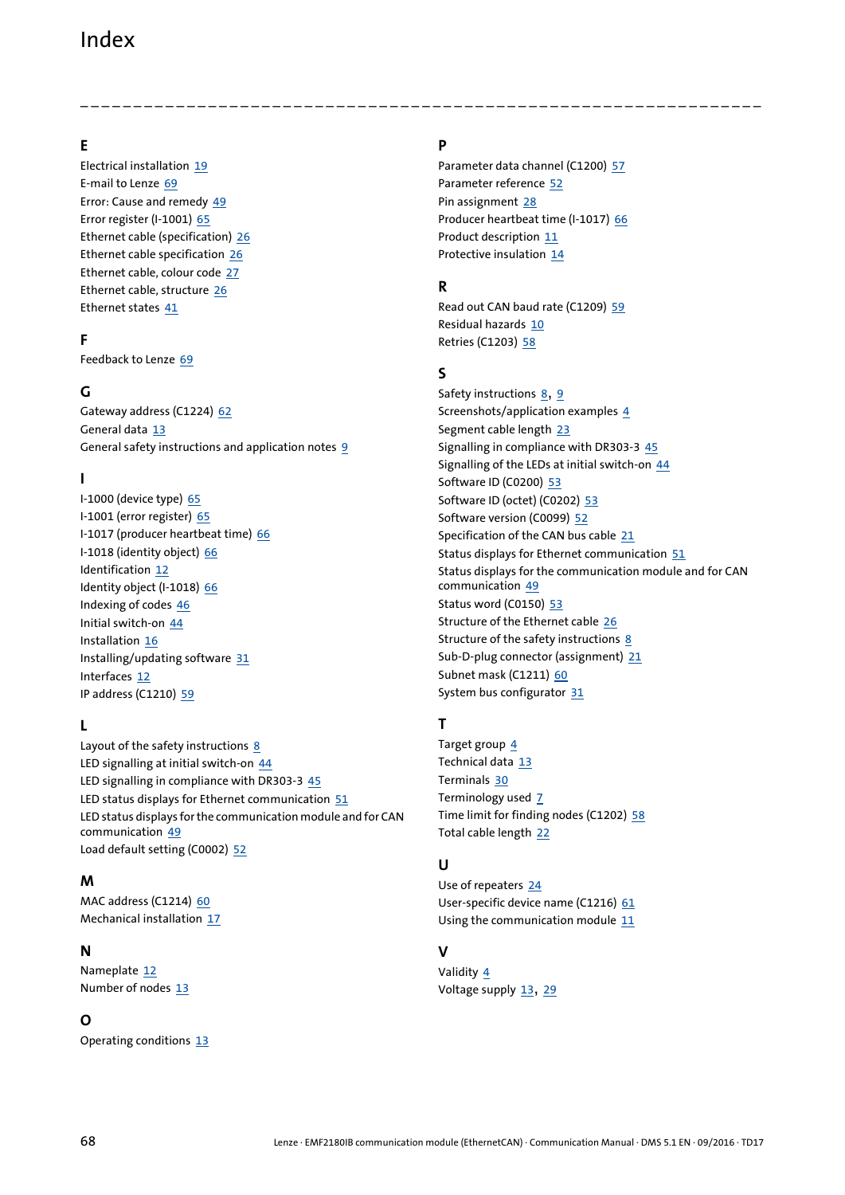# Index

## E

Electrical installation 19
E-mail to Lenze 69
Error: Cause and remedy 49
Error register (I-1001) 65
Ethernet cable (specification) 26
Ethernet cable specification 26
Ethernet cable, colour code 27
Ethernet cable, structure 26
Ethernet states 41

## F

Feedback to Lenze 69

## G

Gateway address (C1224) 62
General data 13
General safety instructions and application notes 9

## I

I-1000 (device type) 65
I-1001 (error register) 65
I-1017 (producer heartbeat time) 66
I-1018 (identity object) 66
Identification 12
Identity object (I-1018) 66
Indexing of codes 46
Initial switch-on 44
Installation 16
Installing/updating software 31
Interfaces 12
IP address (C1210) 59

## L

Layout of the safety instructions 8
LED signalling at initial switch-on 44
LED signalling in compliance with DR303-3 45
LED status displays for Ethernet communication 51
LED status displays for the communication module and for CAN communication 49
Load default setting (C0002) 52

## M

MAC address (C1214) 60
Mechanical installation 17

## N

Nameplate 12
Number of nodes 13

## O

Operating conditions 13

## P

Parameter data channel (C1200) 57
Parameter reference 52
Pin assignment 28
Producer heartbeat time (I-1017) 66
Product description 11
Protective insulation 14

## R

Read out CAN baud rate (C1209) 59
Residual hazards 10
Retries (C1203) 58

## S

Safety instructions 8, 9
Screenshots/application examples 4
Segment cable length 23
Signalling in compliance with DR303-3 45
Signalling of the LEDs at initial switch-on 44
Software ID (C0200) 53
Software ID (octet) (C0202) 53
Software version (C0099) 52
Specification of the CAN bus cable 21
Status displays for Ethernet communication 51
Status displays for the communication module and for CAN communication 49
Status word (C0150) 53
Structure of the Ethernet cable 26
Structure of the safety instructions 8
Sub-D-plug connector (assignment) 21
Subnet mask (C1211) 60
System bus configurator 31

## T

Target group 4
Technical data 13
Terminals 30
Terminology used 7
Time limit for finding nodes (C1202) 58
Total cable length 22

## U

Use of repeaters 24
User-specific device name (C1216) 61
Using the communication module 11

## V

Validity 4
Voltage supply 13, 29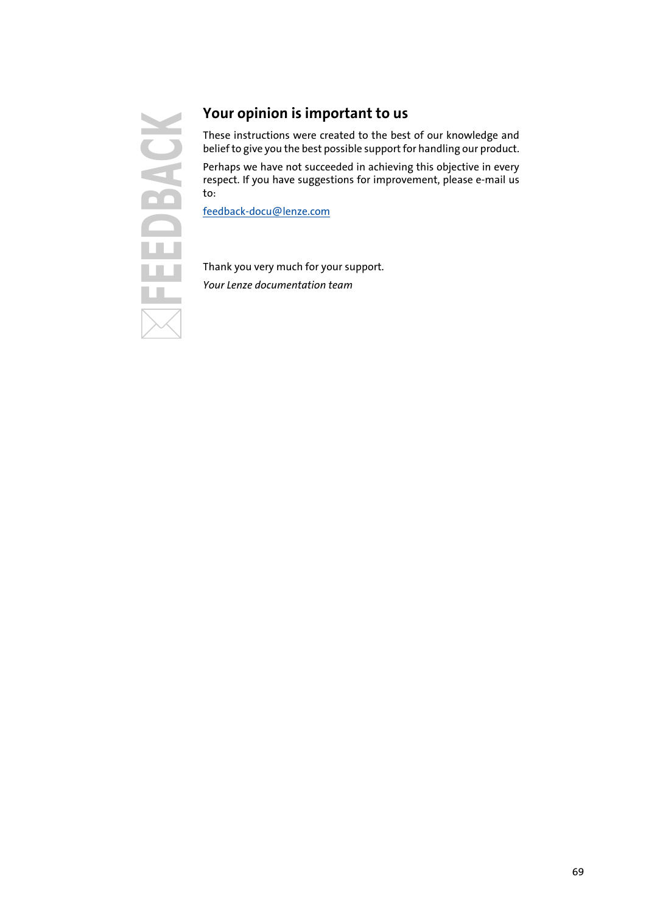FEEDBACK

## Your opinion is important to us

These instructions were created to the best of our knowledge and belief to give you the best possible support for handling our product.

Perhaps we have not succeeded in achieving this objective in every respect. If you have suggestions for improvement, please e-mail us to:

feedback-docu@lenze.com

Thank you very much for your support.

*Your Lenze documentation team*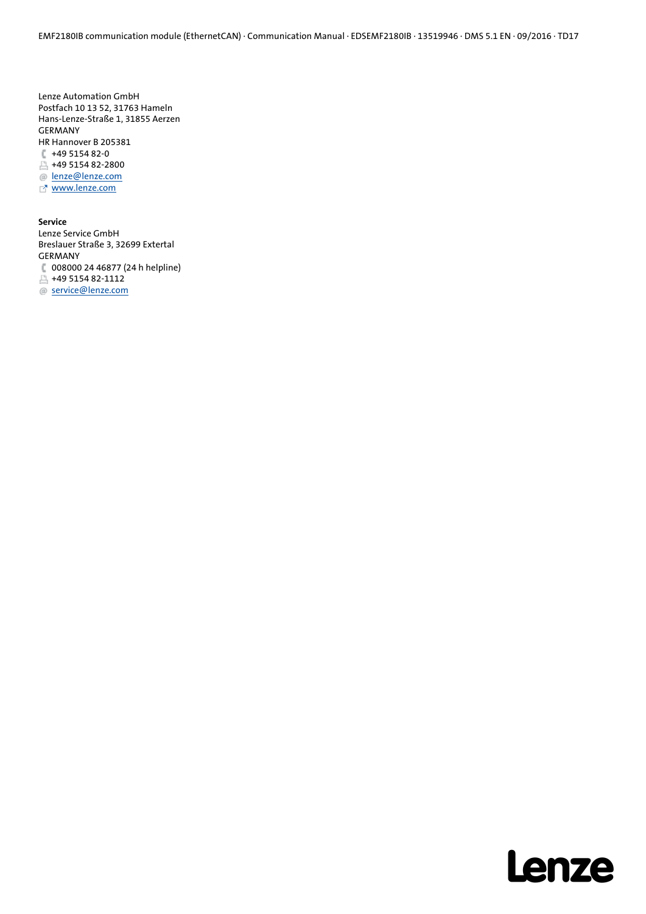EMF2180IB communication module (EthernetCAN) · Communication Manual · EDSEMF2180IB · 13519946 · DMS 5.1 EN · 09/2016 · TD17

Lenze Automation GmbH
Postfach 10 13 52, 31763 Hameln
Hans-Lenze-Straße 1, 31855 Aerzen
GERMANY
HR Hannover B 205381

+49 5154 82-0
+49 5154 82-2800
lenze@lenze.com
www.lenze.com

**Service**
Lenze Service GmbH
Breslauer Straße 3, 32699 Extertal
GERMANY

008000 24 46877 (24 h helpline)
+49 5154 82-1112
service@lenze.com

Lenze